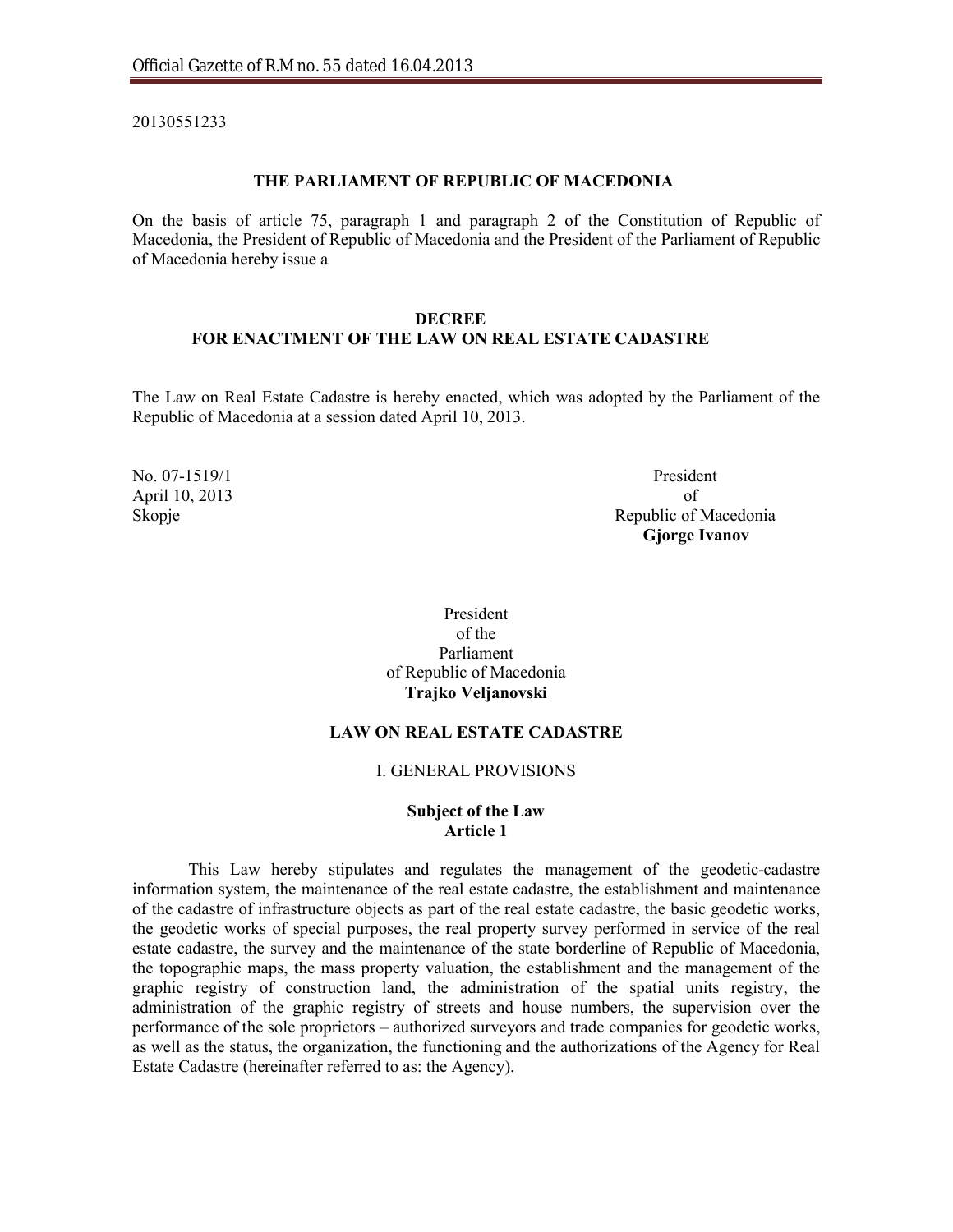20130551233

**THE PARLIAMENT OF REPUBLIC OF MACEDONIA**

On the basis of article 75, paragraph 1 and paragraph 2 of the Constitution of Republic of Macedonia, the President of Republic of Macedonia and the President of the Parliament of Republic of Macedonia hereby issue a

**DECREE**
**FOR ENACTMENT OF THE LAW ON REAL ESTATE CADASTRE**

The Law on Real Estate Cadastre is hereby enacted, which was adopted by the Parliament of the Republic of Macedonia at a session dated April 10, 2013.

No. 07-1519/1
April 10, 2013
Skopje

President
of
Republic of Macedonia
**Gjorge Ivanov**

President
of the
Parliament
of Republic of Macedonia
**Trajko Veljanovski**

# LAW ON REAL ESTATE CADASTRE

## I. GENERAL PROVISIONS

### Subject of the Law
### Article 1

This Law hereby stipulates and regulates the management of the geodetic-cadastre information system, the maintenance of the real estate cadastre, the establishment and maintenance of the cadastre of infrastructure objects as part of the real estate cadastre, the basic geodetic works, the geodetic works of special purposes, the real property survey performed in service of the real estate cadastre, the survey and the maintenance of the state borderline of Republic of Macedonia, the topographic maps, the mass property valuation, the establishment and the management of the graphic registry of construction land, the administration of the spatial units registry, the administration of the graphic registry of streets and house numbers, the supervision over the performance of the sole proprietors – authorized surveyors and trade companies for geodetic works, as well as the status, the organization, the functioning and the authorizations of the Agency for Real Estate Cadastre (hereinafter referred to as: the Agency).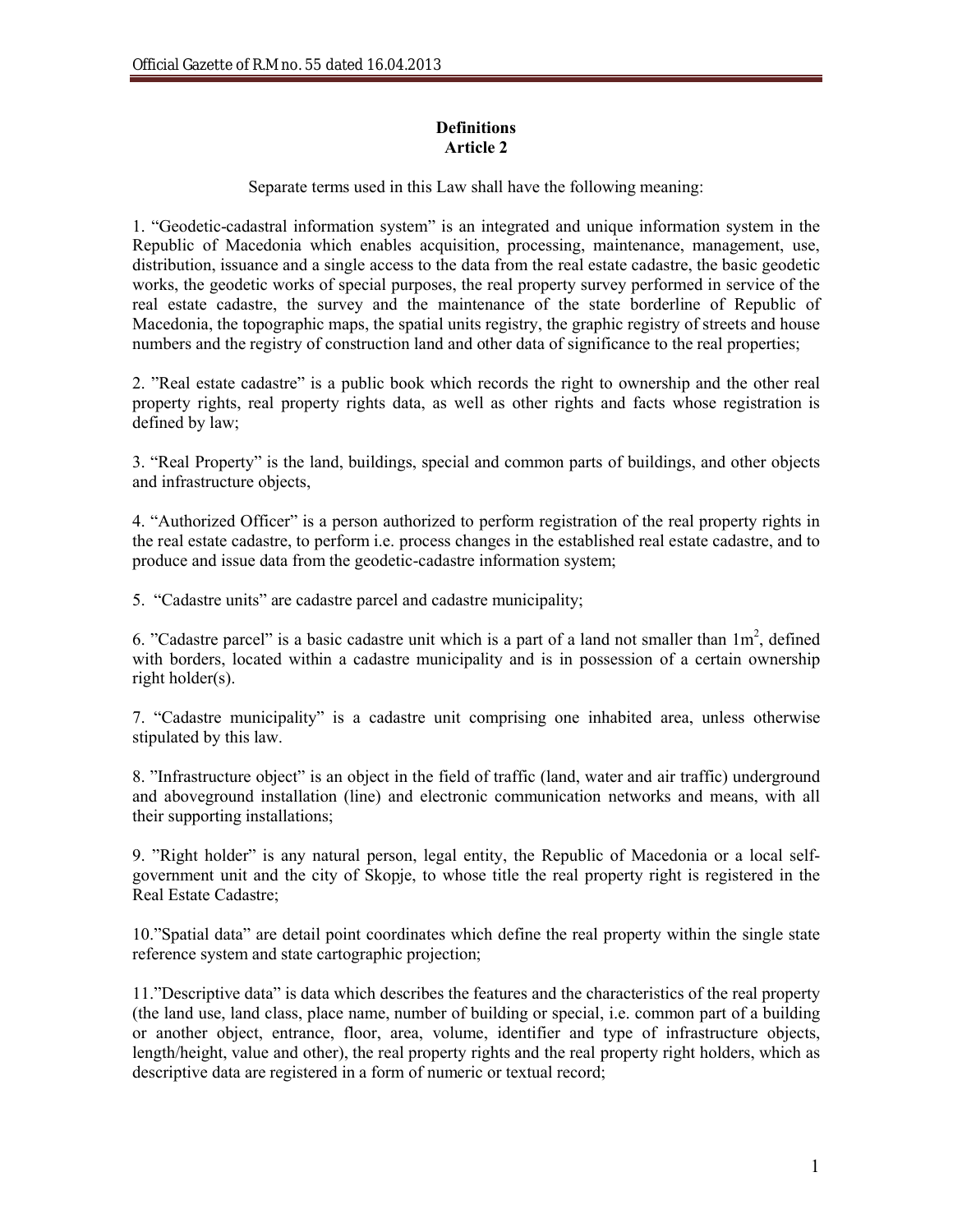**Definitions**
**Article 2**

Separate terms used in this Law shall have the following meaning:

1. “Geodetic-cadastral information system” is an integrated and unique information system in the Republic of Macedonia which enables acquisition, processing, maintenance, management, use, distribution, issuance and a single access to the data from the real estate cadastre, the basic geodetic works, the geodetic works of special purposes, the real property survey performed in service of the real estate cadastre, the survey and the maintenance of the state borderline of Republic of Macedonia, the topographic maps, the spatial units registry, the graphic registry of streets and house numbers and the registry of construction land and other data of significance to the real properties;

2. ”Real estate cadastre” is a public book which records the right to ownership and the other real property rights, real property rights data, as well as other rights and facts whose registration is defined by law;

3. “Real Property” is the land, buildings, special and common parts of buildings, and other objects and infrastructure objects,

4. “Authorized Officer” is a person authorized to perform registration of the real property rights in the real estate cadastre, to perform i.e. process changes in the established real estate cadastre, and to produce and issue data from the geodetic-cadastre information system;

5. “Cadastre units” are cadastre parcel and cadastre municipality;

6. ”Cadastre parcel” is a basic cadastre unit which is a part of a land not smaller than $1m^2$, defined with borders, located within a cadastre municipality and is in possession of a certain ownership right holder(s).

7. “Cadastre municipality” is a cadastre unit comprising one inhabited area, unless otherwise stipulated by this law.

8. ”Infrastructure object” is an object in the field of traffic (land, water and air traffic) underground and aboveground installation (line) and electronic communication networks and means, with all their supporting installations;

9. ”Right holder” is any natural person, legal entity, the Republic of Macedonia or a local self-government unit and the city of Skopje, to whose title the real property right is registered in the Real Estate Cadastre;

10.”Spatial data” are detail point coordinates which define the real property within the single state reference system and state cartographic projection;

11.”Descriptive data” is data which describes the features and the characteristics of the real property (the land use, land class, place name, number of building or special, i.e. common part of a building or another object, entrance, floor, area, volume, identifier and type of infrastructure objects, length/height, value and other), the real property rights and the real property right holders, which as descriptive data are registered in a form of numeric or textual record;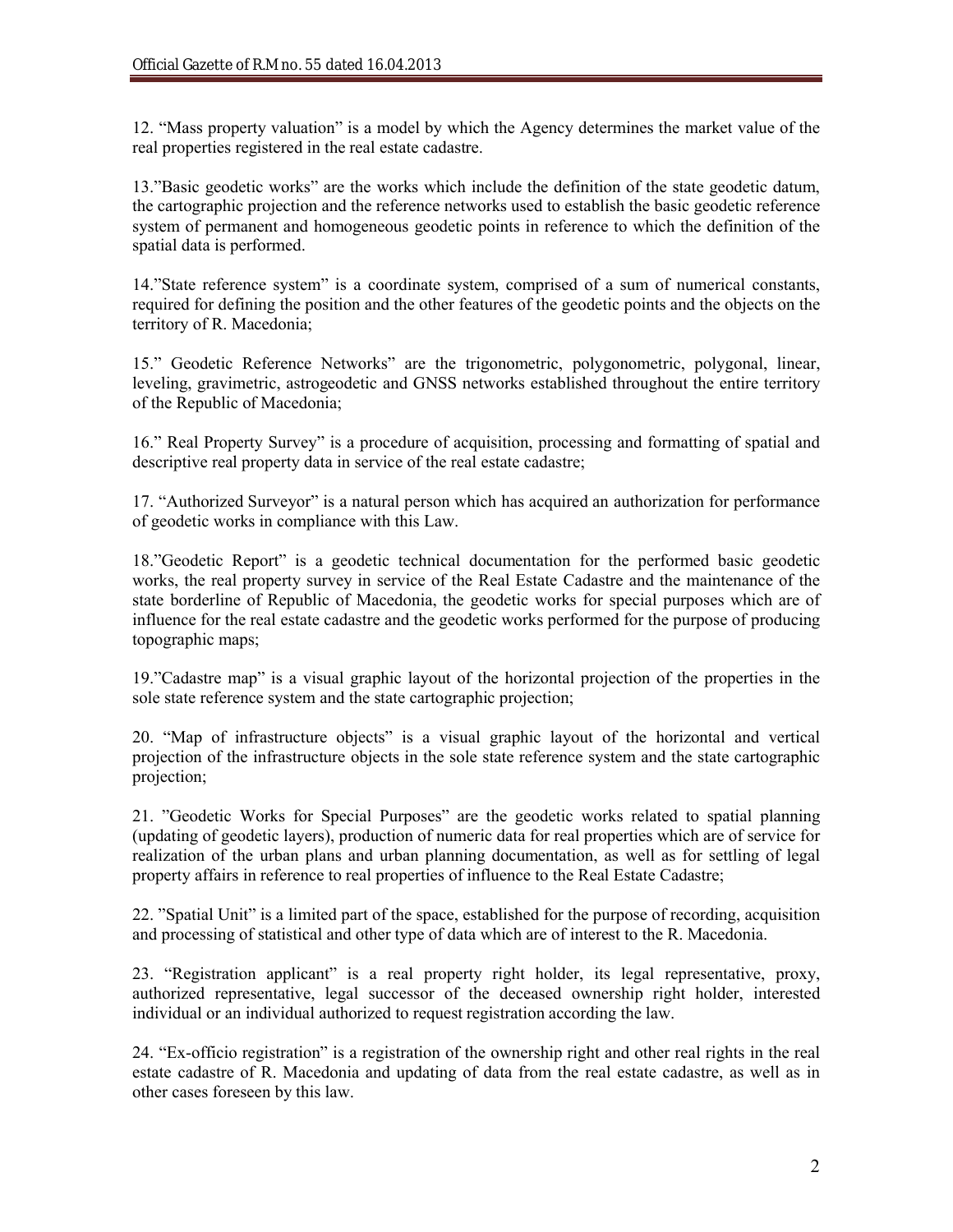12. “Mass property valuation” is a model by which the Agency determines the market value of the real properties registered in the real estate cadastre.

13.”Basic geodetic works” are the works which include the definition of the state geodetic datum, the cartographic projection and the reference networks used to establish the basic geodetic reference system of permanent and homogeneous geodetic points in reference to which the definition of the spatial data is performed.

14.”State reference system” is a coordinate system, comprised of a sum of numerical constants, required for defining the position and the other features of the geodetic points and the objects on the territory of R. Macedonia;

15.” Geodetic Reference Networks” are the trigonometric, polygonometric, polygonal, linear, leveling, gravimetric, astrogeodetic and GNSS networks established throughout the entire territory of the Republic of Macedonia;

16.” Real Property Survey” is a procedure of acquisition, processing and formatting of spatial and descriptive real property data in service of the real estate cadastre;

17. “Authorized Surveyor” is a natural person which has acquired an authorization for performance of geodetic works in compliance with this Law.

18.”Geodetic Report” is a geodetic technical documentation for the performed basic geodetic works, the real property survey in service of the Real Estate Cadastre and the maintenance of the state borderline of Republic of Macedonia, the geodetic works for special purposes which are of influence for the real estate cadastre and the geodetic works performed for the purpose of producing topographic maps;

19.”Cadastre map” is a visual graphic layout of the horizontal projection of the properties in the sole state reference system and the state cartographic projection;

20. “Map of infrastructure objects” is a visual graphic layout of the horizontal and vertical projection of the infrastructure objects in the sole state reference system and the state cartographic projection;

21. ”Geodetic Works for Special Purposes” are the geodetic works related to spatial planning (updating of geodetic layers), production of numeric data for real properties which are of service for realization of the urban plans and urban planning documentation, as well as for settling of legal property affairs in reference to real properties of influence to the Real Estate Cadastre;

22. ”Spatial Unit” is a limited part of the space, established for the purpose of recording, acquisition and processing of statistical and other type of data which are of interest to the R. Macedonia.

23. “Registration applicant” is a real property right holder, its legal representative, proxy, authorized representative, legal successor of the deceased ownership right holder, interested individual or an individual authorized to request registration according the law.

24. “Ex-officio registration” is a registration of the ownership right and other real rights in the real estate cadastre of R. Macedonia and updating of data from the real estate cadastre, as well as in other cases foreseen by this law.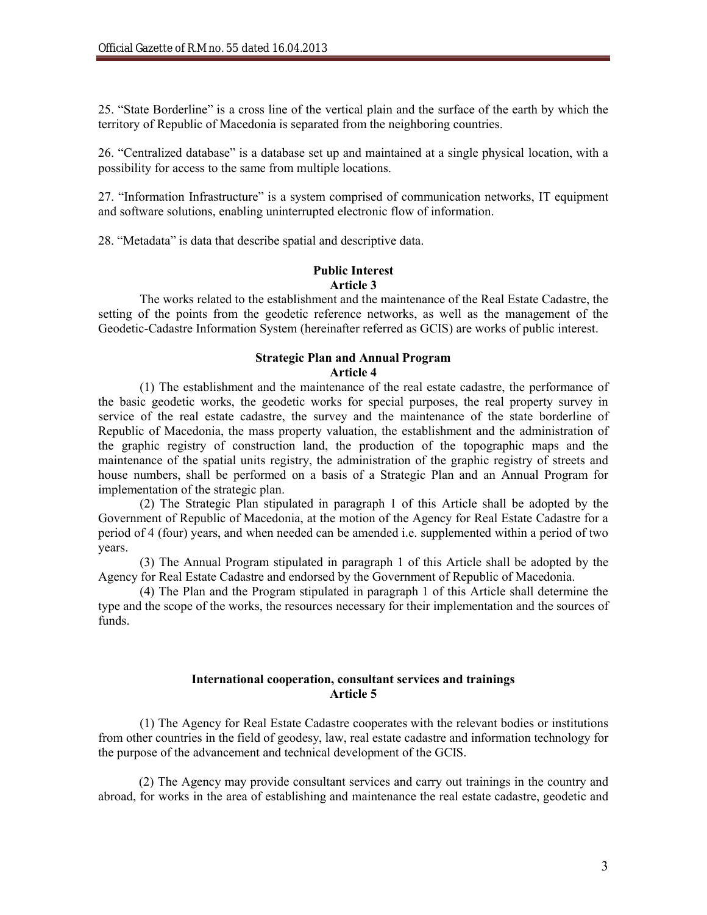25. “State Borderline” is a cross line of the vertical plain and the surface of the earth by which the territory of Republic of Macedonia is separated from the neighboring countries.

26. “Centralized database” is a database set up and maintained at a single physical location, with a possibility for access to the same from multiple locations.

27. “Information Infrastructure” is a system comprised of communication networks, IT equipment and software solutions, enabling uninterrupted electronic flow of information.

28. “Metadata” is data that describe spatial and descriptive data.

**Public Interest**
**Article 3**

The works related to the establishment and the maintenance of the Real Estate Cadastre, the setting of the points from the geodetic reference networks, as well as the management of the Geodetic-Cadastre Information System (hereinafter referred as GCIS) are works of public interest.

**Strategic Plan and Annual Program**
**Article 4**

(1) The establishment and the maintenance of the real estate cadastre, the performance of the basic geodetic works, the geodetic works for special purposes, the real property survey in service of the real estate cadastre, the survey and the maintenance of the state borderline of Republic of Macedonia, the mass property valuation, the establishment and the administration of the graphic registry of construction land, the production of the topographic maps and the maintenance of the spatial units registry, the administration of the graphic registry of streets and house numbers, shall be performed on a basis of a Strategic Plan and an Annual Program for implementation of the strategic plan.

(2) The Strategic Plan stipulated in paragraph 1 of this Article shall be adopted by the Government of Republic of Macedonia, at the motion of the Agency for Real Estate Cadastre for a period of 4 (four) years, and when needed can be amended i.e. supplemented within a period of two years.

(3) The Annual Program stipulated in paragraph 1 of this Article shall be adopted by the Agency for Real Estate Cadastre and endorsed by the Government of Republic of Macedonia.

(4) The Plan and the Program stipulated in paragraph 1 of this Article shall determine the type and the scope of the works, the resources necessary for their implementation and the sources of funds.

**International cooperation, consultant services and trainings**
**Article 5**

(1) The Agency for Real Estate Cadastre cooperates with the relevant bodies or institutions from other countries in the field of geodesy, law, real estate cadastre and information technology for the purpose of the advancement and technical development of the GCIS.

(2) The Agency may provide consultant services and carry out trainings in the country and abroad, for works in the area of establishing and maintenance the real estate cadastre, geodetic and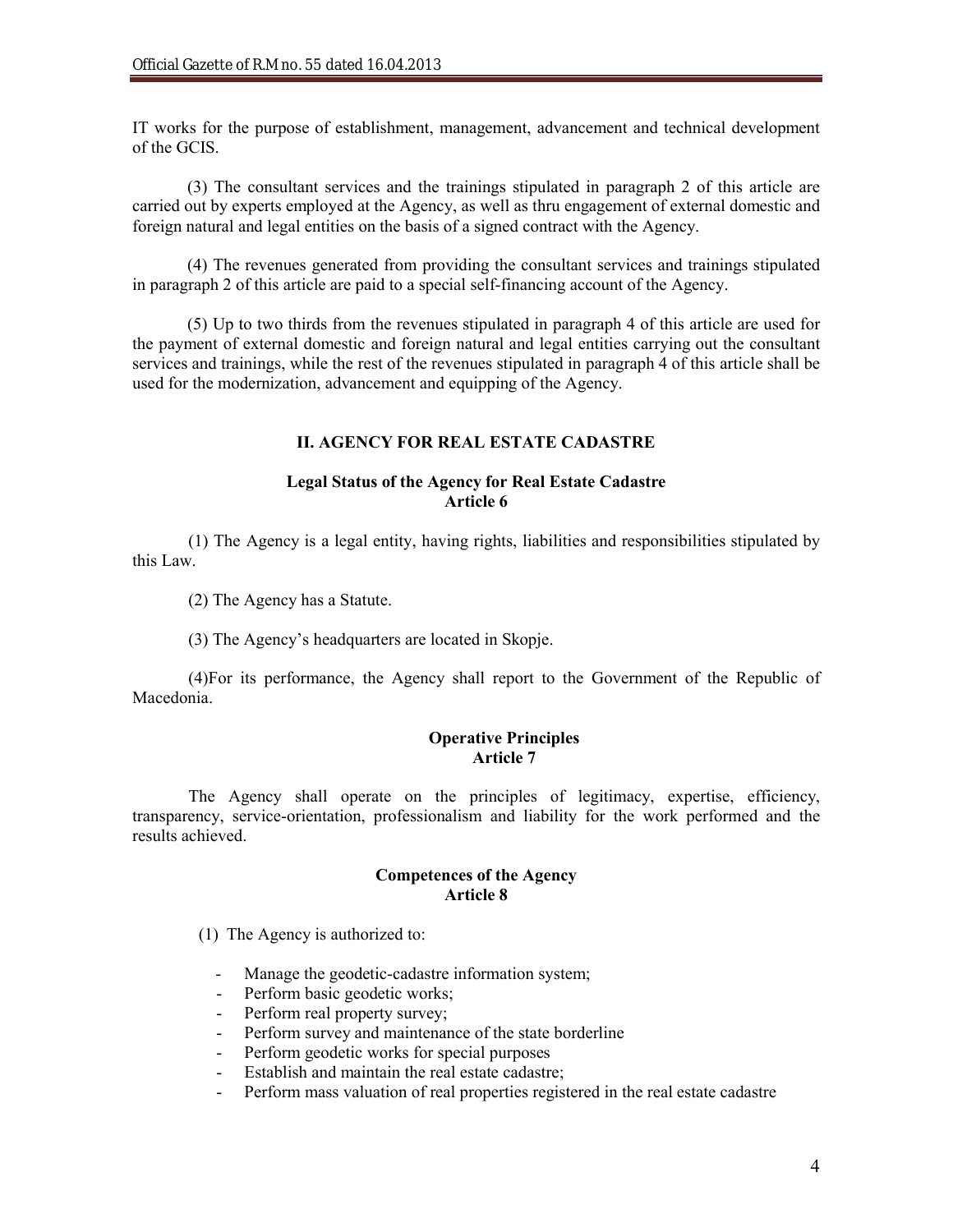IT works for the purpose of establishment, management, advancement and technical development of the GCIS.

(3) The consultant services and the trainings stipulated in paragraph 2 of this article are carried out by experts employed at the Agency, as well as thru engagement of external domestic and foreign natural and legal entities on the basis of a signed contract with the Agency.

(4) The revenues generated from providing the consultant services and trainings stipulated in paragraph 2 of this article are paid to a special self-financing account of the Agency.

(5) Up to two thirds from the revenues stipulated in paragraph 4 of this article are used for the payment of external domestic and foreign natural and legal entities carrying out the consultant services and trainings, while the rest of the revenues stipulated in paragraph 4 of this article shall be used for the modernization, advancement and equipping of the Agency.

## II. AGENCY FOR REAL ESTATE CADASTRE

### Legal Status of the Agency for Real Estate Cadastre
### Article 6

(1) The Agency is a legal entity, having rights, liabilities and responsibilities stipulated by this Law.

(2) The Agency has a Statute.

(3) The Agency's headquarters are located in Skopje.

(4)For its performance, the Agency shall report to the Government of the Republic of Macedonia.

### Operative Principles
### Article 7

The Agency shall operate on the principles of legitimacy, expertise, efficiency, transparency, service-orientation, professionalism and liability for the work performed and the results achieved.

### Competences of the Agency
### Article 8

(1) The Agency is authorized to:

- Manage the geodetic-cadastre information system;
- Perform basic geodetic works;
- Perform real property survey;
- Perform survey and maintenance of the state borderline
- Perform geodetic works for special purposes
- Establish and maintain the real estate cadastre;
- Perform mass valuation of real properties registered in the real estate cadastre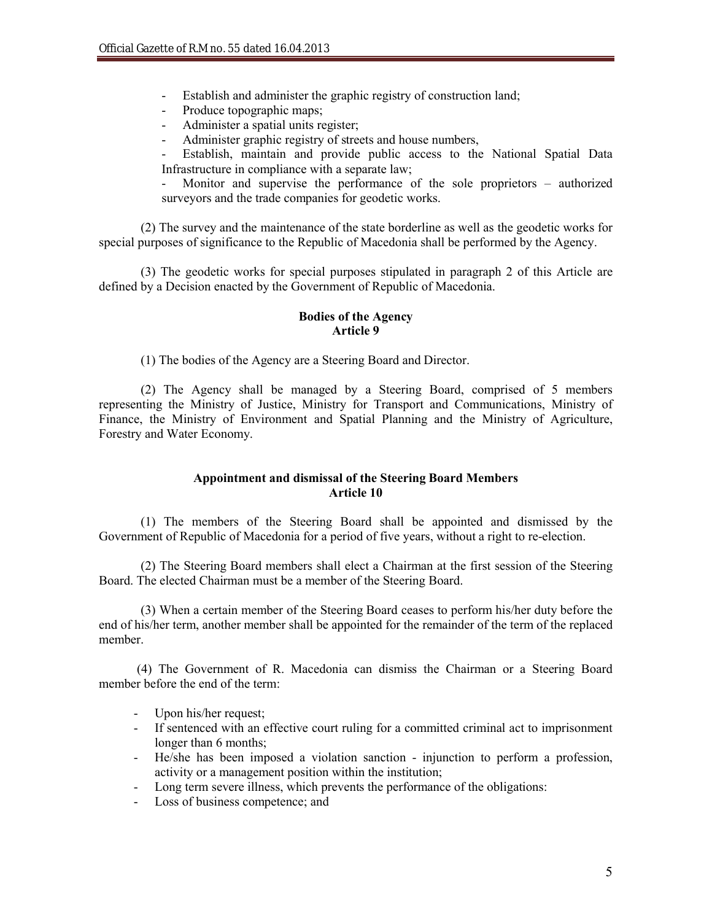- Establish and administer the graphic registry of construction land;
- Produce topographic maps;
- Administer a spatial units register;
- Administer graphic registry of streets and house numbers,
- Establish, maintain and provide public access to the National Spatial Data Infrastructure in compliance with a separate law;
- Monitor and supervise the performance of the sole proprietors – authorized surveyors and the trade companies for geodetic works.

(2) The survey and the maintenance of the state borderline as well as the geodetic works for special purposes of significance to the Republic of Macedonia shall be performed by the Agency.

(3) The geodetic works for special purposes stipulated in paragraph 2 of this Article are defined by a Decision enacted by the Government of Republic of Macedonia.

**Bodies of the Agency**
**Article 9**

(1) The bodies of the Agency are a Steering Board and Director.

(2) The Agency shall be managed by a Steering Board, comprised of 5 members representing the Ministry of Justice, Ministry for Transport and Communications, Ministry of Finance, the Ministry of Environment and Spatial Planning and the Ministry of Agriculture, Forestry and Water Economy.

**Appointment and dismissal of the Steering Board Members**
**Article 10**

(1) The members of the Steering Board shall be appointed and dismissed by the Government of Republic of Macedonia for a period of five years, without a right to re-election.

(2) The Steering Board members shall elect a Chairman at the first session of the Steering Board. The elected Chairman must be a member of the Steering Board.

(3) When a certain member of the Steering Board ceases to perform his/her duty before the end of his/her term, another member shall be appointed for the remainder of the term of the replaced member.

(4) The Government of R. Macedonia can dismiss the Chairman or a Steering Board member before the end of the term:

- Upon his/her request;
- If sentenced with an effective court ruling for a committed criminal act to imprisonment longer than 6 months;
- He/she has been imposed a violation sanction - injunction to perform a profession, activity or a management position within the institution;
- Long term severe illness, which prevents the performance of the obligations:
- Loss of business competence; and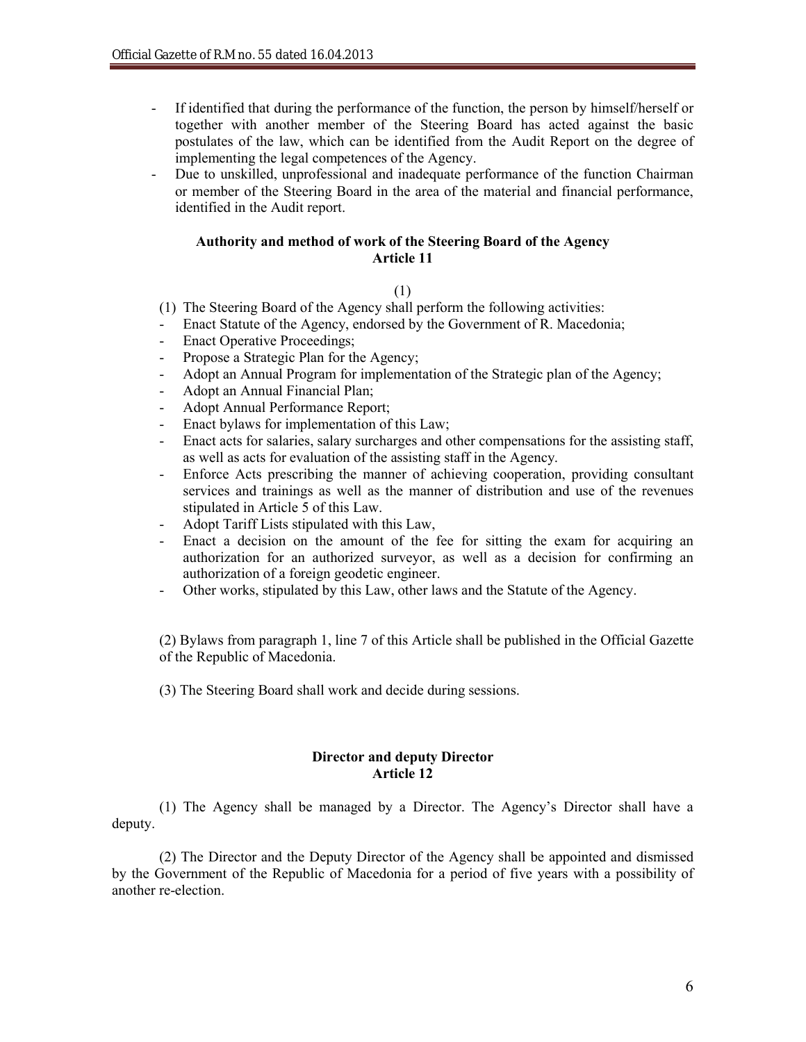- If identified that during the performance of the function, the person by himself/herself or together with another member of the Steering Board has acted against the basic postulates of the law, which can be identified from the Audit Report on the degree of implementing the legal competences of the Agency.
- Due to unskilled, unprofessional and inadequate performance of the function Chairman or member of the Steering Board in the area of the material and financial performance, identified in the Audit report.

**Authority and method of work of the Steering Board of the Agency**
**Article 11**

(1)

(1) The Steering Board of the Agency shall perform the following activities:

- Enact Statute of the Agency, endorsed by the Government of R. Macedonia;
- Enact Operative Proceedings;
- Propose a Strategic Plan for the Agency;
- Adopt an Annual Program for implementation of the Strategic plan of the Agency;
- Adopt an Annual Financial Plan;
- Adopt Annual Performance Report;
- Enact bylaws for implementation of this Law;
- Enact acts for salaries, salary surcharges and other compensations for the assisting staff, as well as acts for evaluation of the assisting staff in the Agency.
- Enforce Acts prescribing the manner of achieving cooperation, providing consultant services and trainings as well as the manner of distribution and use of the revenues stipulated in Article 5 of this Law.
- Adopt Tariff Lists stipulated with this Law,
- Enact a decision on the amount of the fee for sitting the exam for acquiring an authorization for an authorized surveyor, as well as a decision for confirming an authorization of a foreign geodetic engineer.
- Other works, stipulated by this Law, other laws and the Statute of the Agency.

(2) Bylaws from paragraph 1, line 7 of this Article shall be published in the Official Gazette of the Republic of Macedonia.

(3) The Steering Board shall work and decide during sessions.

**Director and deputy Director**
**Article 12**

(1) The Agency shall be managed by a Director. The Agency's Director shall have a deputy.

(2) The Director and the Deputy Director of the Agency shall be appointed and dismissed by the Government of the Republic of Macedonia for a period of five years with a possibility of another re-election.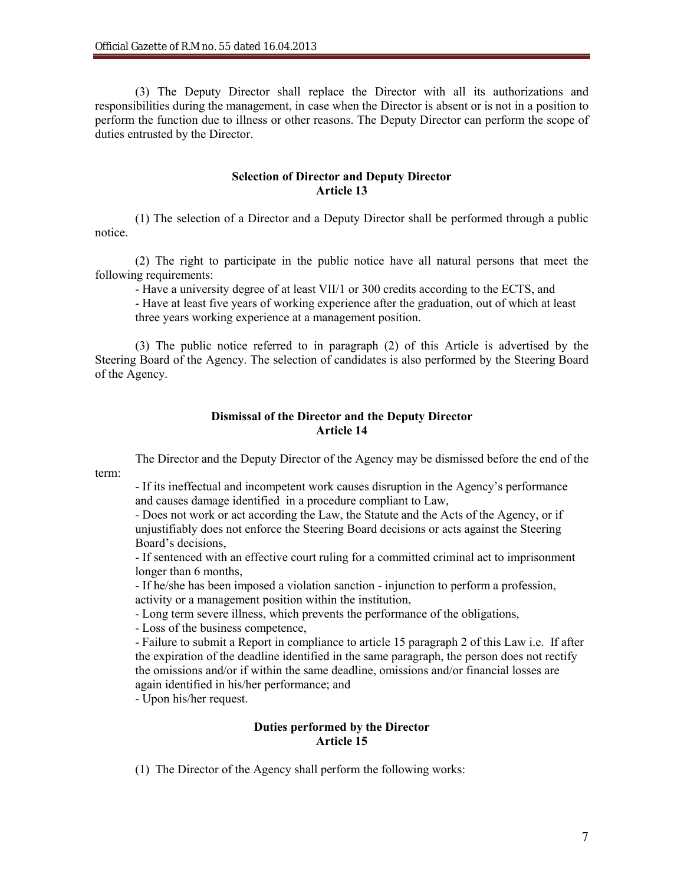(3) The Deputy Director shall replace the Director with all its authorizations and responsibilities during the management, in case when the Director is absent or is not in a position to perform the function due to illness or other reasons. The Deputy Director can perform the scope of duties entrusted by the Director.

**Selection of Director and Deputy Director**
**Article 13**

(1) The selection of a Director and a Deputy Director shall be performed through a public notice.

(2) The right to participate in the public notice have all natural persons that meet the following requirements:

- Have a university degree of at least VII/1 or 300 credits according to the ECTS, and
- Have at least five years of working experience after the graduation, out of which at least three years working experience at a management position.

(3) The public notice referred to in paragraph (2) of this Article is advertised by the Steering Board of the Agency. The selection of candidates is also performed by the Steering Board of the Agency.

**Dismissal of the Director and the Deputy Director**
**Article 14**

The Director and the Deputy Director of the Agency may be dismissed before the end of the term:

- If its ineffectual and incompetent work causes disruption in the Agency's performance and causes damage identified in a procedure compliant to Law,
- Does not work or act according the Law, the Statute and the Acts of the Agency, or if unjustifiably does not enforce the Steering Board decisions or acts against the Steering Board's decisions,
- If sentenced with an effective court ruling for a committed criminal act to imprisonment longer than 6 months,
- If he/she has been imposed a violation sanction - injunction to perform a profession, activity or a management position within the institution,
- Long term severe illness, which prevents the performance of the obligations,
- Loss of the business competence,
- Failure to submit a Report in compliance to article 15 paragraph 2 of this Law i.e. If after the expiration of the deadline identified in the same paragraph, the person does not rectify the omissions and/or if within the same deadline, omissions and/or financial losses are again identified in his/her performance; and
- Upon his/her request.

**Duties performed by the Director**
**Article 15**

(1) The Director of the Agency shall perform the following works: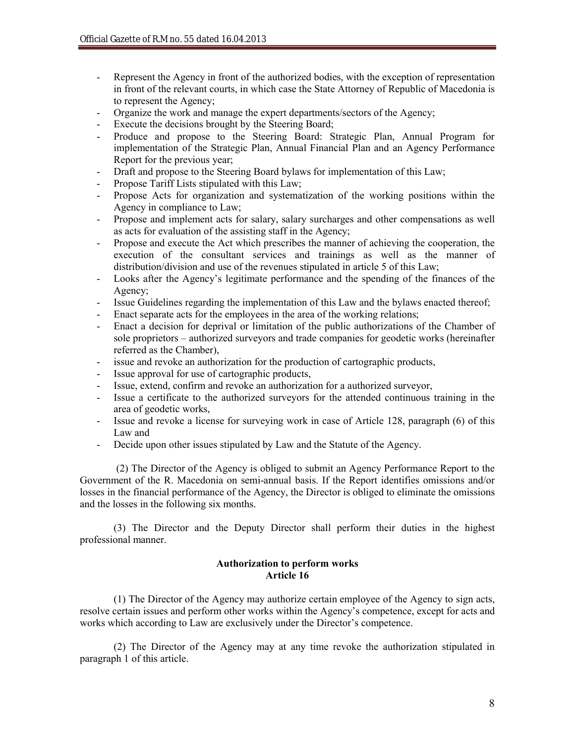- Represent the Agency in front of the authorized bodies, with the exception of representation in front of the relevant courts, in which case the State Attorney of Republic of Macedonia is to represent the Agency;
- Organize the work and manage the expert departments/sectors of the Agency;
- Execute the decisions brought by the Steering Board;
- Produce and propose to the Steering Board: Strategic Plan, Annual Program for implementation of the Strategic Plan, Annual Financial Plan and an Agency Performance Report for the previous year;
- Draft and propose to the Steering Board bylaws for implementation of this Law;
- Propose Tariff Lists stipulated with this Law;
- Propose Acts for organization and systematization of the working positions within the Agency in compliance to Law;
- Propose and implement acts for salary, salary surcharges and other compensations as well as acts for evaluation of the assisting staff in the Agency;
- Propose and execute the Act which prescribes the manner of achieving the cooperation, the execution of the consultant services and trainings as well as the manner of distribution/division and use of the revenues stipulated in article 5 of this Law;
- Looks after the Agency's legitimate performance and the spending of the finances of the Agency;
- Issue Guidelines regarding the implementation of this Law and the bylaws enacted thereof;
- Enact separate acts for the employees in the area of the working relations;
- Enact a decision for deprival or limitation of the public authorizations of the Chamber of sole proprietors – authorized surveyors and trade companies for geodetic works (hereinafter referred as the Chamber),
- issue and revoke an authorization for the production of cartographic products,
- Issue approval for use of cartographic products,
- Issue, extend, confirm and revoke an authorization for a authorized surveyor,
- Issue a certificate to the authorized surveyors for the attended continuous training in the area of geodetic works,
- Issue and revoke a license for surveying work in case of Article 128, paragraph (6) of this Law and
- Decide upon other issues stipulated by Law and the Statute of the Agency.

(2) The Director of the Agency is obliged to submit an Agency Performance Report to the Government of the R. Macedonia on semi-annual basis. If the Report identifies omissions and/or losses in the financial performance of the Agency, the Director is obliged to eliminate the omissions and the losses in the following six months.

(3) The Director and the Deputy Director shall perform their duties in the highest professional manner.

**Authorization to perform works**
**Article 16**

(1) The Director of the Agency may authorize certain employee of the Agency to sign acts, resolve certain issues and perform other works within the Agency's competence, except for acts and works which according to Law are exclusively under the Director's competence.

(2) The Director of the Agency may at any time revoke the authorization stipulated in paragraph 1 of this article.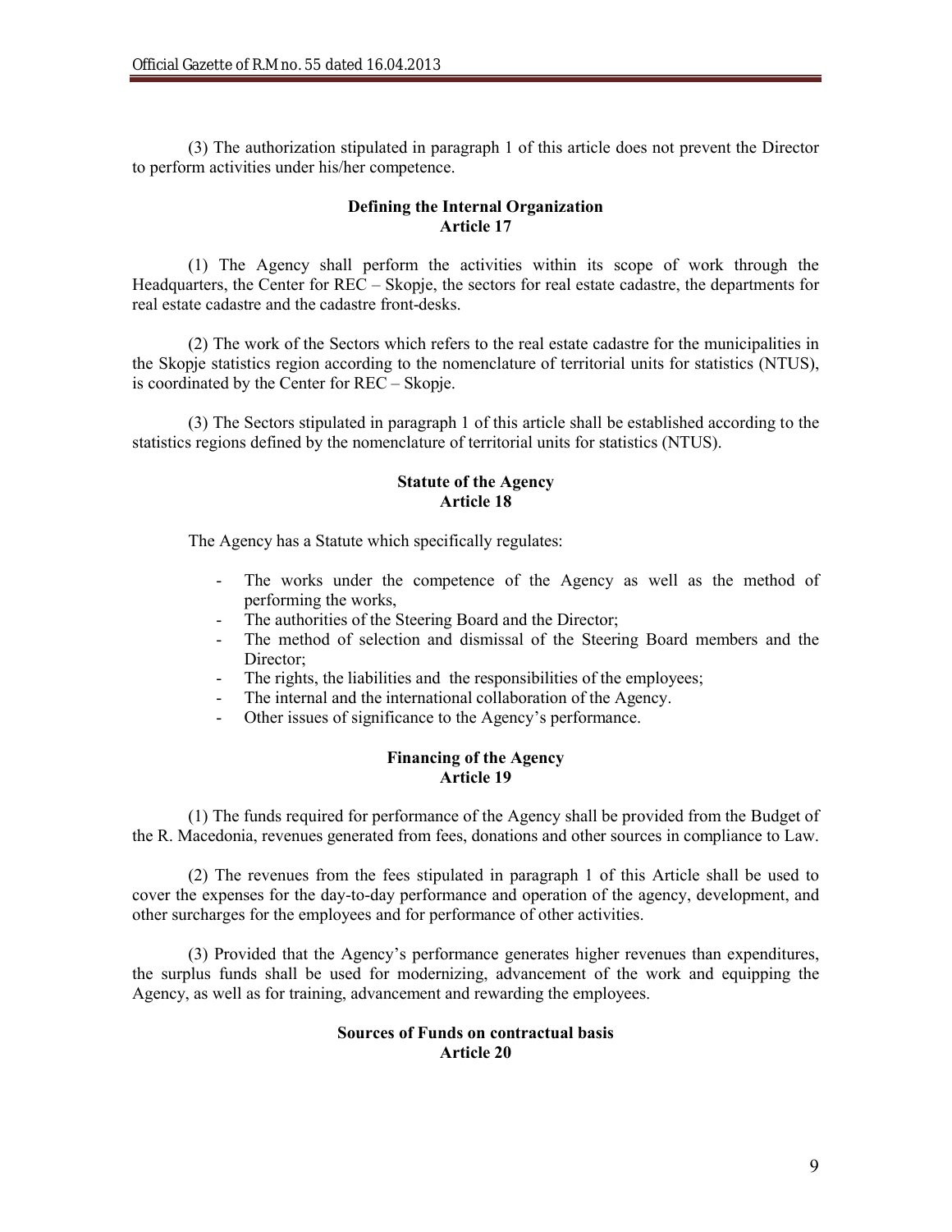(3) The authorization stipulated in paragraph 1 of this article does not prevent the Director to perform activities under his/her competence.

**Defining the Internal Organization**
**Article 17**

(1) The Agency shall perform the activities within its scope of work through the Headquarters, the Center for REC – Skopje, the sectors for real estate cadastre, the departments for real estate cadastre and the cadastre front-desks.

(2) The work of the Sectors which refers to the real estate cadastre for the municipalities in the Skopje statistics region according to the nomenclature of territorial units for statistics (NTUS), is coordinated by the Center for REC – Skopje.

(3) The Sectors stipulated in paragraph 1 of this article shall be established according to the statistics regions defined by the nomenclature of territorial units for statistics (NTUS).

**Statute of the Agency**
**Article 18**

The Agency has a Statute which specifically regulates:

- The works under the competence of the Agency as well as the method of performing the works,
- The authorities of the Steering Board and the Director;
- The method of selection and dismissal of the Steering Board members and the Director;
- The rights, the liabilities and the responsibilities of the employees;
- The internal and the international collaboration of the Agency.
- Other issues of significance to the Agency's performance.

**Financing of the Agency**
**Article 19**

(1) The funds required for performance of the Agency shall be provided from the Budget of the R. Macedonia, revenues generated from fees, donations and other sources in compliance to Law.

(2) The revenues from the fees stipulated in paragraph 1 of this Article shall be used to cover the expenses for the day-to-day performance and operation of the agency, development, and other surcharges for the employees and for performance of other activities.

(3) Provided that the Agency's performance generates higher revenues than expenditures, the surplus funds shall be used for modernizing, advancement of the work and equipping the Agency, as well as for training, advancement and rewarding the employees.

**Sources of Funds on contractual basis**
**Article 20**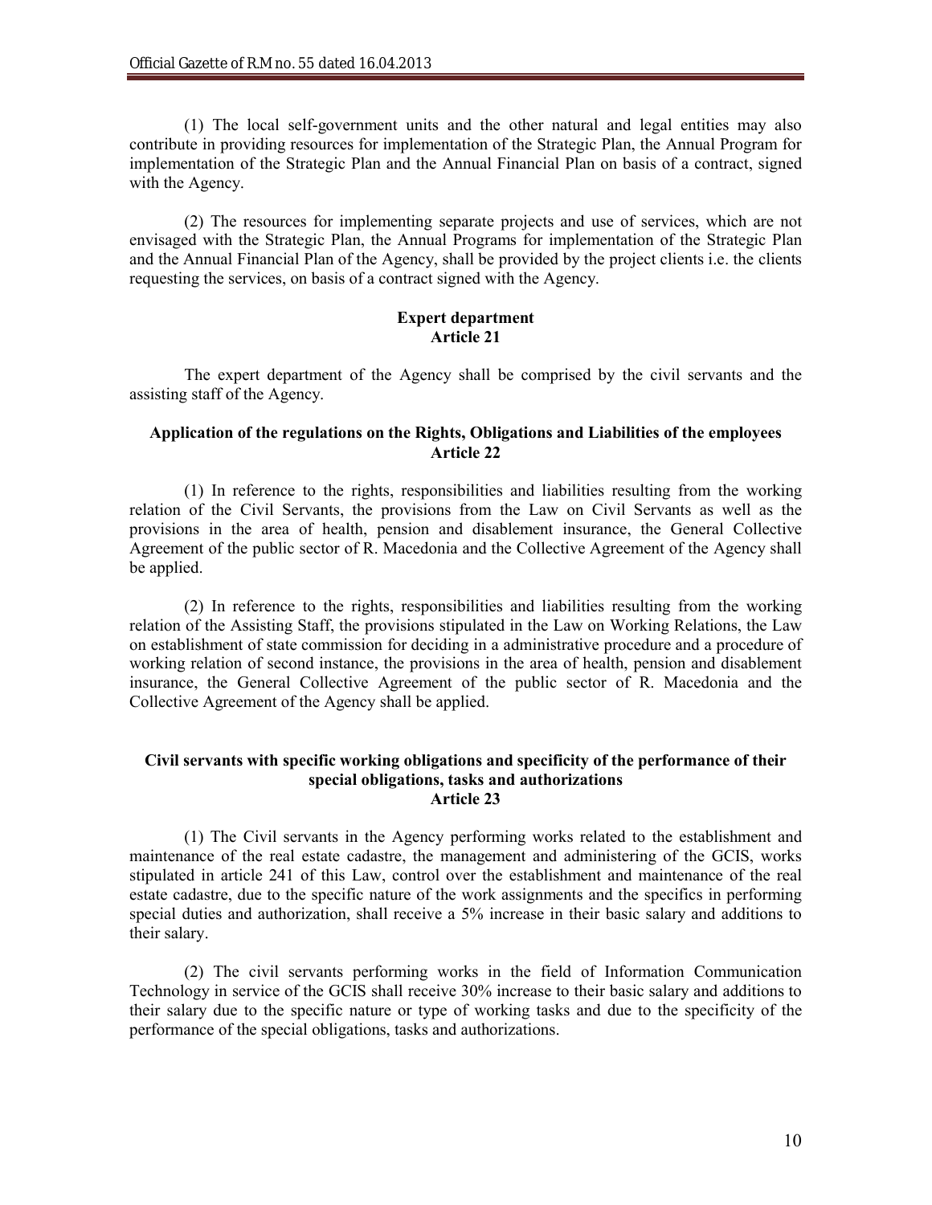(1) The local self-government units and the other natural and legal entities may also contribute in providing resources for implementation of the Strategic Plan, the Annual Program for implementation of the Strategic Plan and the Annual Financial Plan on basis of a contract, signed with the Agency.

(2) The resources for implementing separate projects and use of services, which are not envisaged with the Strategic Plan, the Annual Programs for implementation of the Strategic Plan and the Annual Financial Plan of the Agency, shall be provided by the project clients i.e. the clients requesting the services, on basis of a contract signed with the Agency.

**Expert department**
**Article 21**

The expert department of the Agency shall be comprised by the civil servants and the assisting staff of the Agency.

**Application of the regulations on the Rights, Obligations and Liabilities of the employees**
**Article 22**

(1) In reference to the rights, responsibilities and liabilities resulting from the working relation of the Civil Servants, the provisions from the Law on Civil Servants as well as the provisions in the area of health, pension and disablement insurance, the General Collective Agreement of the public sector of R. Macedonia and the Collective Agreement of the Agency shall be applied.

(2) In reference to the rights, responsibilities and liabilities resulting from the working relation of the Assisting Staff, the provisions stipulated in the Law on Working Relations, the Law on establishment of state commission for deciding in a administrative procedure and a procedure of working relation of second instance, the provisions in the area of health, pension and disablement insurance, the General Collective Agreement of the public sector of R. Macedonia and the Collective Agreement of the Agency shall be applied.

**Civil servants with specific working obligations and specificity of the performance of their special obligations, tasks and authorizations**
**Article 23**

(1) The Civil servants in the Agency performing works related to the establishment and maintenance of the real estate cadastre, the management and administering of the GCIS, works stipulated in article 241 of this Law, control over the establishment and maintenance of the real estate cadastre, due to the specific nature of the work assignments and the specifics in performing special duties and authorization, shall receive a 5% increase in their basic salary and additions to their salary.

(2) The civil servants performing works in the field of Information Communication Technology in service of the GCIS shall receive 30% increase to their basic salary and additions to their salary due to the specific nature or type of working tasks and due to the specificity of the performance of the special obligations, tasks and authorizations.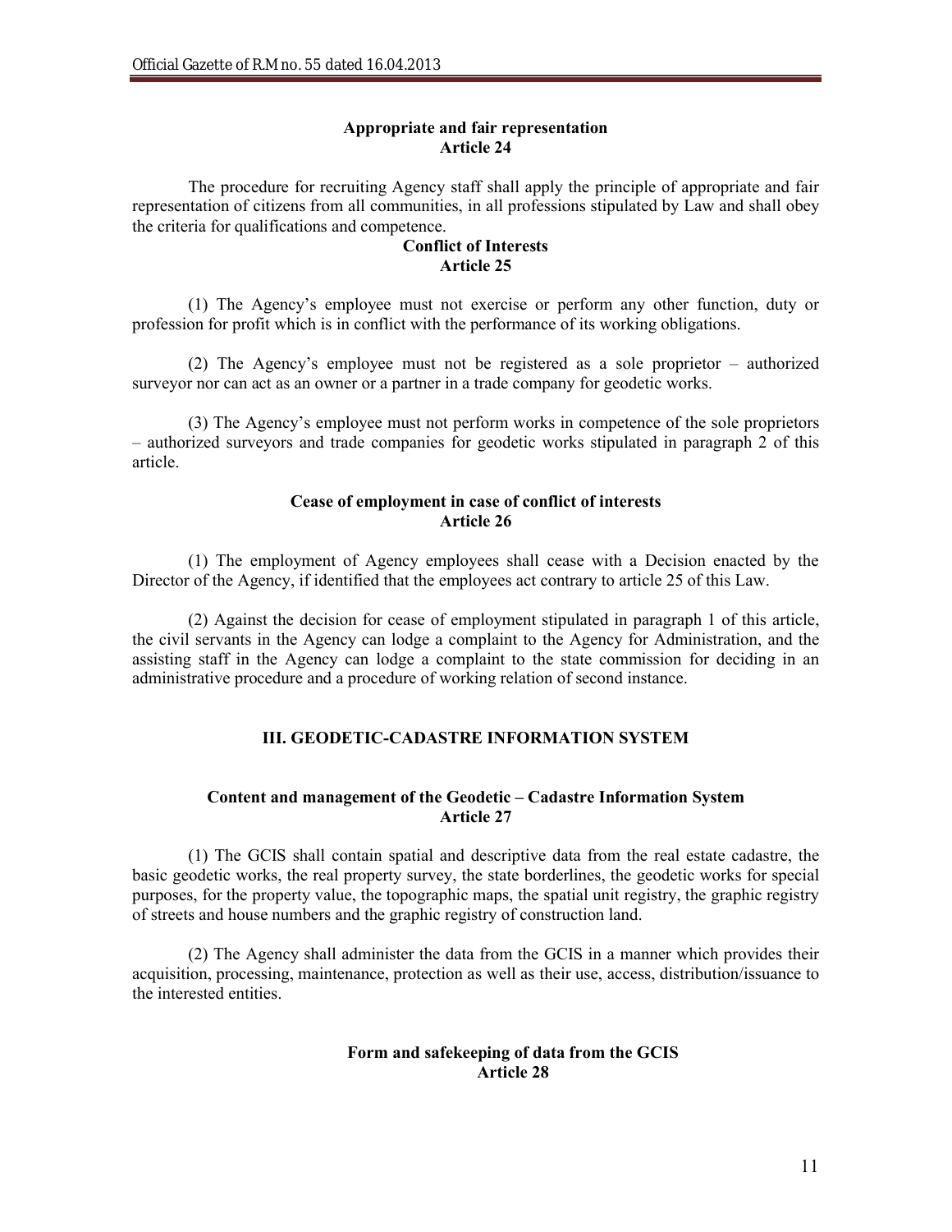**Appropriate and fair representation**
**Article 24**

The procedure for recruiting Agency staff shall apply the principle of appropriate and fair representation of citizens from all communities, in all professions stipulated by Law and shall obey the criteria for qualifications and competence.

**Conflict of Interests**
**Article 25**

(1) The Agency's employee must not exercise or perform any other function, duty or profession for profit which is in conflict with the performance of its working obligations.

(2) The Agency's employee must not be registered as a sole proprietor – authorized surveyor nor can act as an owner or a partner in a trade company for geodetic works.

(3) The Agency's employee must not perform works in competence of the sole proprietors – authorized surveyors and trade companies for geodetic works stipulated in paragraph 2 of this article.

**Cease of employment in case of conflict of interests**
**Article 26**

(1) The employment of Agency employees shall cease with a Decision enacted by the Director of the Agency, if identified that the employees act contrary to article 25 of this Law.

(2) Against the decision for cease of employment stipulated in paragraph 1 of this article, the civil servants in the Agency can lodge a complaint to the Agency for Administration, and the assisting staff in the Agency can lodge a complaint to the state commission for deciding in an administrative procedure and a procedure of working relation of second instance.

## III. GEODETIC-CADASTRE INFORMATION SYSTEM

**Content and management of the Geodetic – Cadastre Information System**
**Article 27**

(1) The GCIS shall contain spatial and descriptive data from the real estate cadastre, the basic geodetic works, the real property survey, the state borderlines, the geodetic works for special purposes, for the property value, the topographic maps, the spatial unit registry, the graphic registry of streets and house numbers and the graphic registry of construction land.

(2) The Agency shall administer the data from the GCIS in a manner which provides their acquisition, processing, maintenance, protection as well as their use, access, distribution/issuance to the interested entities.

**Form and safekeeping of data from the GCIS**
**Article 28**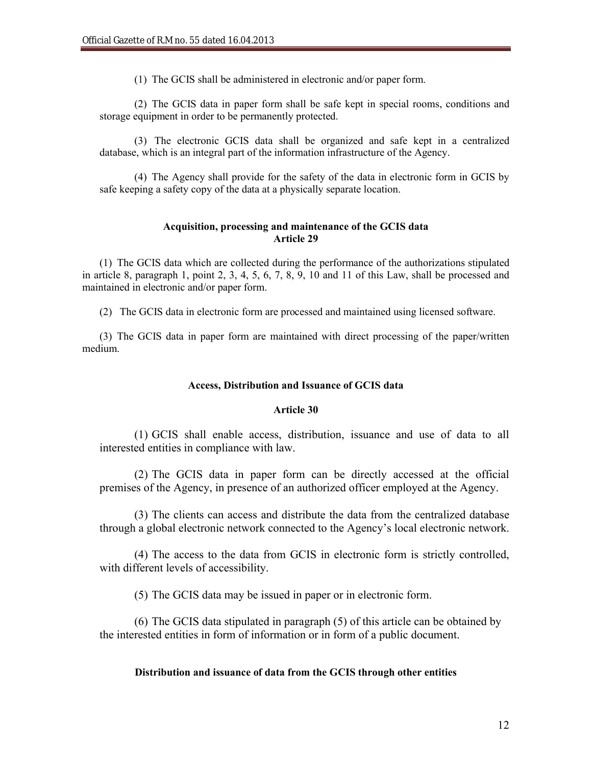(1) The GCIS shall be administered in electronic and/or paper form.

(2) The GCIS data in paper form shall be safe kept in special rooms, conditions and storage equipment in order to be permanently protected.

(3) The electronic GCIS data shall be organized and safe kept in a centralized database, which is an integral part of the information infrastructure of the Agency.

(4) The Agency shall provide for the safety of the data in electronic form in GCIS by safe keeping a safety copy of the data at a physically separate location.

**Acquisition, processing and maintenance of the GCIS data**
**Article 29**

(1) The GCIS data which are collected during the performance of the authorizations stipulated in article 8, paragraph 1, point 2, 3, 4, 5, 6, 7, 8, 9, 10 and 11 of this Law, shall be processed and maintained in electronic and/or paper form.

(2) The GCIS data in electronic form are processed and maintained using licensed software.

(3) The GCIS data in paper form are maintained with direct processing of the paper/written medium.

**Access, Distribution and Issuance of GCIS data**

**Article 30**

(1) GCIS shall enable access, distribution, issuance and use of data to all interested entities in compliance with law.

(2) The GCIS data in paper form can be directly accessed at the official premises of the Agency, in presence of an authorized officer employed at the Agency.

(3) The clients can access and distribute the data from the centralized database through a global electronic network connected to the Agency's local electronic network.

(4) The access to the data from GCIS in electronic form is strictly controlled, with different levels of accessibility.

(5) The GCIS data may be issued in paper or in electronic form.

(6) The GCIS data stipulated in paragraph (5) of this article can be obtained by the interested entities in form of information or in form of a public document.

**Distribution and issuance of data from the GCIS through other entities**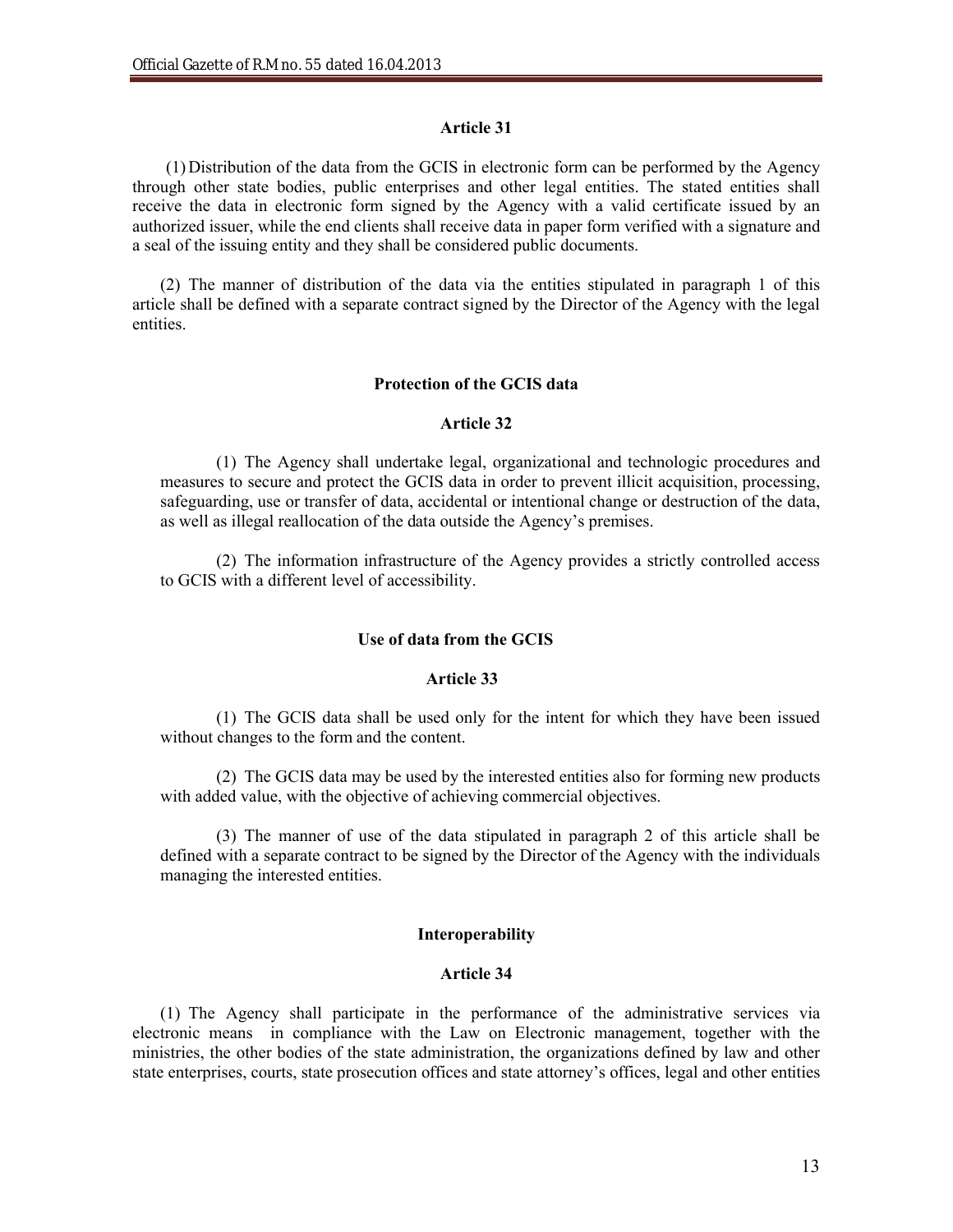### Article 31

(1) Distribution of the data from the GCIS in electronic form can be performed by the Agency through other state bodies, public enterprises and other legal entities. The stated entities shall receive the data in electronic form signed by the Agency with a valid certificate issued by an authorized issuer, while the end clients shall receive data in paper form verified with a signature and a seal of the issuing entity and they shall be considered public documents.

(2) The manner of distribution of the data via the entities stipulated in paragraph 1 of this article shall be defined with a separate contract signed by the Director of the Agency with the legal entities.

### Protection of the GCIS data

### Article 32

(1) The Agency shall undertake legal, organizational and technologic procedures and measures to secure and protect the GCIS data in order to prevent illicit acquisition, processing, safeguarding, use or transfer of data, accidental or intentional change or destruction of the data, as well as illegal reallocation of the data outside the Agency's premises.

(2) The information infrastructure of the Agency provides a strictly controlled access to GCIS with a different level of accessibility.

### Use of data from the GCIS

### Article 33

(1) The GCIS data shall be used only for the intent for which they have been issued without changes to the form and the content.

(2) The GCIS data may be used by the interested entities also for forming new products with added value, with the objective of achieving commercial objectives.

(3) The manner of use of the data stipulated in paragraph 2 of this article shall be defined with a separate contract to be signed by the Director of the Agency with the individuals managing the interested entities.

### Interoperability

### Article 34

(1) The Agency shall participate in the performance of the administrative services via electronic means in compliance with the Law on Electronic management, together with the ministries, the other bodies of the state administration, the organizations defined by law and other state enterprises, courts, state prosecution offices and state attorney's offices, legal and other entities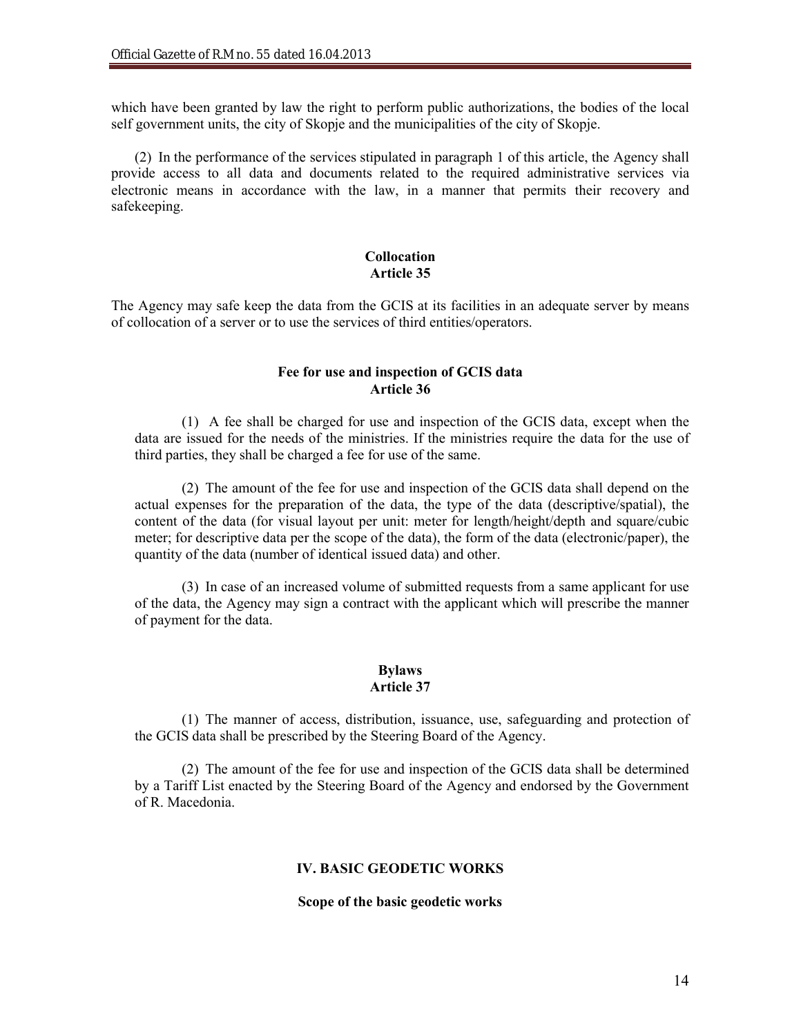which have been granted by law the right to perform public authorizations, the bodies of the local self government units, the city of Skopje and the municipalities of the city of Skopje.

(2) In the performance of the services stipulated in paragraph 1 of this article, the Agency shall provide access to all data and documents related to the required administrative services via electronic means in accordance with the law, in a manner that permits their recovery and safekeeping.

**Collocation**
**Article 35**

The Agency may safe keep the data from the GCIS at its facilities in an adequate server by means of collocation of a server or to use the services of third entities/operators.

**Fee for use and inspection of GCIS data**
**Article 36**

(1) A fee shall be charged for use and inspection of the GCIS data, except when the data are issued for the needs of the ministries. If the ministries require the data for the use of third parties, they shall be charged a fee for use of the same.

(2) The amount of the fee for use and inspection of the GCIS data shall depend on the actual expenses for the preparation of the data, the type of the data (descriptive/spatial), the content of the data (for visual layout per unit: meter for length/height/depth and square/cubic meter; for descriptive data per the scope of the data), the form of the data (electronic/paper), the quantity of the data (number of identical issued data) and other.

(3) In case of an increased volume of submitted requests from a same applicant for use of the data, the Agency may sign a contract with the applicant which will prescribe the manner of payment for the data.

**Bylaws**
**Article 37**

(1) The manner of access, distribution, issuance, use, safeguarding and protection of the GCIS data shall be prescribed by the Steering Board of the Agency.

(2) The amount of the fee for use and inspection of the GCIS data shall be determined by a Tariff List enacted by the Steering Board of the Agency and endorsed by the Government of R. Macedonia.

## IV. BASIC GEODETIC WORKS

**Scope of the basic geodetic works**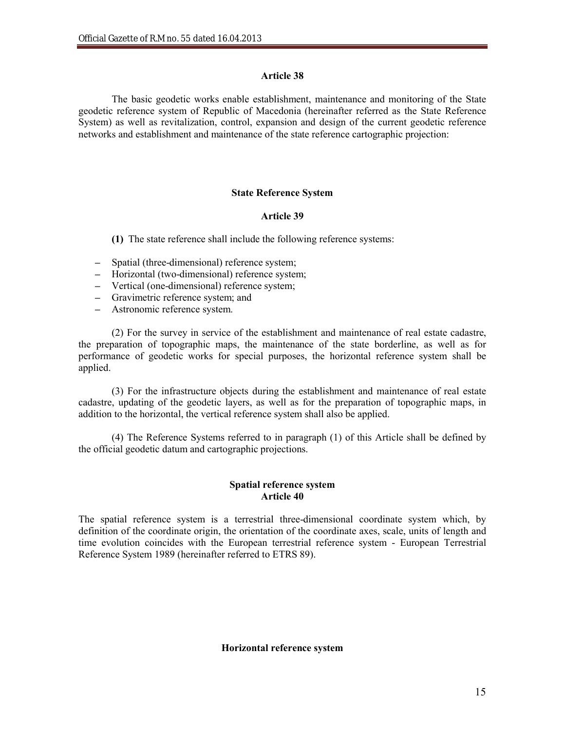**Article 38**

The basic geodetic works enable establishment, maintenance and monitoring of the State geodetic reference system of Republic of Macedonia (hereinafter referred as the State Reference System) as well as revitalization, control, expansion and design of the current geodetic reference networks and establishment and maintenance of the state reference cartographic projection:

**State Reference System**

**Article 39**

**(1)** The state reference shall include the following reference systems:

- Spatial (three-dimensional) reference system;
- Horizontal (two-dimensional) reference system;
- Vertical (one-dimensional) reference system;
- Gravimetric reference system; and
- Astronomic reference system.

(2) For the survey in service of the establishment and maintenance of real estate cadastre, the preparation of topographic maps, the maintenance of the state borderline, as well as for performance of geodetic works for special purposes, the horizontal reference system shall be applied.

(3) For the infrastructure objects during the establishment and maintenance of real estate cadastre, updating of the geodetic layers, as well as for the preparation of topographic maps, in addition to the horizontal, the vertical reference system shall also be applied.

(4) The Reference Systems referred to in paragraph (1) of this Article shall be defined by the official geodetic datum and cartographic projections.

**Spatial reference system**
**Article 40**

The spatial reference system is a terrestrial three-dimensional coordinate system which, by definition of the coordinate origin, the orientation of the coordinate axes, scale, units of length and time evolution coincides with the European terrestrial reference system - European Terrestrial Reference System 1989 (hereinafter referred to ETRS 89).

**Horizontal reference system**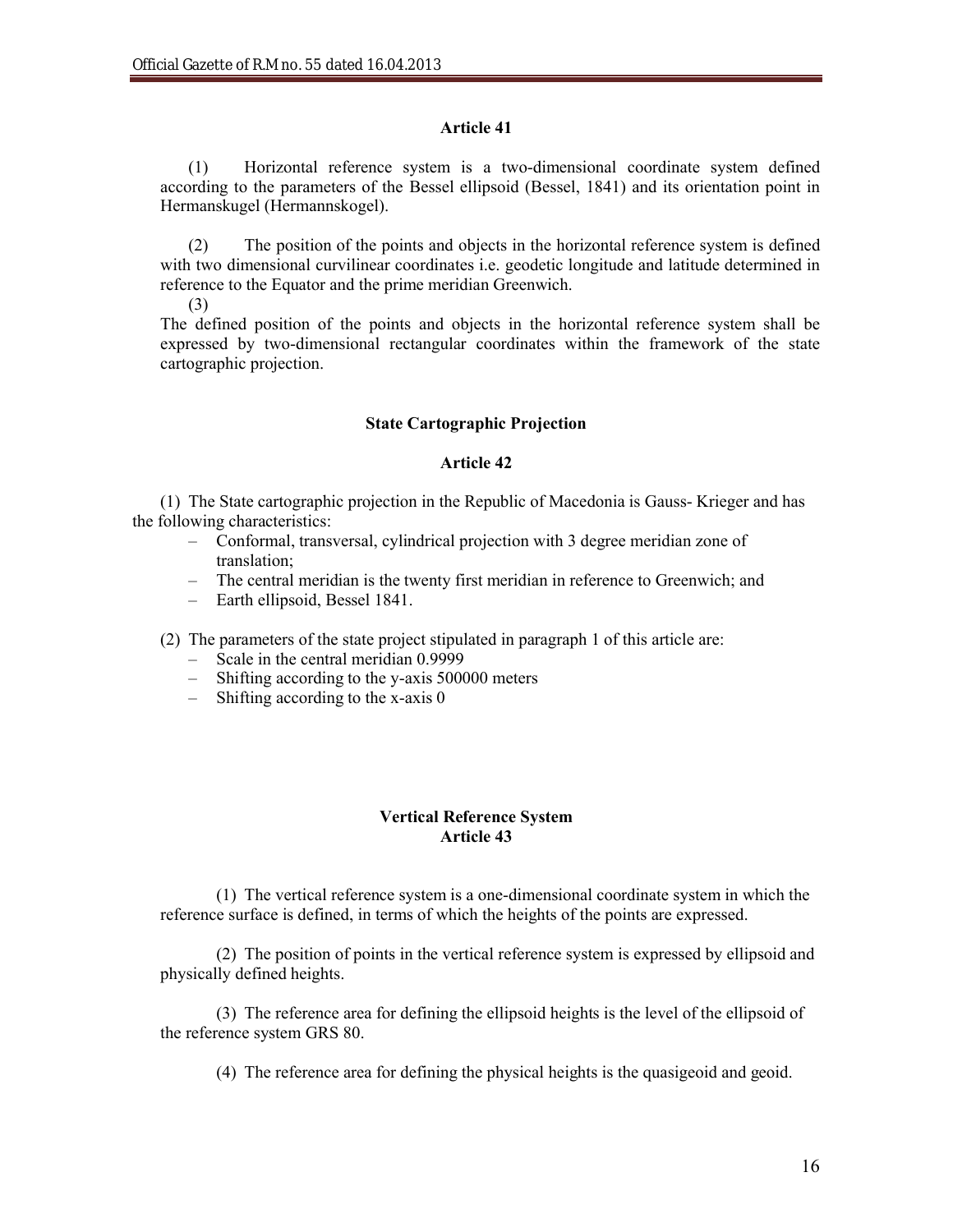**Article 41**

(1) Horizontal reference system is a two-dimensional coordinate system defined according to the parameters of the Bessel ellipsoid (Bessel, 1841) and its orientation point in Hermanskugel (Hermannskogel).

(2) The position of the points and objects in the horizontal reference system is defined with two dimensional curvilinear coordinates i.e. geodetic longitude and latitude determined in reference to the Equator and the prime meridian Greenwich.

(3)
The defined position of the points and objects in the horizontal reference system shall be expressed by two-dimensional rectangular coordinates within the framework of the state cartographic projection.

**State Cartographic Projection**

**Article 42**

(1) The State cartographic projection in the Republic of Macedonia is Gauss- Krieger and has the following characteristics:

- Conformal, transversal, cylindrical projection with 3 degree meridian zone of translation;
- The central meridian is the twenty first meridian in reference to Greenwich; and
- Earth ellipsoid, Bessel 1841.

(2) The parameters of the state project stipulated in paragraph 1 of this article are:

- Scale in the central meridian 0.9999
- Shifting according to the y-axis 500000 meters
- Shifting according to the x-axis 0

**Vertical Reference System**
**Article 43**

(1) The vertical reference system is a one-dimensional coordinate system in which the reference surface is defined, in terms of which the heights of the points are expressed.

(2) The position of points in the vertical reference system is expressed by ellipsoid and physically defined heights.

(3) The reference area for defining the ellipsoid heights is the level of the ellipsoid of the reference system GRS 80.

(4) The reference area for defining the physical heights is the quasigeoid and geoid.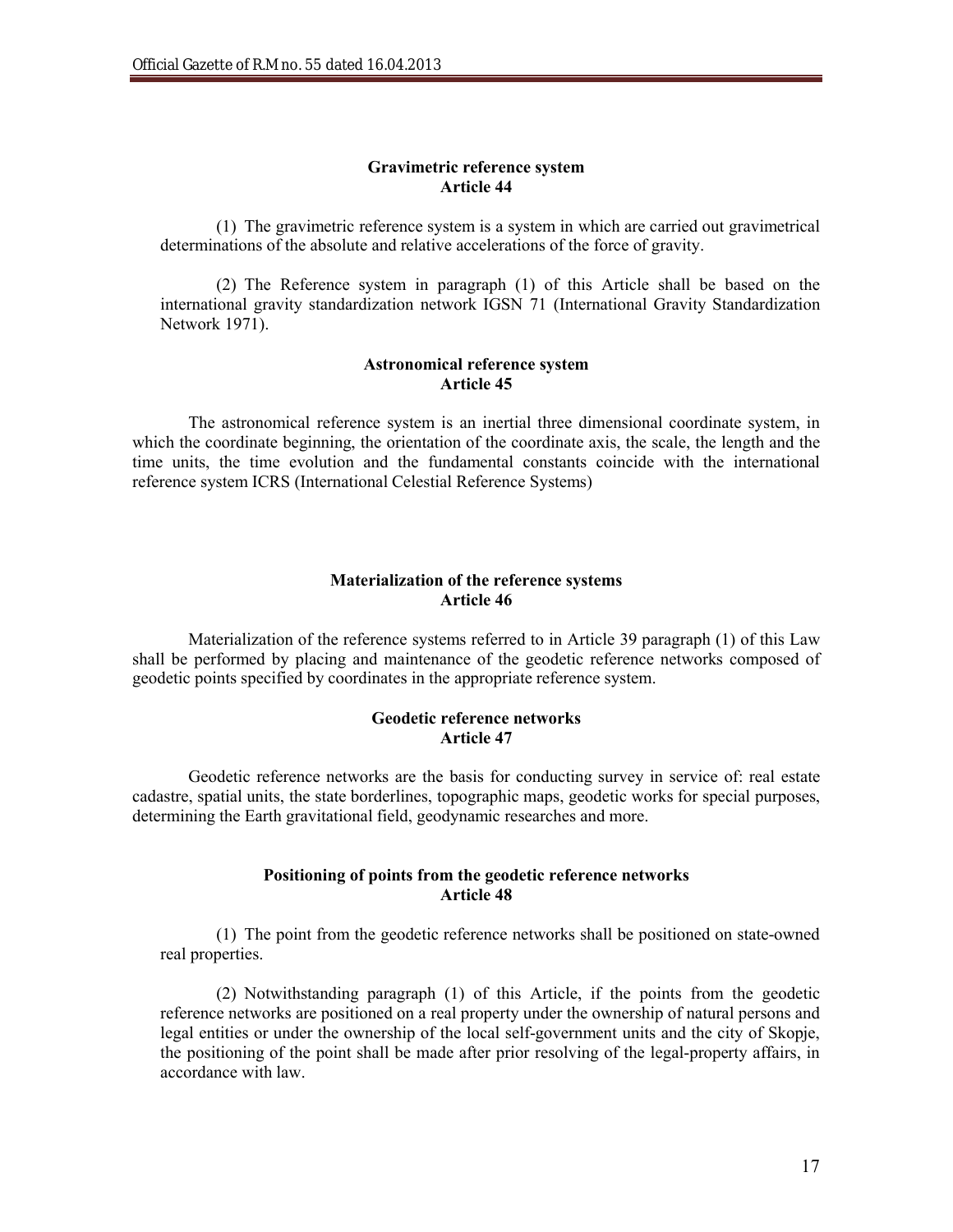**Gravimetric reference system**
**Article 44**

(1) The gravimetric reference system is a system in which are carried out gravimetrical determinations of the absolute and relative accelerations of the force of gravity.

(2) The Reference system in paragraph (1) of this Article shall be based on the international gravity standardization network IGSN 71 (International Gravity Standardization Network 1971).

**Astronomical reference system**
**Article 45**

The astronomical reference system is an inertial three dimensional coordinate system, in which the coordinate beginning, the orientation of the coordinate axis, the scale, the length and the time units, the time evolution and the fundamental constants coincide with the international reference system ICRS (International Celestial Reference Systems)

**Materialization of the reference systems**
**Article 46**

Materialization of the reference systems referred to in Article 39 paragraph (1) of this Law shall be performed by placing and maintenance of the geodetic reference networks composed of geodetic points specified by coordinates in the appropriate reference system.

**Geodetic reference networks**
**Article 47**

Geodetic reference networks are the basis for conducting survey in service of: real estate cadastre, spatial units, the state borderlines, topographic maps, geodetic works for special purposes, determining the Earth gravitational field, geodynamic researches and more.

**Positioning of points from the geodetic reference networks**
**Article 48**

(1) The point from the geodetic reference networks shall be positioned on state-owned real properties.

(2) Notwithstanding paragraph (1) of this Article, if the points from the geodetic reference networks are positioned on a real property under the ownership of natural persons and legal entities or under the ownership of the local self-government units and the city of Skopje, the positioning of the point shall be made after prior resolving of the legal-property affairs, in accordance with law.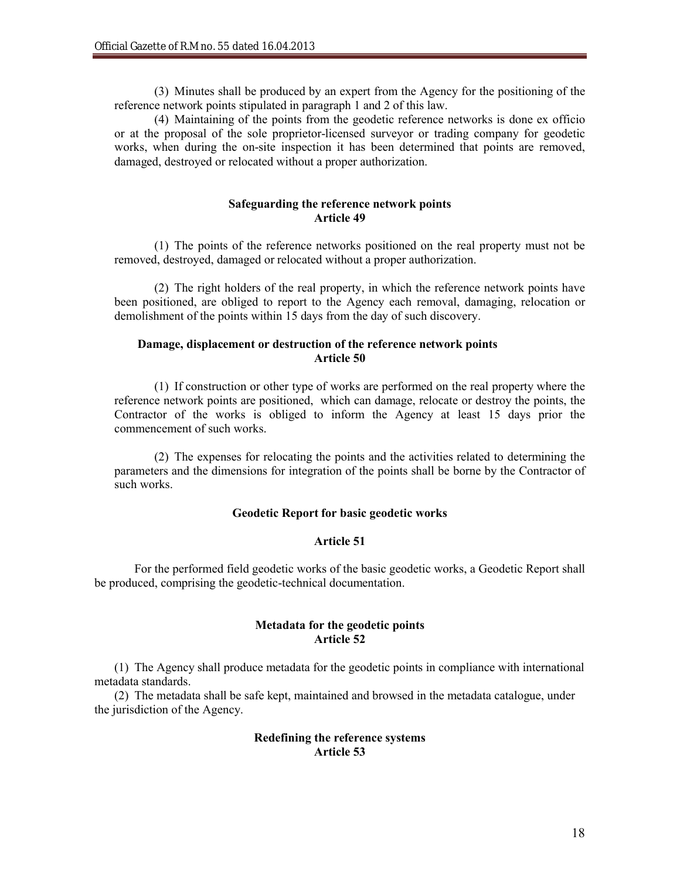(3) Minutes shall be produced by an expert from the Agency for the positioning of the reference network points stipulated in paragraph 1 and 2 of this law.

(4) Maintaining of the points from the geodetic reference networks is done ex officio or at the proposal of the sole proprietor-licensed surveyor or trading company for geodetic works, when during the on-site inspection it has been determined that points are removed, damaged, destroyed or relocated without a proper authorization.

**Safeguarding the reference network points**
**Article 49**

(1) The points of the reference networks positioned on the real property must not be removed, destroyed, damaged or relocated without a proper authorization.

(2) The right holders of the real property, in which the reference network points have been positioned, are obliged to report to the Agency each removal, damaging, relocation or demolishment of the points within 15 days from the day of such discovery.

**Damage, displacement or destruction of the reference network points**
**Article 50**

(1) If construction or other type of works are performed on the real property where the reference network points are positioned, which can damage, relocate or destroy the points, the Contractor of the works is obliged to inform the Agency at least 15 days prior the commencement of such works.

(2) The expenses for relocating the points and the activities related to determining the parameters and the dimensions for integration of the points shall be borne by the Contractor of such works.

**Geodetic Report for basic geodetic works**

**Article 51**

For the performed field geodetic works of the basic geodetic works, a Geodetic Report shall be produced, comprising the geodetic-technical documentation.

**Metadata for the geodetic points**
**Article 52**

(1) The Agency shall produce metadata for the geodetic points in compliance with international metadata standards.

(2) The metadata shall be safe kept, maintained and browsed in the metadata catalogue, under the jurisdiction of the Agency.

**Redefining the reference systems**
**Article 53**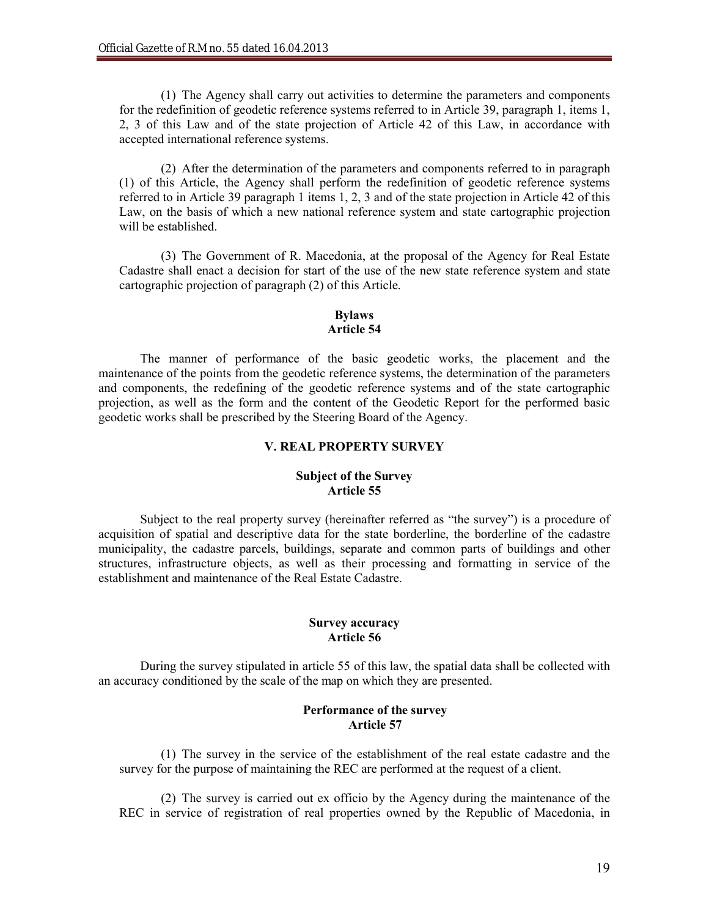(1) The Agency shall carry out activities to determine the parameters and components for the redefinition of geodetic reference systems referred to in Article 39, paragraph 1, items 1, 2, 3 of this Law and of the state projection of Article 42 of this Law, in accordance with accepted international reference systems.

(2) After the determination of the parameters and components referred to in paragraph (1) of this Article, the Agency shall perform the redefinition of geodetic reference systems referred to in Article 39 paragraph 1 items 1, 2, 3 and of the state projection in Article 42 of this Law, on the basis of which a new national reference system and state cartographic projection will be established.

(3) The Government of R. Macedonia, at the proposal of the Agency for Real Estate Cadastre shall enact a decision for start of the use of the new state reference system and state cartographic projection of paragraph (2) of this Article.

**Bylaws**
**Article 54**

The manner of performance of the basic geodetic works, the placement and the maintenance of the points from the geodetic reference systems, the determination of the parameters and components, the redefining of the geodetic reference systems and of the state cartographic projection, as well as the form and the content of the Geodetic Report for the performed basic geodetic works shall be prescribed by the Steering Board of the Agency.

## V. REAL PROPERTY SURVEY

**Subject of the Survey**
**Article 55**

Subject to the real property survey (hereinafter referred as "the survey") is a procedure of acquisition of spatial and descriptive data for the state borderline, the borderline of the cadastre municipality, the cadastre parcels, buildings, separate and common parts of buildings and other structures, infrastructure objects, as well as their processing and formatting in service of the establishment and maintenance of the Real Estate Cadastre.

**Survey accuracy**
**Article 56**

During the survey stipulated in article 55 of this law, the spatial data shall be collected with an accuracy conditioned by the scale of the map on which they are presented.

**Performance of the survey**
**Article 57**

(1) The survey in the service of the establishment of the real estate cadastre and the survey for the purpose of maintaining the REC are performed at the request of a client.

(2) The survey is carried out ex officio by the Agency during the maintenance of the REC in service of registration of real properties owned by the Republic of Macedonia, in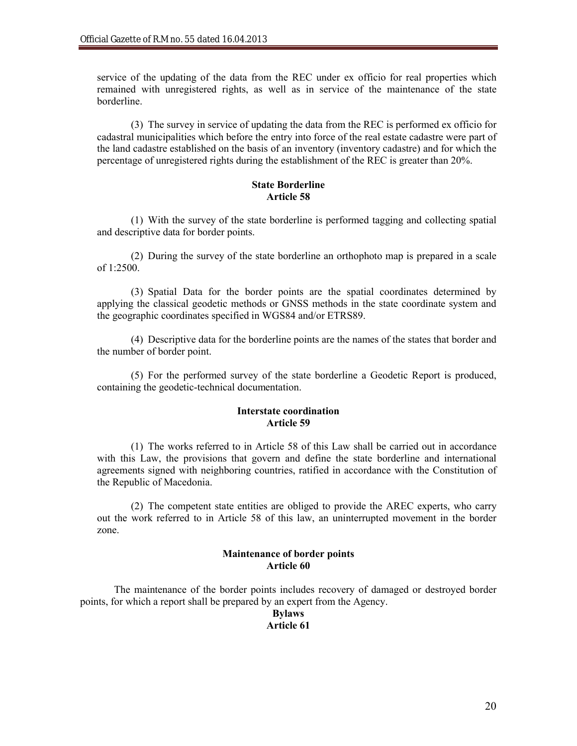service of the updating of the data from the REC under ex officio for real properties which remained with unregistered rights, as well as in service of the maintenance of the state borderline.

(3) The survey in service of updating the data from the REC is performed ex officio for cadastral municipalities which before the entry into force of the real estate cadastre were part of the land cadastre established on the basis of an inventory (inventory cadastre) and for which the percentage of unregistered rights during the establishment of the REC is greater than 20%.

**State Borderline**
**Article 58**

(1) With the survey of the state borderline is performed tagging and collecting spatial and descriptive data for border points.

(2) During the survey of the state borderline an orthophoto map is prepared in a scale of 1:2500.

(3) Spatial Data for the border points are the spatial coordinates determined by applying the classical geodetic methods or GNSS methods in the state coordinate system and the geographic coordinates specified in WGS84 and/or ETRS89.

(4) Descriptive data for the borderline points are the names of the states that border and the number of border point.

(5) For the performed survey of the state borderline a Geodetic Report is produced, containing the geodetic-technical documentation.

**Interstate coordination**
**Article 59**

(1) The works referred to in Article 58 of this Law shall be carried out in accordance with this Law, the provisions that govern and define the state borderline and international agreements signed with neighboring countries, ratified in accordance with the Constitution of the Republic of Macedonia.

(2) The competent state entities are obliged to provide the AREC experts, who carry out the work referred to in Article 58 of this law, an uninterrupted movement in the border zone.

**Maintenance of border points**
**Article 60**

The maintenance of the border points includes recovery of damaged or destroyed border points, for which a report shall be prepared by an expert from the Agency.

**Bylaws**
**Article 61**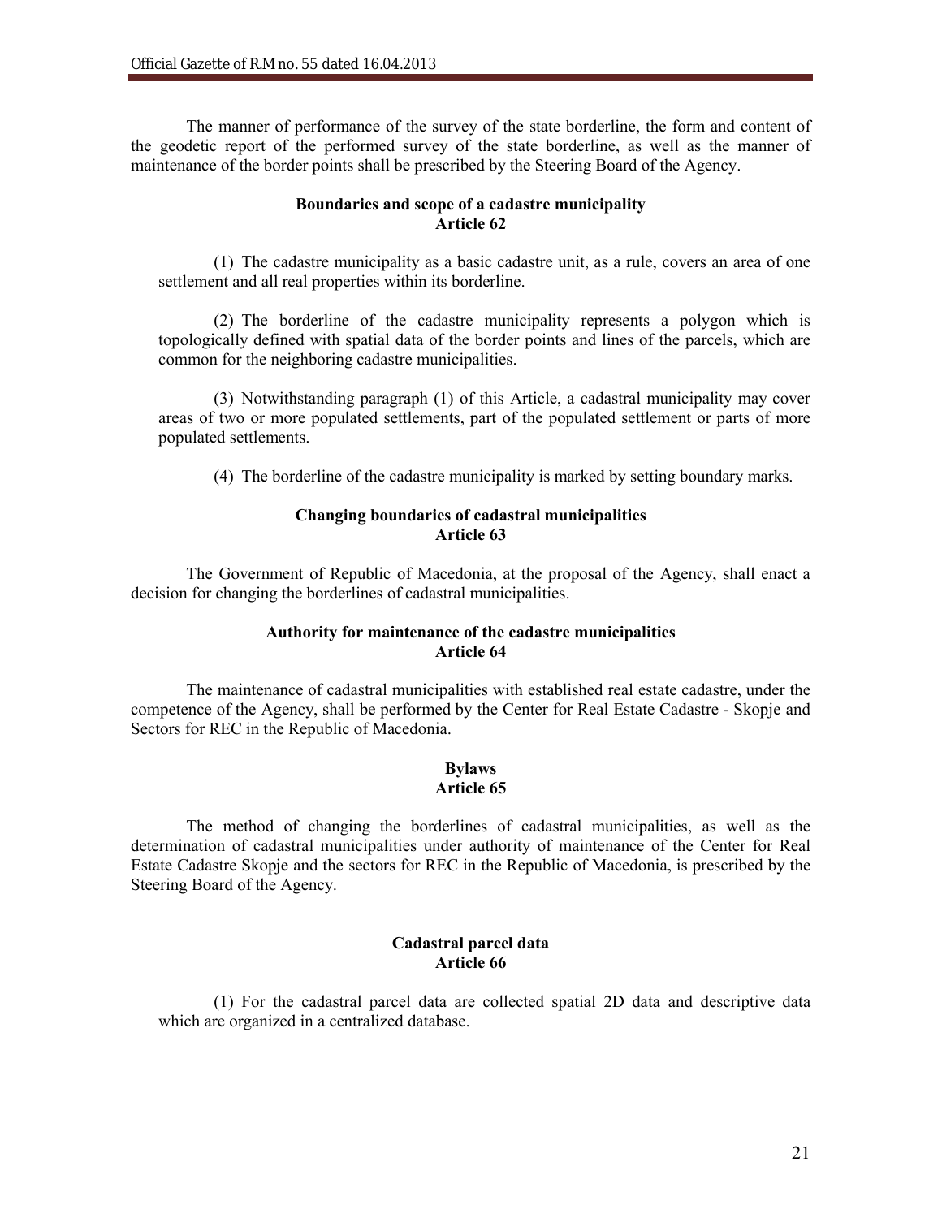The manner of performance of the survey of the state borderline, the form and content of the geodetic report of the performed survey of the state borderline, as well as the manner of maintenance of the border points shall be prescribed by the Steering Board of the Agency.

**Boundaries and scope of a cadastre municipality**
**Article 62**

(1) The cadastre municipality as a basic cadastre unit, as a rule, covers an area of one settlement and all real properties within its borderline.

(2) The borderline of the cadastre municipality represents a polygon which is topologically defined with spatial data of the border points and lines of the parcels, which are common for the neighboring cadastre municipalities.

(3) Notwithstanding paragraph (1) of this Article, a cadastral municipality may cover areas of two or more populated settlements, part of the populated settlement or parts of more populated settlements.

(4) The borderline of the cadastre municipality is marked by setting boundary marks.

**Changing boundaries of cadastral municipalities**
**Article 63**

The Government of Republic of Macedonia, at the proposal of the Agency, shall enact a decision for changing the borderlines of cadastral municipalities.

**Authority for maintenance of the cadastre municipalities**
**Article 64**

The maintenance of cadastral municipalities with established real estate cadastre, under the competence of the Agency, shall be performed by the Center for Real Estate Cadastre - Skopje and Sectors for REC in the Republic of Macedonia.

**Bylaws**
**Article 65**

The method of changing the borderlines of cadastral municipalities, as well as the determination of cadastral municipalities under authority of maintenance of the Center for Real Estate Cadastre Skopje and the sectors for REC in the Republic of Macedonia, is prescribed by the Steering Board of the Agency.

**Cadastral parcel data**
**Article 66**

(1) For the cadastral parcel data are collected spatial 2D data and descriptive data which are organized in a centralized database.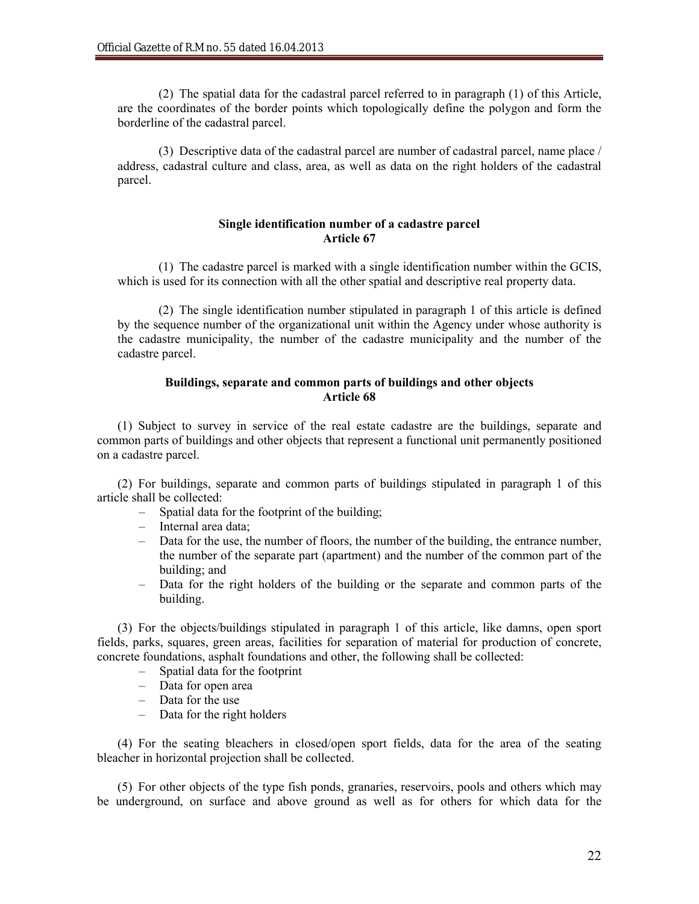(2) The spatial data for the cadastral parcel referred to in paragraph (1) of this Article, are the coordinates of the border points which topologically define the polygon and form the borderline of the cadastral parcel.

(3) Descriptive data of the cadastral parcel are number of cadastral parcel, name place / address, cadastral culture and class, area, as well as data on the right holders of the cadastral parcel.

**Single identification number of a cadastre parcel**
**Article 67**

(1) The cadastre parcel is marked with a single identification number within the GCIS, which is used for its connection with all the other spatial and descriptive real property data.

(2) The single identification number stipulated in paragraph 1 of this article is defined by the sequence number of the organizational unit within the Agency under whose authority is the cadastre municipality, the number of the cadastre municipality and the number of the cadastre parcel.

**Buildings, separate and common parts of buildings and other objects**
**Article 68**

(1) Subject to survey in service of the real estate cadastre are the buildings, separate and common parts of buildings and other objects that represent a functional unit permanently positioned on a cadastre parcel.

(2) For buildings, separate and common parts of buildings stipulated in paragraph 1 of this article shall be collected:

- Spatial data for the footprint of the building;
- Internal area data;
- Data for the use, the number of floors, the number of the building, the entrance number, the number of the separate part (apartment) and the number of the common part of the building; and
- Data for the right holders of the building or the separate and common parts of the building.

(3) For the objects/buildings stipulated in paragraph 1 of this article, like damns, open sport fields, parks, squares, green areas, facilities for separation of material for production of concrete, concrete foundations, asphalt foundations and other, the following shall be collected:

- Spatial data for the footprint
- Data for open area
- Data for the use
- Data for the right holders

(4) For the seating bleachers in closed/open sport fields, data for the area of the seating bleacher in horizontal projection shall be collected.

(5) For other objects of the type fish ponds, granaries, reservoirs, pools and others which may be underground, on surface and above ground as well as for others for which data for the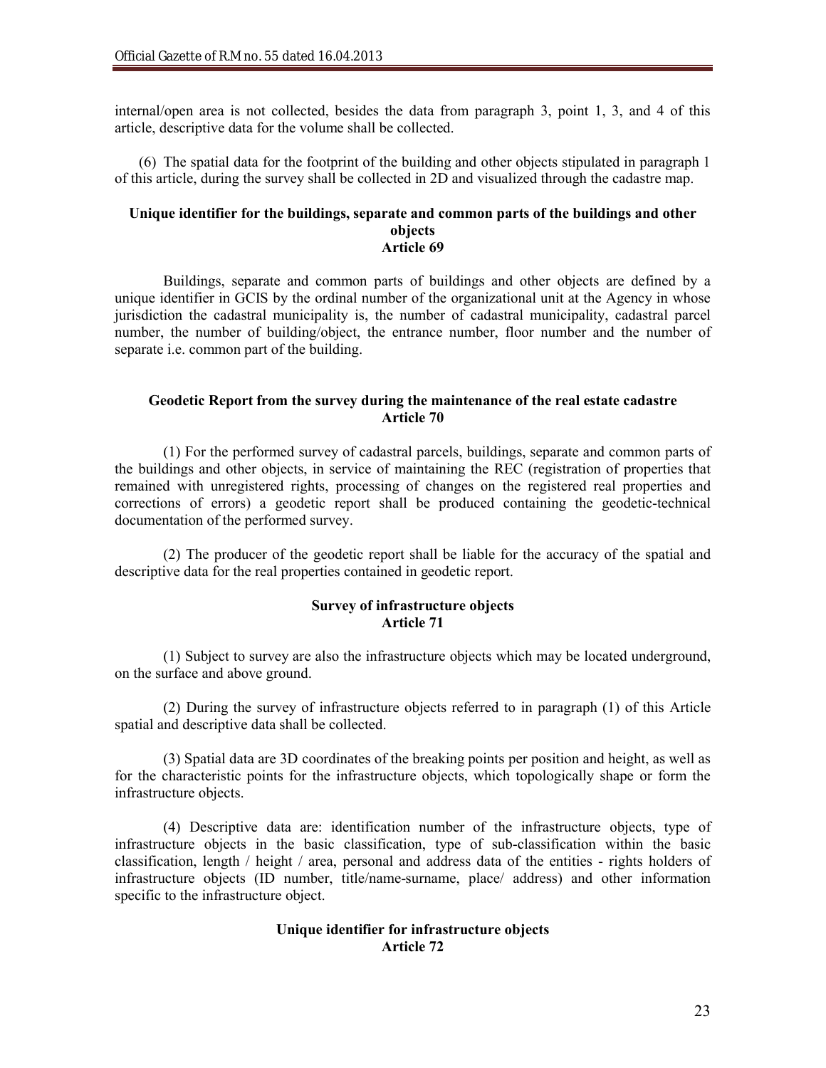internal/open area is not collected, besides the data from paragraph 3, point 1, 3, and 4 of this article, descriptive data for the volume shall be collected.

(6) The spatial data for the footprint of the building and other objects stipulated in paragraph 1 of this article, during the survey shall be collected in 2D and visualized through the cadastre map.

**Unique identifier for the buildings, separate and common parts of the buildings and other objects**
**Article 69**

Buildings, separate and common parts of buildings and other objects are defined by a unique identifier in GCIS by the ordinal number of the organizational unit at the Agency in whose jurisdiction the cadastral municipality is, the number of cadastral municipality, cadastral parcel number, the number of building/object, the entrance number, floor number and the number of separate i.e. common part of the building.

**Geodetic Report from the survey during the maintenance of the real estate cadastre**
**Article 70**

(1) For the performed survey of cadastral parcels, buildings, separate and common parts of the buildings and other objects, in service of maintaining the REC (registration of properties that remained with unregistered rights, processing of changes on the registered real properties and corrections of errors) a geodetic report shall be produced containing the geodetic-technical documentation of the performed survey.

(2) The producer of the geodetic report shall be liable for the accuracy of the spatial and descriptive data for the real properties contained in geodetic report.

**Survey of infrastructure objects**
**Article 71**

(1) Subject to survey are also the infrastructure objects which may be located underground, on the surface and above ground.

(2) During the survey of infrastructure objects referred to in paragraph (1) of this Article spatial and descriptive data shall be collected.

(3) Spatial data are 3D coordinates of the breaking points per position and height, as well as for the characteristic points for the infrastructure objects, which topologically shape or form the infrastructure objects.

(4) Descriptive data are: identification number of the infrastructure objects, type of infrastructure objects in the basic classification, type of sub-classification within the basic classification, length / height / area, personal and address data of the entities - rights holders of infrastructure objects (ID number, title/name-surname, place/ address) and other information specific to the infrastructure object.

**Unique identifier for infrastructure objects**
**Article 72**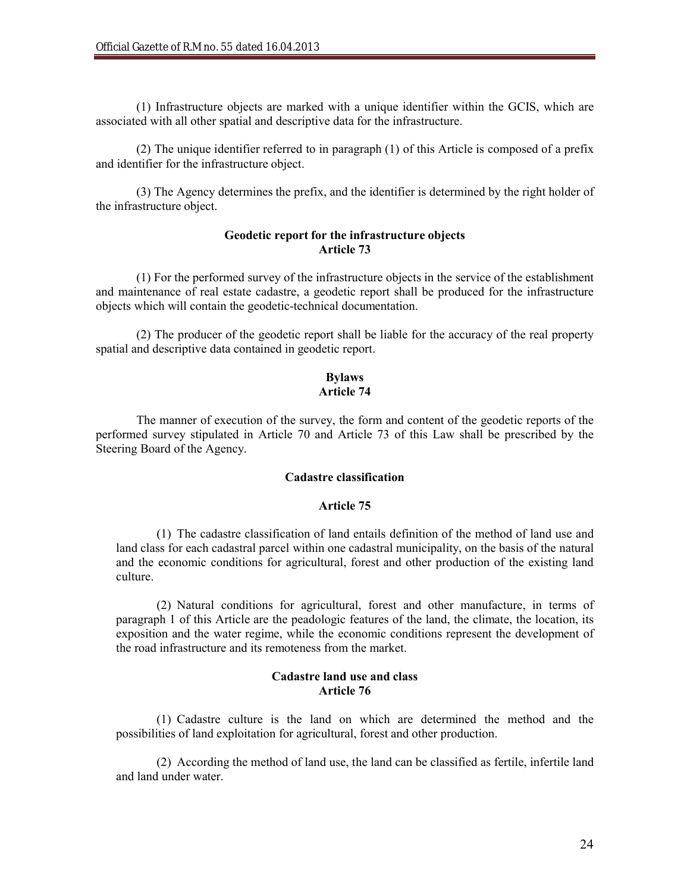(1) Infrastructure objects are marked with a unique identifier within the GCIS, which are associated with all other spatial and descriptive data for the infrastructure.

(2) The unique identifier referred to in paragraph (1) of this Article is composed of a prefix and identifier for the infrastructure object.

(3) The Agency determines the prefix, and the identifier is determined by the right holder of the infrastructure object.

**Geodetic report for the infrastructure objects**
**Article 73**

(1) For the performed survey of the infrastructure objects in the service of the establishment and maintenance of real estate cadastre, a geodetic report shall be produced for the infrastructure objects which will contain the geodetic-technical documentation.

(2) The producer of the geodetic report shall be liable for the accuracy of the real property spatial and descriptive data contained in geodetic report.

**Bylaws**
**Article 74**

The manner of execution of the survey, the form and content of the geodetic reports of the performed survey stipulated in Article 70 and Article 73 of this Law shall be prescribed by the Steering Board of the Agency.

**Cadastre classification**

**Article 75**

(1) The cadastre classification of land entails definition of the method of land use and land class for each cadastral parcel within one cadastral municipality, on the basis of the natural and the economic conditions for agricultural, forest and other production of the existing land culture.

(2) Natural conditions for agricultural, forest and other manufacture, in terms of paragraph 1 of this Article are the peadologic features of the land, the climate, the location, its exposition and the water regime, while the economic conditions represent the development of the road infrastructure and its remoteness from the market.

**Cadastre land use and class**
**Article 76**

(1) Cadastre culture is the land on which are determined the method and the possibilities of land exploitation for agricultural, forest and other production.

(2) According the method of land use, the land can be classified as fertile, infertile land and land under water.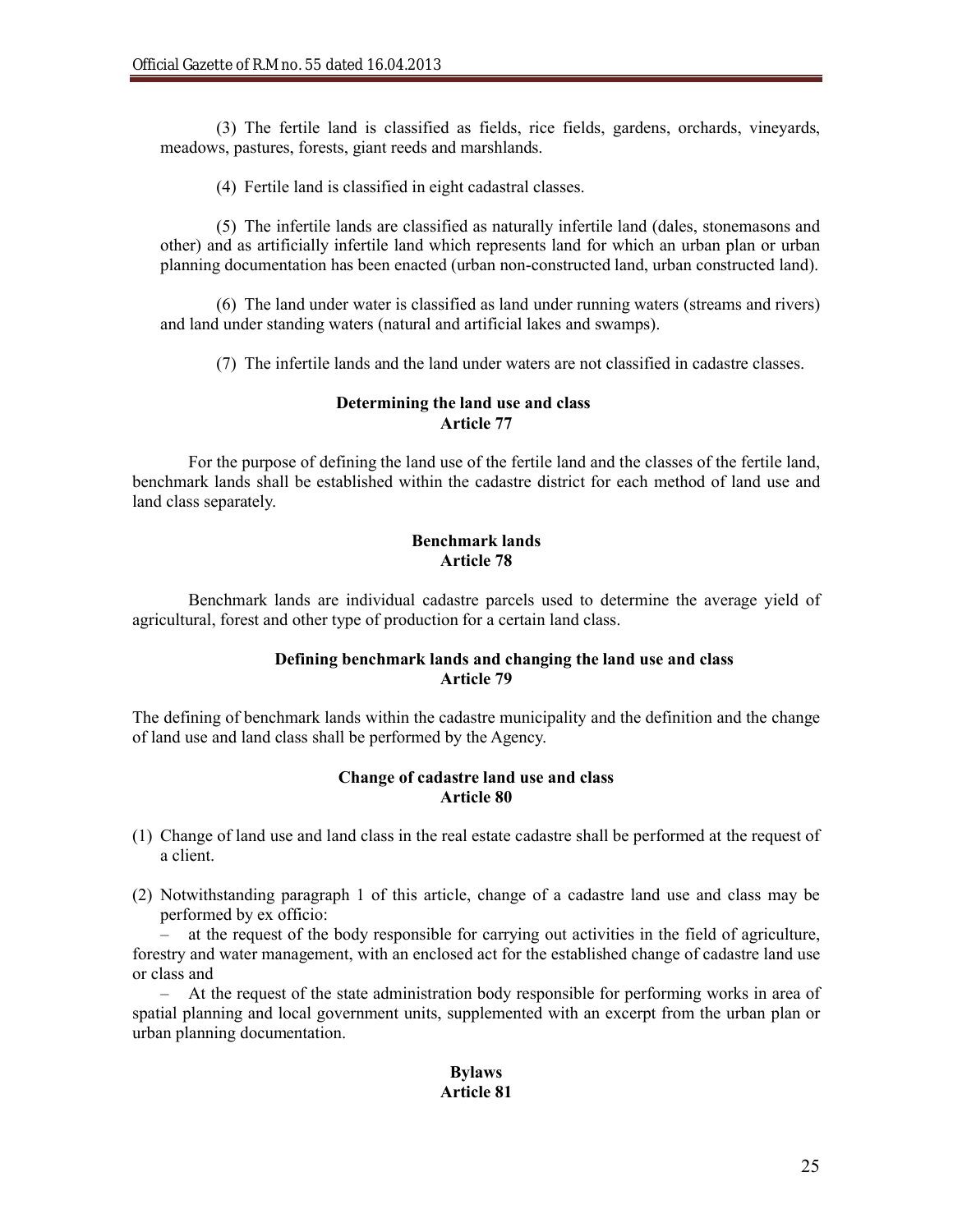(3) The fertile land is classified as fields, rice fields, gardens, orchards, vineyards, meadows, pastures, forests, giant reeds and marshlands.

(4) Fertile land is classified in eight cadastral classes.

(5) The infertile lands are classified as naturally infertile land (dales, stonemasons and other) and as artificially infertile land which represents land for which an urban plan or urban planning documentation has been enacted (urban non-constructed land, urban constructed land).

(6) The land under water is classified as land under running waters (streams and rivers) and land under standing waters (natural and artificial lakes and swamps).

(7) The infertile lands and the land under waters are not classified in cadastre classes.

**Determining the land use and class**
**Article 77**

For the purpose of defining the land use of the fertile land and the classes of the fertile land, benchmark lands shall be established within the cadastre district for each method of land use and land class separately.

**Benchmark lands**
**Article 78**

Benchmark lands are individual cadastre parcels used to determine the average yield of agricultural, forest and other type of production for a certain land class.

**Defining benchmark lands and changing the land use and class**
**Article 79**

The defining of benchmark lands within the cadastre municipality and the definition and the change of land use and land class shall be performed by the Agency.

**Change of cadastre land use and class**
**Article 80**

(1) Change of land use and land class in the real estate cadastre shall be performed at the request of a client.

(2) Notwithstanding paragraph 1 of this article, change of a cadastre land use and class may be performed by ex officio:

– at the request of the body responsible for carrying out activities in the field of agriculture, forestry and water management, with an enclosed act for the established change of cadastre land use or class and

– At the request of the state administration body responsible for performing works in area of spatial planning and local government units, supplemented with an excerpt from the urban plan or urban planning documentation.

**Bylaws**
**Article 81**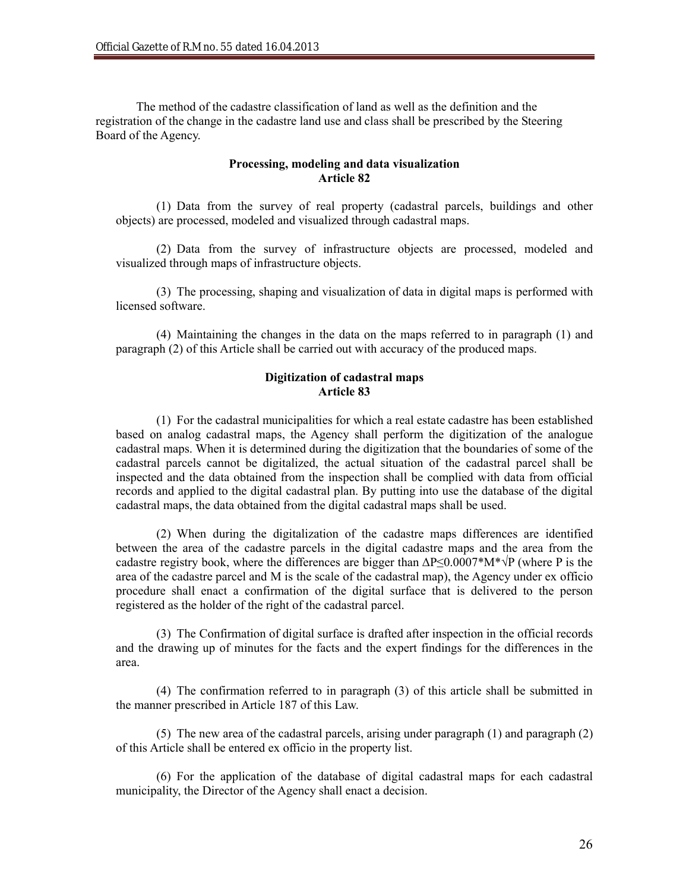The method of the cadastre classification of land as well as the definition and the registration of the change in the cadastre land use and class shall be prescribed by the Steering Board of the Agency.

**Processing, modeling and data visualization**
**Article 82**

(1) Data from the survey of real property (cadastral parcels, buildings and other objects) are processed, modeled and visualized through cadastral maps.

(2) Data from the survey of infrastructure objects are processed, modeled and visualized through maps of infrastructure objects.

(3) The processing, shaping and visualization of data in digital maps is performed with licensed software.

(4) Maintaining the changes in the data on the maps referred to in paragraph (1) and paragraph (2) of this Article shall be carried out with accuracy of the produced maps.

**Digitization of cadastral maps**
**Article 83**

(1) For the cadastral municipalities for which a real estate cadastre has been established based on analog cadastral maps, the Agency shall perform the digitization of the analogue cadastral maps. When it is determined during the digitization that the boundaries of some of the cadastral parcels cannot be digitalized, the actual situation of the cadastral parcel shall be inspected and the data obtained from the inspection shall be complied with data from official records and applied to the digital cadastral plan. By putting into use the database of the digital cadastral maps, the data obtained from the digital cadastral maps shall be used.

(2) When during the digitalization of the cadastre maps differences are identified between the area of the cadastre parcels in the digital cadastre maps and the area from the cadastre registry book, where the differences are bigger than $\Delta P \leq 0.0007 * M * \sqrt{P}$ (where P is the area of the cadastre parcel and M is the scale of the cadastral map), the Agency under ex officio procedure shall enact a confirmation of the digital surface that is delivered to the person registered as the holder of the right of the cadastral parcel.

(3) The Confirmation of digital surface is drafted after inspection in the official records and the drawing up of minutes for the facts and the expert findings for the differences in the area.

(4) The confirmation referred to in paragraph (3) of this article shall be submitted in the manner prescribed in Article 187 of this Law.

(5) The new area of the cadastral parcels, arising under paragraph (1) and paragraph (2) of this Article shall be entered ex officio in the property list.

(6) For the application of the database of digital cadastral maps for each cadastral municipality, the Director of the Agency shall enact a decision.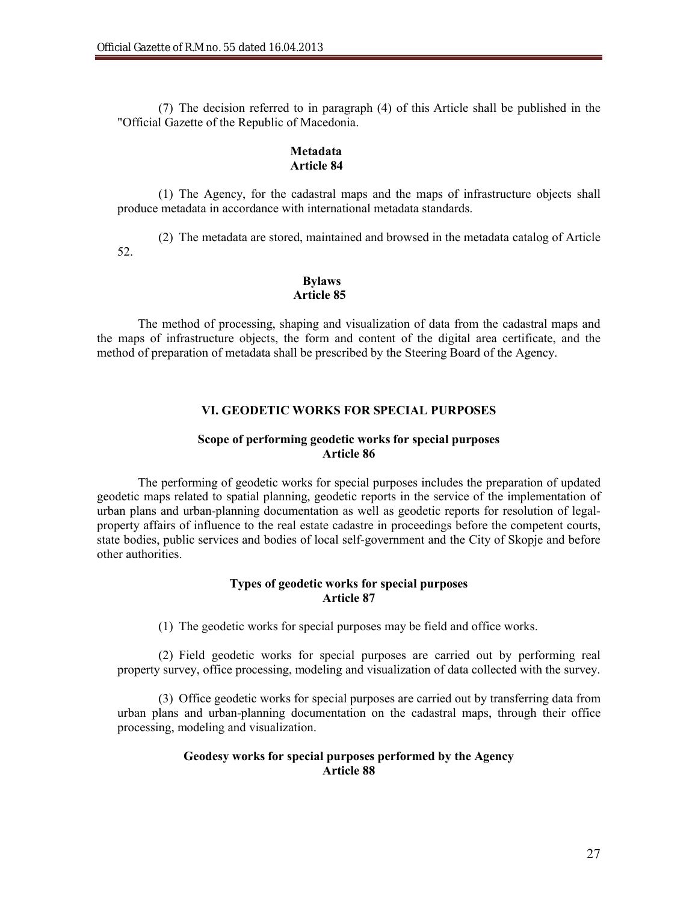(7) The decision referred to in paragraph (4) of this Article shall be published in the "Official Gazette of the Republic of Macedonia.

**Metadata**
**Article 84**

(1) The Agency, for the cadastral maps and the maps of infrastructure objects shall produce metadata in accordance with international metadata standards.

(2) The metadata are stored, maintained and browsed in the metadata catalog of Article 52.

**Bylaws**
**Article 85**

The method of processing, shaping and visualization of data from the cadastral maps and the maps of infrastructure objects, the form and content of the digital area certificate, and the method of preparation of metadata shall be prescribed by the Steering Board of the Agency.

## VI. GEODETIC WORKS FOR SPECIAL PURPOSES

**Scope of performing geodetic works for special purposes**
**Article 86**

The performing of geodetic works for special purposes includes the preparation of updated geodetic maps related to spatial planning, geodetic reports in the service of the implementation of urban plans and urban-planning documentation as well as geodetic reports for resolution of legal-property affairs of influence to the real estate cadastre in proceedings before the competent courts, state bodies, public services and bodies of local self-government and the City of Skopje and before other authorities.

**Types of geodetic works for special purposes**
**Article 87**

(1) The geodetic works for special purposes may be field and office works.

(2) Field geodetic works for special purposes are carried out by performing real property survey, office processing, modeling and visualization of data collected with the survey.

(3) Office geodetic works for special purposes are carried out by transferring data from urban plans and urban-planning documentation on the cadastral maps, through their office processing, modeling and visualization.

**Geodesy works for special purposes performed by the Agency**
**Article 88**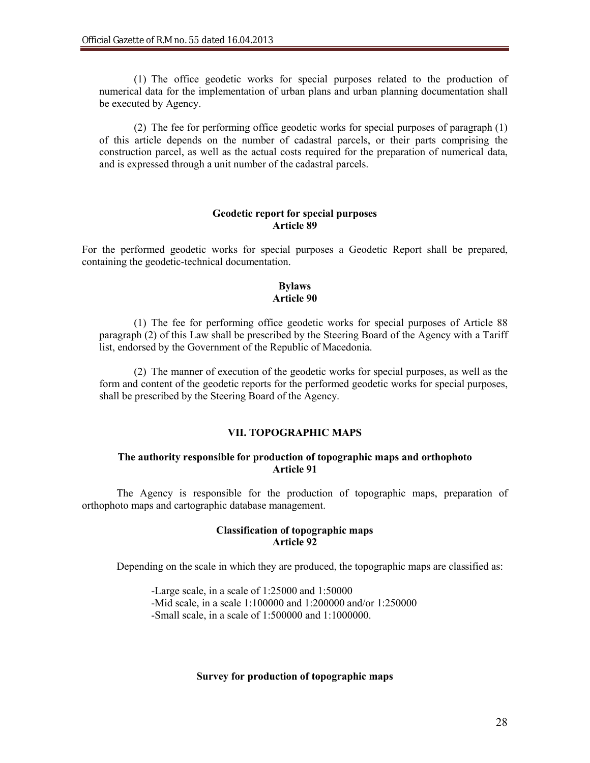(1) The office geodetic works for special purposes related to the production of numerical data for the implementation of urban plans and urban planning documentation shall be executed by Agency.

(2) The fee for performing office geodetic works for special purposes of paragraph (1) of this article depends on the number of cadastral parcels, or their parts comprising the construction parcel, as well as the actual costs required for the preparation of numerical data, and is expressed through a unit number of the cadastral parcels.

**Geodetic report for special purposes**
**Article 89**

For the performed geodetic works for special purposes a Geodetic Report shall be prepared, containing the geodetic-technical documentation.

**Bylaws**
**Article 90**

(1) The fee for performing office geodetic works for special purposes of Article 88 paragraph (2) of this Law shall be prescribed by the Steering Board of the Agency with a Tariff list, endorsed by the Government of the Republic of Macedonia.

(2) The manner of execution of the geodetic works for special purposes, as well as the form and content of the geodetic reports for the performed geodetic works for special purposes, shall be prescribed by the Steering Board of the Agency.

## VII. TOPOGRAPHIC MAPS

**The authority responsible for production of topographic maps and orthophoto**
**Article 91**

The Agency is responsible for the production of topographic maps, preparation of orthophoto maps and cartographic database management.

**Classification of topographic maps**
**Article 92**

Depending on the scale in which they are produced, the topographic maps are classified as:

-Large scale, in a scale of 1:25000 and 1:50000
-Mid scale, in a scale 1:100000 and 1:200000 and/or 1:250000
-Small scale, in a scale of 1:500000 and 1:1000000.

**Survey for production of topographic maps**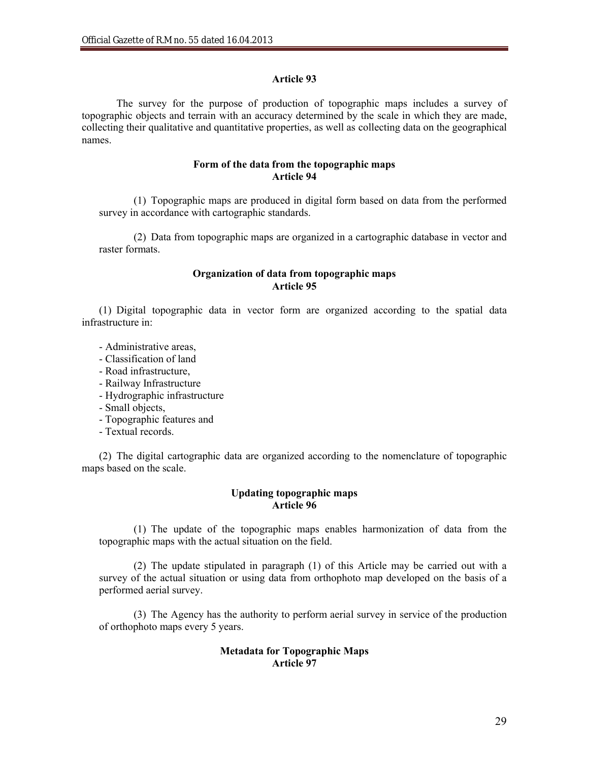**Article 93**

The survey for the purpose of production of topographic maps includes a survey of topographic objects and terrain with an accuracy determined by the scale in which they are made, collecting their qualitative and quantitative properties, as well as collecting data on the geographical names.

**Form of the data from the topographic maps**
**Article 94**

(1) Topographic maps are produced in digital form based on data from the performed survey in accordance with cartographic standards.

(2) Data from topographic maps are organized in a cartographic database in vector and raster formats.

**Organization of data from topographic maps**
**Article 95**

(1) Digital topographic data in vector form are organized according to the spatial data infrastructure in:

- Administrative areas,
- Classification of land
- Road infrastructure,
- Railway Infrastructure
- Hydrographic infrastructure
- Small objects,
- Topographic features and
- Textual records.

(2) The digital cartographic data are organized according to the nomenclature of topographic maps based on the scale.

**Updating topographic maps**
**Article 96**

(1) The update of the topographic maps enables harmonization of data from the topographic maps with the actual situation on the field.

(2) The update stipulated in paragraph (1) of this Article may be carried out with a survey of the actual situation or using data from orthophoto map developed on the basis of a performed aerial survey.

(3) The Agency has the authority to perform aerial survey in service of the production of orthophoto maps every 5 years.

**Metadata for Topographic Maps**
**Article 97**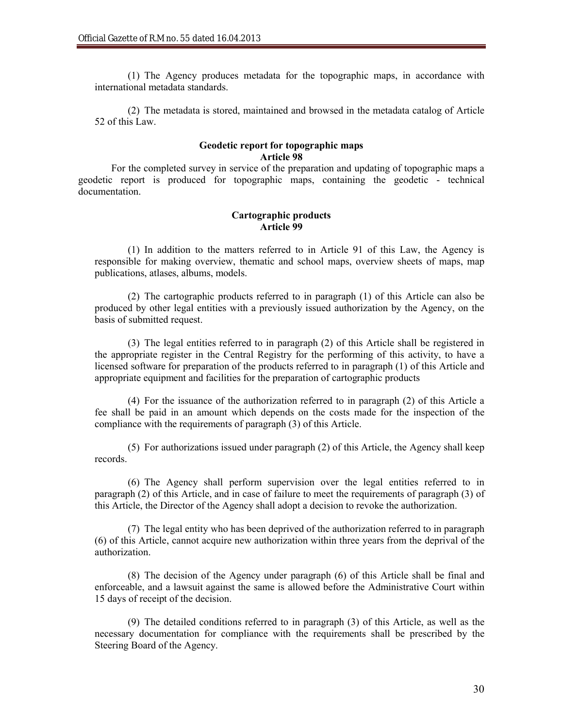(1) The Agency produces metadata for the topographic maps, in accordance with international metadata standards.

(2) The metadata is stored, maintained and browsed in the metadata catalog of Article 52 of this Law.

**Geodetic report for topographic maps**
**Article 98**

For the completed survey in service of the preparation and updating of topographic maps a geodetic report is produced for topographic maps, containing the geodetic - technical documentation.

**Cartographic products**
**Article 99**

(1) In addition to the matters referred to in Article 91 of this Law, the Agency is responsible for making overview, thematic and school maps, overview sheets of maps, map publications, atlases, albums, models.

(2) The cartographic products referred to in paragraph (1) of this Article can also be produced by other legal entities with a previously issued authorization by the Agency, on the basis of submitted request.

(3) The legal entities referred to in paragraph (2) of this Article shall be registered in the appropriate register in the Central Registry for the performing of this activity, to have a licensed software for preparation of the products referred to in paragraph (1) of this Article and appropriate equipment and facilities for the preparation of cartographic products

(4) For the issuance of the authorization referred to in paragraph (2) of this Article a fee shall be paid in an amount which depends on the costs made for the inspection of the compliance with the requirements of paragraph (3) of this Article.

(5) For authorizations issued under paragraph (2) of this Article, the Agency shall keep records.

(6) The Agency shall perform supervision over the legal entities referred to in paragraph (2) of this Article, and in case of failure to meet the requirements of paragraph (3) of this Article, the Director of the Agency shall adopt a decision to revoke the authorization.

(7) The legal entity who has been deprived of the authorization referred to in paragraph (6) of this Article, cannot acquire new authorization within three years from the deprival of the authorization.

(8) The decision of the Agency under paragraph (6) of this Article shall be final and enforceable, and a lawsuit against the same is allowed before the Administrative Court within 15 days of receipt of the decision.

(9) The detailed conditions referred to in paragraph (3) of this Article, as well as the necessary documentation for compliance with the requirements shall be prescribed by the Steering Board of the Agency.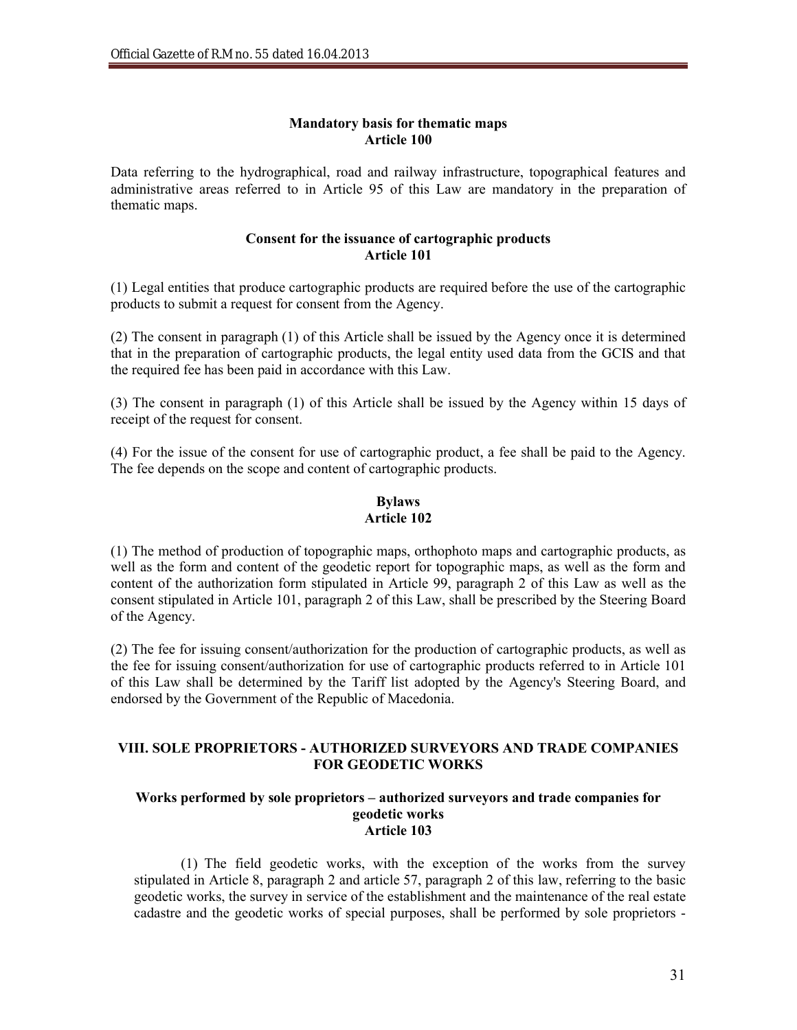**Mandatory basis for thematic maps**
**Article 100**

Data referring to the hydrographical, road and railway infrastructure, topographical features and administrative areas referred to in Article 95 of this Law are mandatory in the preparation of thematic maps.

**Consent for the issuance of cartographic products**
**Article 101**

(1) Legal entities that produce cartographic products are required before the use of the cartographic products to submit a request for consent from the Agency.

(2) The consent in paragraph (1) of this Article shall be issued by the Agency once it is determined that in the preparation of cartographic products, the legal entity used data from the GCIS and that the required fee has been paid in accordance with this Law.

(3) The consent in paragraph (1) of this Article shall be issued by the Agency within 15 days of receipt of the request for consent.

(4) For the issue of the consent for use of cartographic product, a fee shall be paid to the Agency. The fee depends on the scope and content of cartographic products.

**Bylaws**
**Article 102**

(1) The method of production of topographic maps, orthophoto maps and cartographic products, as well as the form and content of the geodetic report for topographic maps, as well as the form and content of the authorization form stipulated in Article 99, paragraph 2 of this Law as well as the consent stipulated in Article 101, paragraph 2 of this Law, shall be prescribed by the Steering Board of the Agency.

(2) The fee for issuing consent/authorization for the production of cartographic products, as well as the fee for issuing consent/authorization for use of cartographic products referred to in Article 101 of this Law shall be determined by the Tariff list adopted by the Agency's Steering Board, and endorsed by the Government of the Republic of Macedonia.

## VIII. SOLE PROPRIETORS - AUTHORIZED SURVEYORS AND TRADE COMPANIES FOR GEODETIC WORKS

**Works performed by sole proprietors – authorized surveyors and trade companies for geodetic works**
**Article 103**

(1) The field geodetic works, with the exception of the works from the survey stipulated in Article 8, paragraph 2 and article 57, paragraph 2 of this law, referring to the basic geodetic works, the survey in service of the establishment and the maintenance of the real estate cadastre and the geodetic works of special purposes, shall be performed by sole proprietors -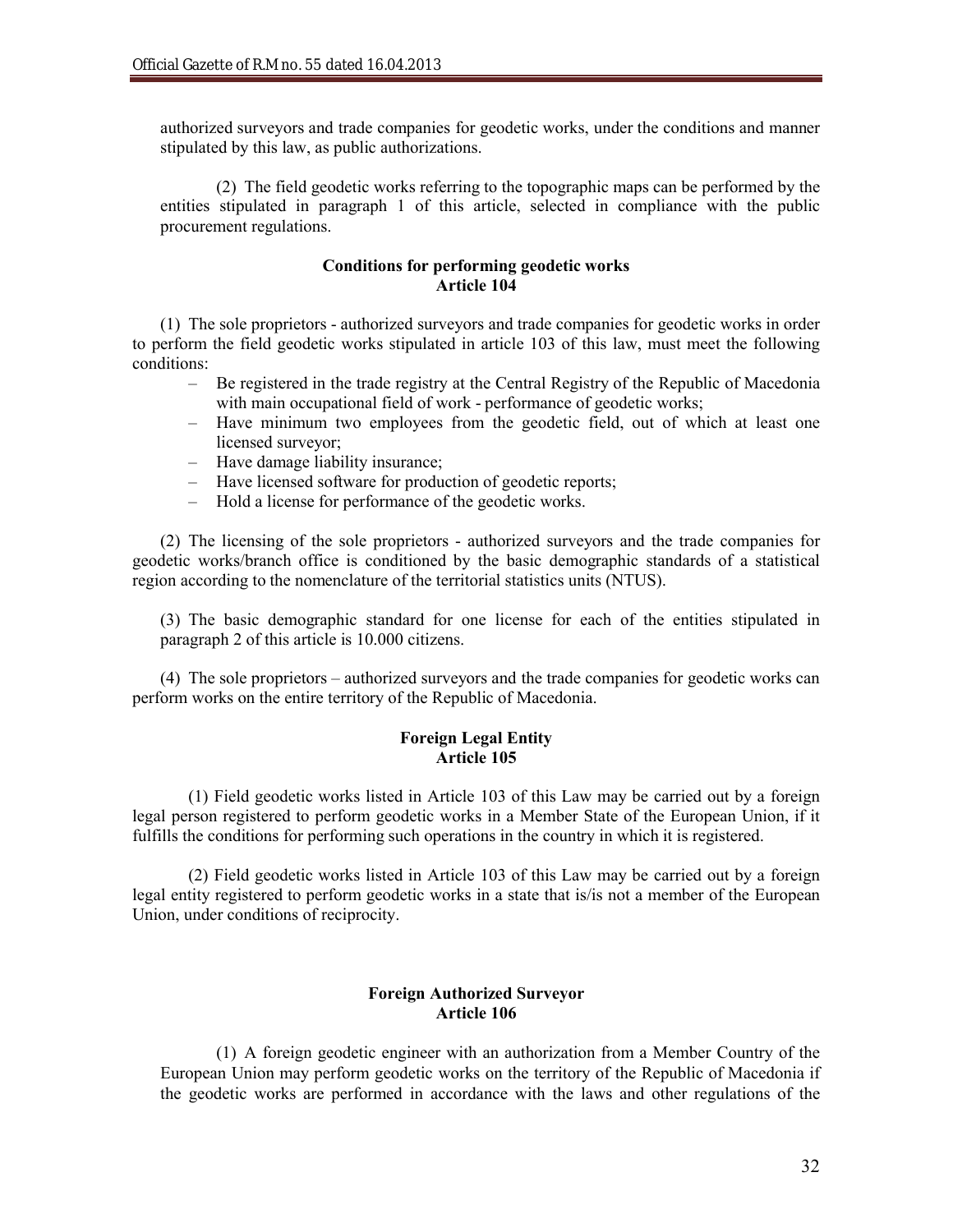authorized surveyors and trade companies for geodetic works, under the conditions and manner stipulated by this law, as public authorizations.

(2) The field geodetic works referring to the topographic maps can be performed by the entities stipulated in paragraph 1 of this article, selected in compliance with the public procurement regulations.

**Conditions for performing geodetic works**
**Article 104**

(1) The sole proprietors - authorized surveyors and trade companies for geodetic works in order to perform the field geodetic works stipulated in article 103 of this law, must meet the following conditions:

- Be registered in the trade registry at the Central Registry of the Republic of Macedonia with main occupational field of work - performance of geodetic works;
- Have minimum two employees from the geodetic field, out of which at least one licensed surveyor;
- Have damage liability insurance;
- Have licensed software for production of geodetic reports;
- Hold a license for performance of the geodetic works.

(2) The licensing of the sole proprietors - authorized surveyors and the trade companies for geodetic works/branch office is conditioned by the basic demographic standards of a statistical region according to the nomenclature of the territorial statistics units (NTUS).

(3) The basic demographic standard for one license for each of the entities stipulated in paragraph 2 of this article is 10.000 citizens.

(4) The sole proprietors – authorized surveyors and the trade companies for geodetic works can perform works on the entire territory of the Republic of Macedonia.

**Foreign Legal Entity**
**Article 105**

(1) Field geodetic works listed in Article 103 of this Law may be carried out by a foreign legal person registered to perform geodetic works in a Member State of the European Union, if it fulfills the conditions for performing such operations in the country in which it is registered.

(2) Field geodetic works listed in Article 103 of this Law may be carried out by a foreign legal entity registered to perform geodetic works in a state that is/is not a member of the European Union, under conditions of reciprocity.

**Foreign Authorized Surveyor**
**Article 106**

(1) A foreign geodetic engineer with an authorization from a Member Country of the European Union may perform geodetic works on the territory of the Republic of Macedonia if the geodetic works are performed in accordance with the laws and other regulations of the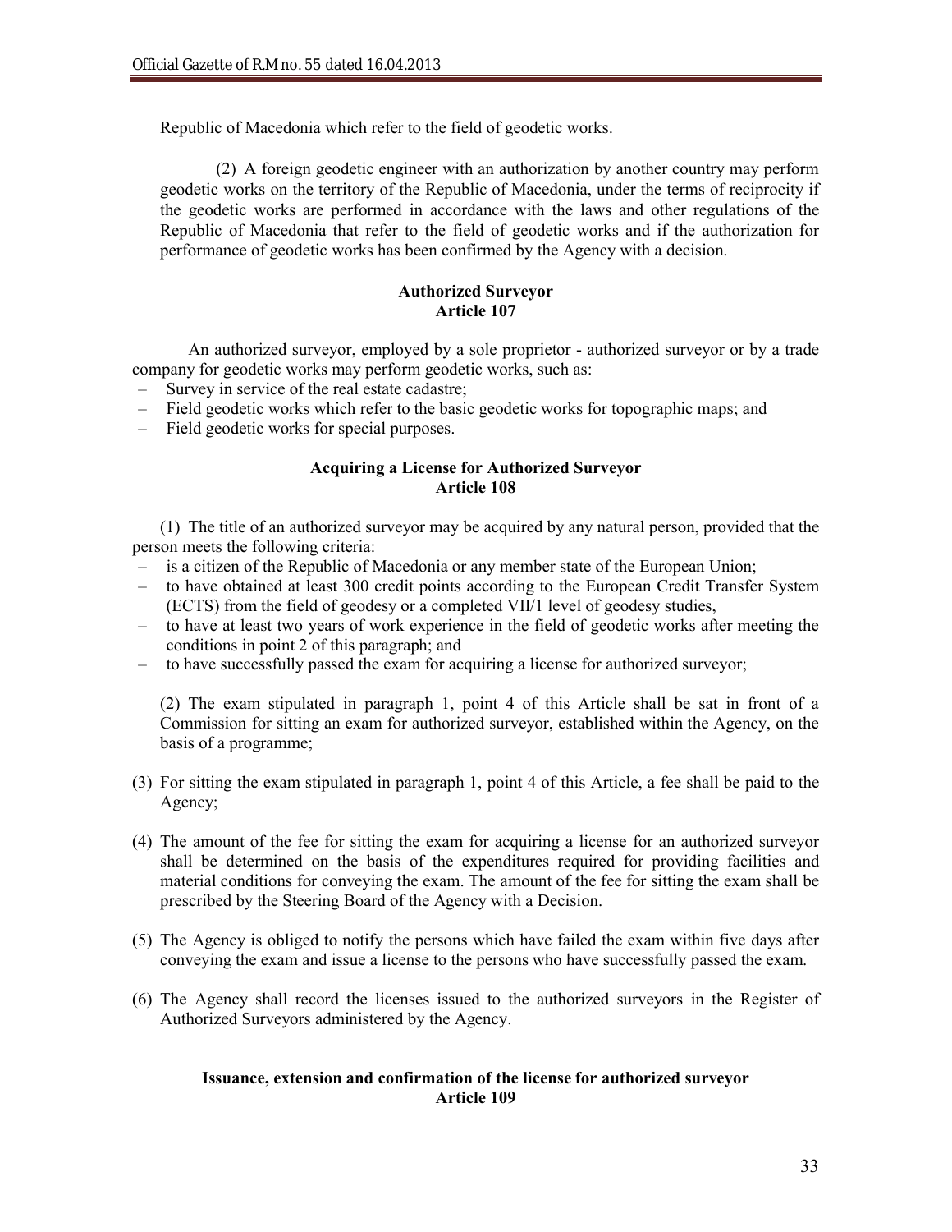Republic of Macedonia which refer to the field of geodetic works.

(2) A foreign geodetic engineer with an authorization by another country may perform geodetic works on the territory of the Republic of Macedonia, under the terms of reciprocity if the geodetic works are performed in accordance with the laws and other regulations of the Republic of Macedonia that refer to the field of geodetic works and if the authorization for performance of geodetic works has been confirmed by the Agency with a decision.

**Authorized Surveyor**
**Article 107**

An authorized surveyor, employed by a sole proprietor - authorized surveyor or by a trade company for geodetic works may perform geodetic works, such as:

- Survey in service of the real estate cadastre;
- Field geodetic works which refer to the basic geodetic works for topographic maps; and
- Field geodetic works for special purposes.

**Acquiring a License for Authorized Surveyor**
**Article 108**

(1) The title of an authorized surveyor may be acquired by any natural person, provided that the person meets the following criteria:

- is a citizen of the Republic of Macedonia or any member state of the European Union;
- to have obtained at least 300 credit points according to the European Credit Transfer System (ECTS) from the field of geodesy or a completed VII/1 level of geodesy studies,
- to have at least two years of work experience in the field of geodetic works after meeting the conditions in point 2 of this paragraph; and
- to have successfully passed the exam for acquiring a license for authorized surveyor;

(2) The exam stipulated in paragraph 1, point 4 of this Article shall be sat in front of a Commission for sitting an exam for authorized surveyor, established within the Agency, on the basis of a programme;

(3) For sitting the exam stipulated in paragraph 1, point 4 of this Article, a fee shall be paid to the Agency;

(4) The amount of the fee for sitting the exam for acquiring a license for an authorized surveyor shall be determined on the basis of the expenditures required for providing facilities and material conditions for conveying the exam. The amount of the fee for sitting the exam shall be prescribed by the Steering Board of the Agency with a Decision.

(5) The Agency is obliged to notify the persons which have failed the exam within five days after conveying the exam and issue a license to the persons who have successfully passed the exam.

(6) The Agency shall record the licenses issued to the authorized surveyors in the Register of Authorized Surveyors administered by the Agency.

**Issuance, extension and confirmation of the license for authorized surveyor**
**Article 109**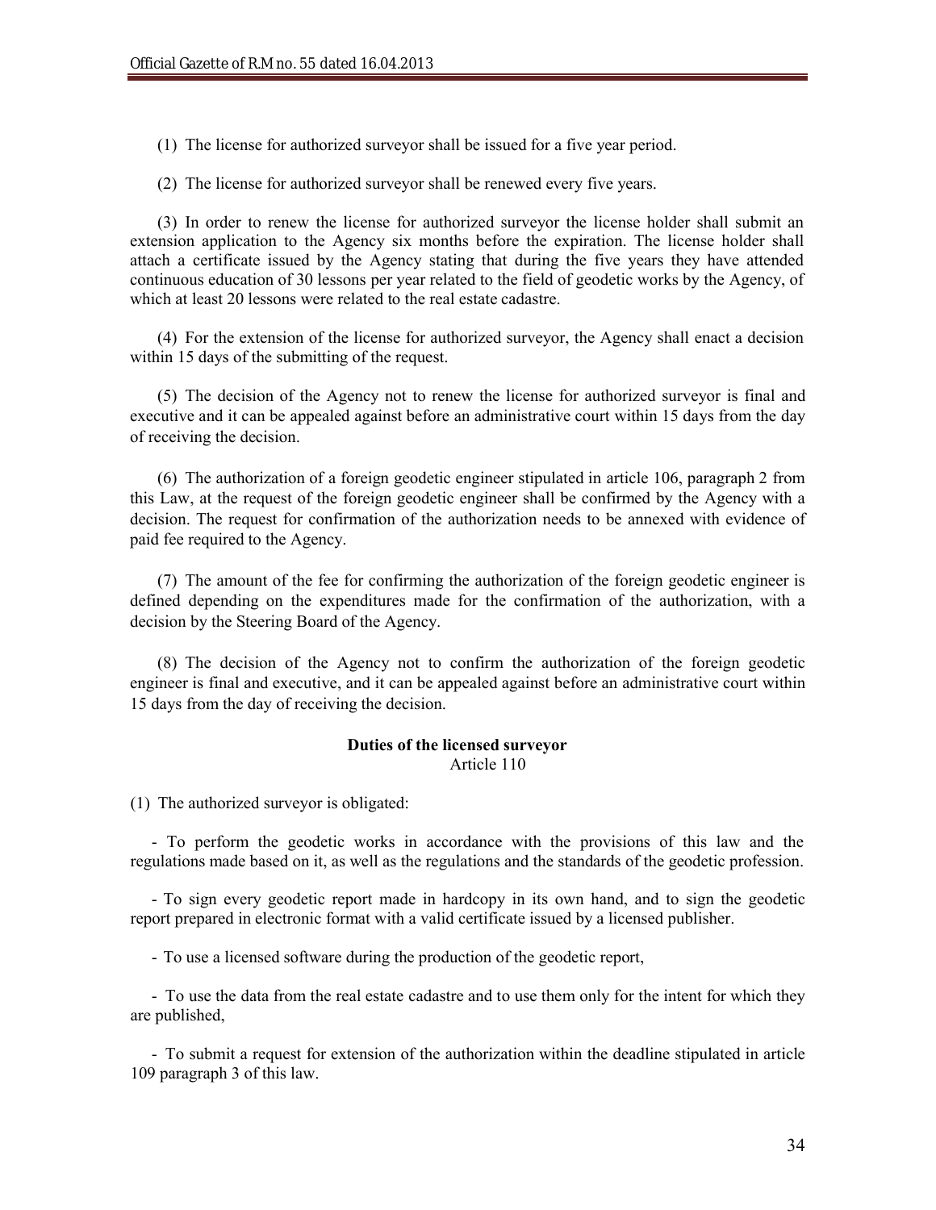(1) The license for authorized surveyor shall be issued for a five year period.

(2) The license for authorized surveyor shall be renewed every five years.

(3) In order to renew the license for authorized surveyor the license holder shall submit an extension application to the Agency six months before the expiration. The license holder shall attach a certificate issued by the Agency stating that during the five years they have attended continuous education of 30 lessons per year related to the field of geodetic works by the Agency, of which at least 20 lessons were related to the real estate cadastre.

(4) For the extension of the license for authorized surveyor, the Agency shall enact a decision within 15 days of the submitting of the request.

(5) The decision of the Agency not to renew the license for authorized surveyor is final and executive and it can be appealed against before an administrative court within 15 days from the day of receiving the decision.

(6) The authorization of a foreign geodetic engineer stipulated in article 106, paragraph 2 from this Law, at the request of the foreign geodetic engineer shall be confirmed by the Agency with a decision. The request for confirmation of the authorization needs to be annexed with evidence of paid fee required to the Agency.

(7) The amount of the fee for confirming the authorization of the foreign geodetic engineer is defined depending on the expenditures made for the confirmation of the authorization, with a decision by the Steering Board of the Agency.

(8) The decision of the Agency not to confirm the authorization of the foreign geodetic engineer is final and executive, and it can be appealed against before an administrative court within 15 days from the day of receiving the decision.

**Duties of the licensed surveyor**
Article 110

(1) The authorized surveyor is obligated:

- To perform the geodetic works in accordance with the provisions of this law and the regulations made based on it, as well as the regulations and the standards of the geodetic profession.

- To sign every geodetic report made in hardcopy in its own hand, and to sign the geodetic report prepared in electronic format with a valid certificate issued by a licensed publisher.

- To use a licensed software during the production of the geodetic report,

- To use the data from the real estate cadastre and to use them only for the intent for which they are published,

- To submit a request for extension of the authorization within the deadline stipulated in article 109 paragraph 3 of this law.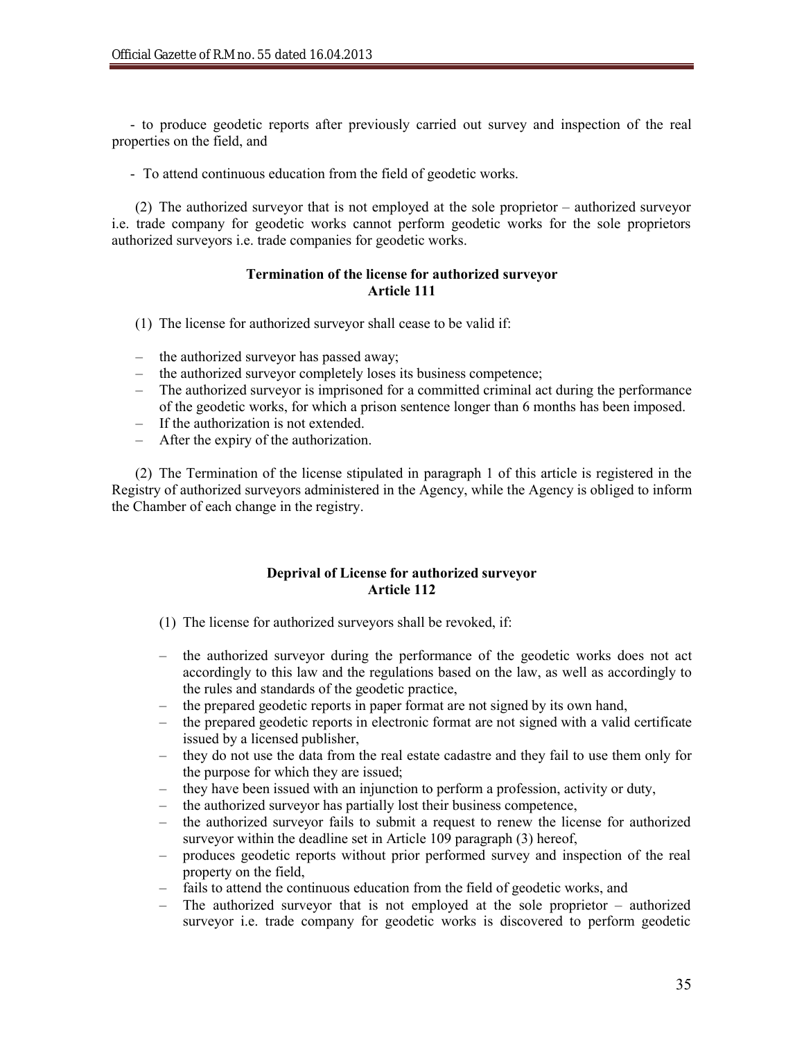- to produce geodetic reports after previously carried out survey and inspection of the real properties on the field, and

- To attend continuous education from the field of geodetic works.

(2) The authorized surveyor that is not employed at the sole proprietor – authorized surveyor i.e. trade company for geodetic works cannot perform geodetic works for the sole proprietors authorized surveyors i.e. trade companies for geodetic works.

**Termination of the license for authorized surveyor**
**Article 111**

(1) The license for authorized surveyor shall cease to be valid if:

- the authorized surveyor has passed away;
- the authorized surveyor completely loses its business competence;
- The authorized surveyor is imprisoned for a committed criminal act during the performance of the geodetic works, for which a prison sentence longer than 6 months has been imposed.
- If the authorization is not extended.
- After the expiry of the authorization.

(2) The Termination of the license stipulated in paragraph 1 of this article is registered in the Registry of authorized surveyors administered in the Agency, while the Agency is obliged to inform the Chamber of each change in the registry.

**Deprival of License for authorized surveyor**
**Article 112**

(1) The license for authorized surveyors shall be revoked, if:

- the authorized surveyor during the performance of the geodetic works does not act accordingly to this law and the regulations based on the law, as well as accordingly to the rules and standards of the geodetic practice,
- the prepared geodetic reports in paper format are not signed by its own hand,
- the prepared geodetic reports in electronic format are not signed with a valid certificate issued by a licensed publisher,
- they do not use the data from the real estate cadastre and they fail to use them only for the purpose for which they are issued;
- they have been issued with an injunction to perform a profession, activity or duty,
- the authorized surveyor has partially lost their business competence,
- the authorized surveyor fails to submit a request to renew the license for authorized surveyor within the deadline set in Article 109 paragraph (3) hereof,
- produces geodetic reports without prior performed survey and inspection of the real property on the field,
- fails to attend the continuous education from the field of geodetic works, and
- The authorized surveyor that is not employed at the sole proprietor – authorized surveyor i.e. trade company for geodetic works is discovered to perform geodetic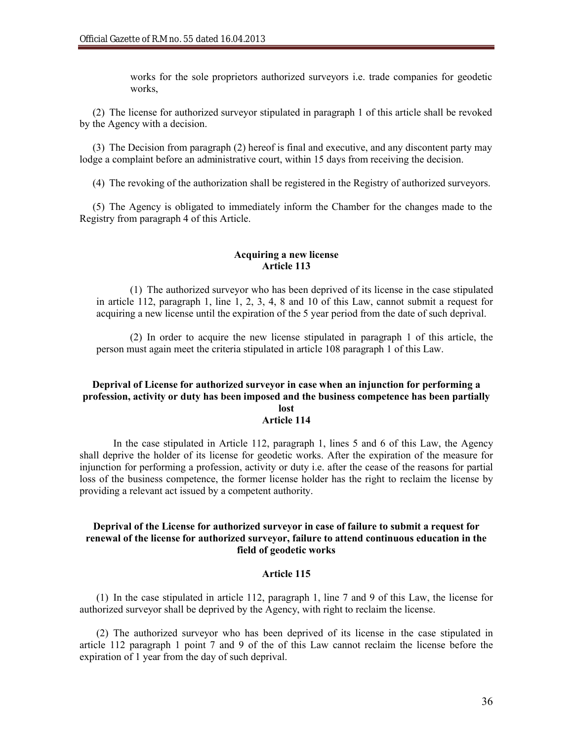works for the sole proprietors authorized surveyors i.e. trade companies for geodetic works,

(2) The license for authorized surveyor stipulated in paragraph 1 of this article shall be revoked by the Agency with a decision.

(3) The Decision from paragraph (2) hereof is final and executive, and any discontent party may lodge a complaint before an administrative court, within 15 days from receiving the decision.

(4) The revoking of the authorization shall be registered in the Registry of authorized surveyors.

(5) The Agency is obligated to immediately inform the Chamber for the changes made to the Registry from paragraph 4 of this Article.

**Acquiring a new license**
**Article 113**

(1) The authorized surveyor who has been deprived of its license in the case stipulated in article 112, paragraph 1, line 1, 2, 3, 4, 8 and 10 of this Law, cannot submit a request for acquiring a new license until the expiration of the 5 year period from the date of such deprival.

(2) In order to acquire the new license stipulated in paragraph 1 of this article, the person must again meet the criteria stipulated in article 108 paragraph 1 of this Law.

**Deprival of License for authorized surveyor in case when an injunction for performing a profession, activity or duty has been imposed and the business competence has been partially lost**
**Article 114**

In the case stipulated in Article 112, paragraph 1, lines 5 and 6 of this Law, the Agency shall deprive the holder of its license for geodetic works. After the expiration of the measure for injunction for performing a profession, activity or duty i.e. after the cease of the reasons for partial loss of the business competence, the former license holder has the right to reclaim the license by providing a relevant act issued by a competent authority.

**Deprival of the License for authorized surveyor in case of failure to submit a request for renewal of the license for authorized surveyor, failure to attend continuous education in the field of geodetic works**

**Article 115**

(1) In the case stipulated in article 112, paragraph 1, line 7 and 9 of this Law, the license for authorized surveyor shall be deprived by the Agency, with right to reclaim the license.

(2) The authorized surveyor who has been deprived of its license in the case stipulated in article 112 paragraph 1 point 7 and 9 of the of this Law cannot reclaim the license before the expiration of 1 year from the day of such deprival.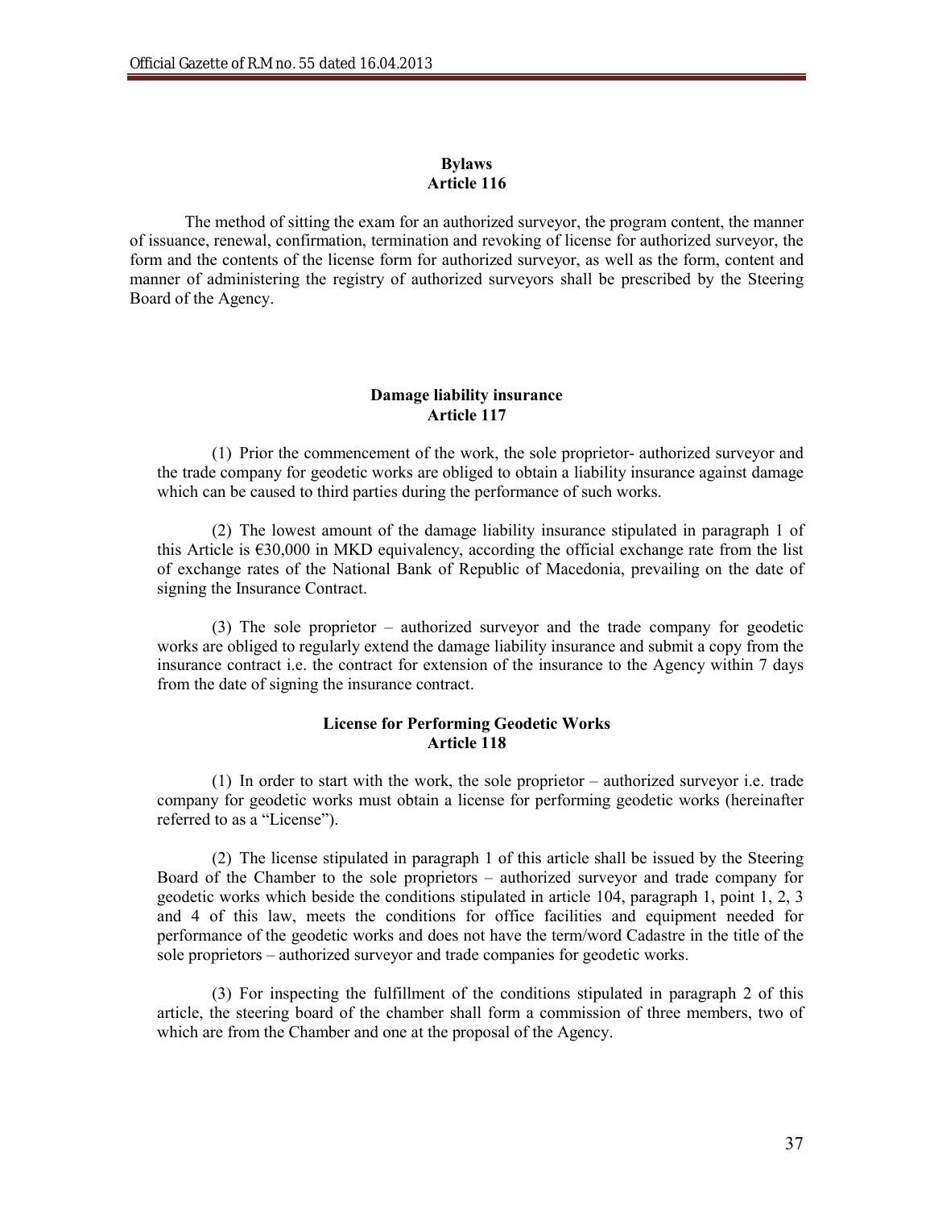**Bylaws**
**Article 116**

The method of sitting the exam for an authorized surveyor, the program content, the manner of issuance, renewal, confirmation, termination and revoking of license for authorized surveyor, the form and the contents of the license form for authorized surveyor, as well as the form, content and manner of administering the registry of authorized surveyors shall be prescribed by the Steering Board of the Agency.

**Damage liability insurance**
**Article 117**

(1) Prior the commencement of the work, the sole proprietor- authorized surveyor and the trade company for geodetic works are obliged to obtain a liability insurance against damage which can be caused to third parties during the performance of such works.

(2) The lowest amount of the damage liability insurance stipulated in paragraph 1 of this Article is €30,000 in MKD equivalency, according the official exchange rate from the list of exchange rates of the National Bank of Republic of Macedonia, prevailing on the date of signing the Insurance Contract.

(3) The sole proprietor – authorized surveyor and the trade company for geodetic works are obliged to regularly extend the damage liability insurance and submit a copy from the insurance contract i.e. the contract for extension of the insurance to the Agency within 7 days from the date of signing the insurance contract.

**License for Performing Geodetic Works**
**Article 118**

(1) In order to start with the work, the sole proprietor – authorized surveyor i.e. trade company for geodetic works must obtain a license for performing geodetic works (hereinafter referred to as a "License").

(2) The license stipulated in paragraph 1 of this article shall be issued by the Steering Board of the Chamber to the sole proprietors – authorized surveyor and trade company for geodetic works which beside the conditions stipulated in article 104, paragraph 1, point 1, 2, 3 and 4 of this law, meets the conditions for office facilities and equipment needed for performance of the geodetic works and does not have the term/word Cadastre in the title of the sole proprietors – authorized surveyor and trade companies for geodetic works.

(3) For inspecting the fulfillment of the conditions stipulated in paragraph 2 of this article, the steering board of the chamber shall form a commission of three members, two of which are from the Chamber and one at the proposal of the Agency.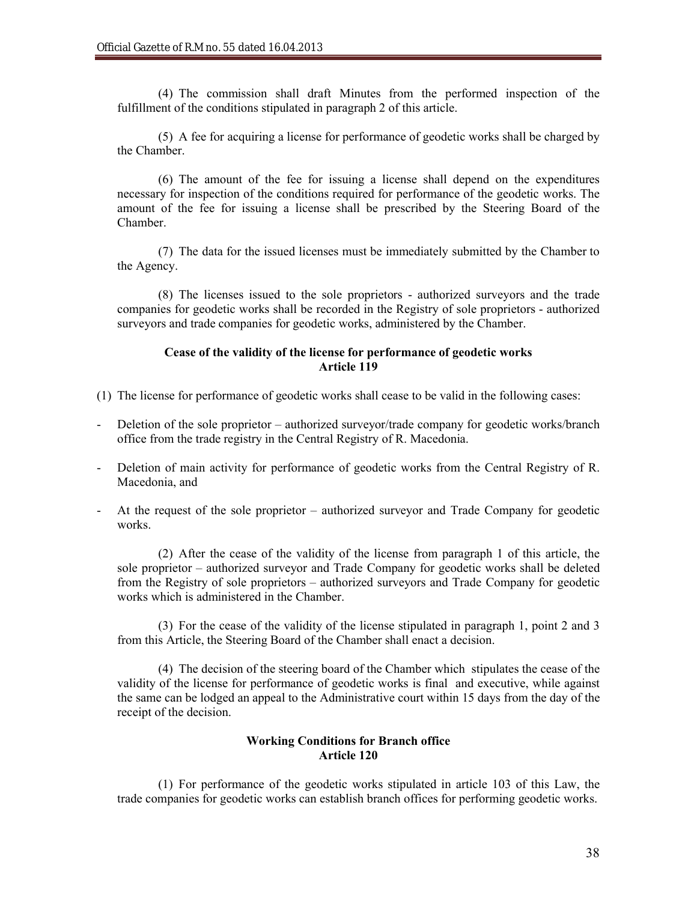(4) The commission shall draft Minutes from the performed inspection of the fulfillment of the conditions stipulated in paragraph 2 of this article.

(5) A fee for acquiring a license for performance of geodetic works shall be charged by the Chamber.

(6) The amount of the fee for issuing a license shall depend on the expenditures necessary for inspection of the conditions required for performance of the geodetic works. The amount of the fee for issuing a license shall be prescribed by the Steering Board of the Chamber.

(7) The data for the issued licenses must be immediately submitted by the Chamber to the Agency.

(8) The licenses issued to the sole proprietors - authorized surveyors and the trade companies for geodetic works shall be recorded in the Registry of sole proprietors - authorized surveyors and trade companies for geodetic works, administered by the Chamber.

**Cease of the validity of the license for performance of geodetic works**
**Article 119**

(1) The license for performance of geodetic works shall cease to be valid in the following cases:

- Deletion of the sole proprietor – authorized surveyor/trade company for geodetic works/branch office from the trade registry in the Central Registry of R. Macedonia.
- Deletion of main activity for performance of geodetic works from the Central Registry of R. Macedonia, and
- At the request of the sole proprietor – authorized surveyor and Trade Company for geodetic works.

(2) After the cease of the validity of the license from paragraph 1 of this article, the sole proprietor – authorized surveyor and Trade Company for geodetic works shall be deleted from the Registry of sole proprietors – authorized surveyors and Trade Company for geodetic works which is administered in the Chamber.

(3) For the cease of the validity of the license stipulated in paragraph 1, point 2 and 3 from this Article, the Steering Board of the Chamber shall enact a decision.

(4) The decision of the steering board of the Chamber which stipulates the cease of the validity of the license for performance of geodetic works is final and executive, while against the same can be lodged an appeal to the Administrative court within 15 days from the day of the receipt of the decision.

**Working Conditions for Branch office**
**Article 120**

(1) For performance of the geodetic works stipulated in article 103 of this Law, the trade companies for geodetic works can establish branch offices for performing geodetic works.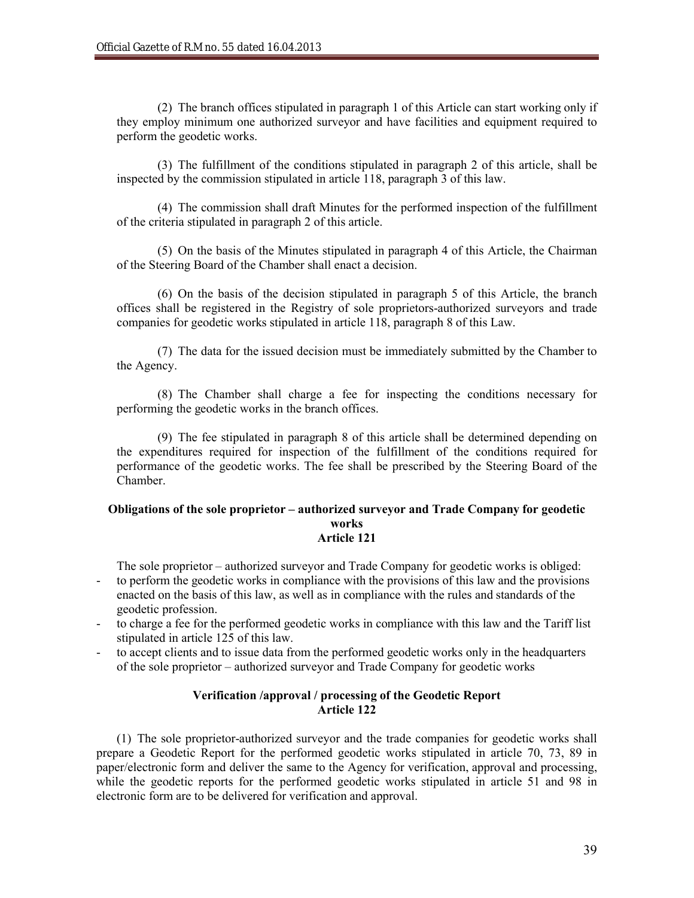(2) The branch offices stipulated in paragraph 1 of this Article can start working only if they employ minimum one authorized surveyor and have facilities and equipment required to perform the geodetic works.

(3) The fulfillment of the conditions stipulated in paragraph 2 of this article, shall be inspected by the commission stipulated in article 118, paragraph 3 of this law.

(4) The commission shall draft Minutes for the performed inspection of the fulfillment of the criteria stipulated in paragraph 2 of this article.

(5) On the basis of the Minutes stipulated in paragraph 4 of this Article, the Chairman of the Steering Board of the Chamber shall enact a decision.

(6) On the basis of the decision stipulated in paragraph 5 of this Article, the branch offices shall be registered in the Registry of sole proprietors-authorized surveyors and trade companies for geodetic works stipulated in article 118, paragraph 8 of this Law.

(7) The data for the issued decision must be immediately submitted by the Chamber to the Agency.

(8) The Chamber shall charge a fee for inspecting the conditions necessary for performing the geodetic works in the branch offices.

(9) The fee stipulated in paragraph 8 of this article shall be determined depending on the expenditures required for inspection of the fulfillment of the conditions required for performance of the geodetic works. The fee shall be prescribed by the Steering Board of the Chamber.

**Obligations of the sole proprietor – authorized surveyor and Trade Company for geodetic works**
**Article 121**

The sole proprietor – authorized surveyor and Trade Company for geodetic works is obliged:

- to perform the geodetic works in compliance with the provisions of this law and the provisions enacted on the basis of this law, as well as in compliance with the rules and standards of the geodetic profession.
- to charge a fee for the performed geodetic works in compliance with this law and the Tariff list stipulated in article 125 of this law.
- to accept clients and to issue data from the performed geodetic works only in the headquarters of the sole proprietor – authorized surveyor and Trade Company for geodetic works

**Verification /approval / processing of the Geodetic Report**
**Article 122**

(1) The sole proprietor-authorized surveyor and the trade companies for geodetic works shall prepare a Geodetic Report for the performed geodetic works stipulated in article 70, 73, 89 in paper/electronic form and deliver the same to the Agency for verification, approval and processing, while the geodetic reports for the performed geodetic works stipulated in article 51 and 98 in electronic form are to be delivered for verification and approval.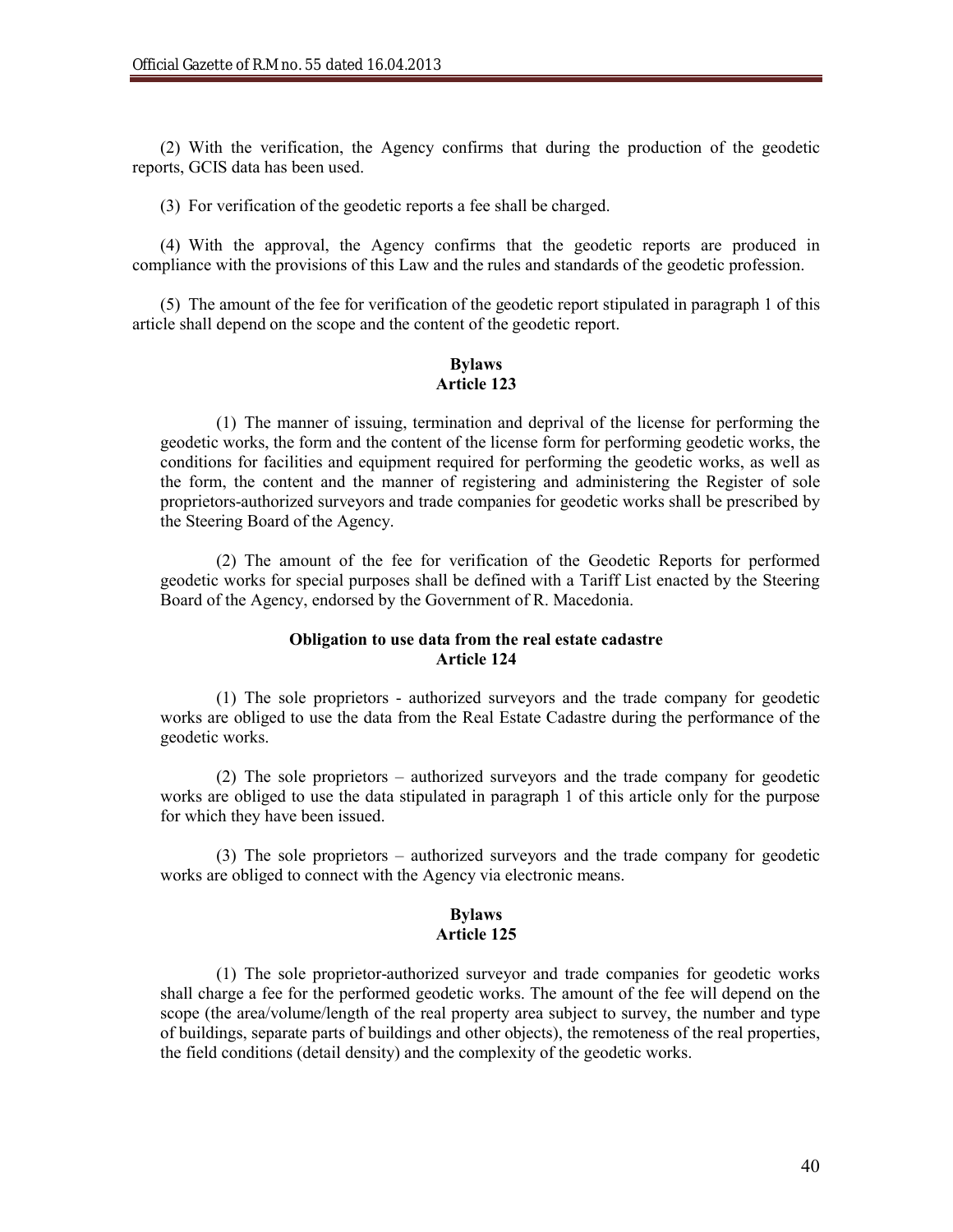(2) With the verification, the Agency confirms that during the production of the geodetic reports, GCIS data has been used.

(3) For verification of the geodetic reports a fee shall be charged.

(4) With the approval, the Agency confirms that the geodetic reports are produced in compliance with the provisions of this Law and the rules and standards of the geodetic profession.

(5) The amount of the fee for verification of the geodetic report stipulated in paragraph 1 of this article shall depend on the scope and the content of the geodetic report.

**Bylaws**
**Article 123**

(1) The manner of issuing, termination and deprival of the license for performing the geodetic works, the form and the content of the license form for performing geodetic works, the conditions for facilities and equipment required for performing the geodetic works, as well as the form, the content and the manner of registering and administering the Register of sole proprietors-authorized surveyors and trade companies for geodetic works shall be prescribed by the Steering Board of the Agency.

(2) The amount of the fee for verification of the Geodetic Reports for performed geodetic works for special purposes shall be defined with a Tariff List enacted by the Steering Board of the Agency, endorsed by the Government of R. Macedonia.

**Obligation to use data from the real estate cadastre**
**Article 124**

(1) The sole proprietors - authorized surveyors and the trade company for geodetic works are obliged to use the data from the Real Estate Cadastre during the performance of the geodetic works.

(2) The sole proprietors – authorized surveyors and the trade company for geodetic works are obliged to use the data stipulated in paragraph 1 of this article only for the purpose for which they have been issued.

(3) The sole proprietors – authorized surveyors and the trade company for geodetic works are obliged to connect with the Agency via electronic means.

**Bylaws**
**Article 125**

(1) The sole proprietor-authorized surveyor and trade companies for geodetic works shall charge a fee for the performed geodetic works. The amount of the fee will depend on the scope (the area/volume/length of the real property area subject to survey, the number and type of buildings, separate parts of buildings and other objects), the remoteness of the real properties, the field conditions (detail density) and the complexity of the geodetic works.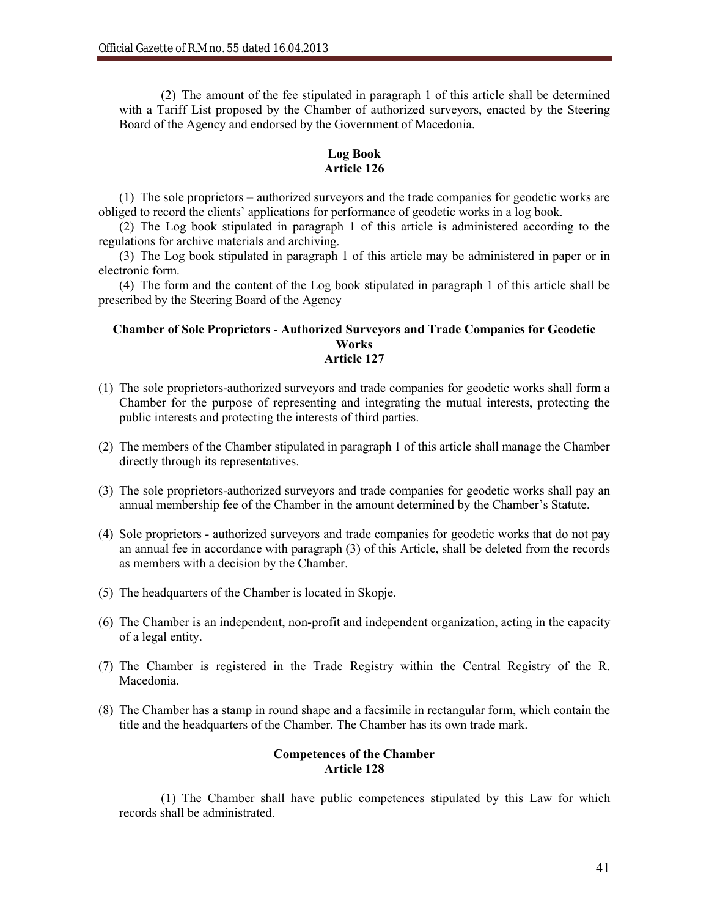(2) The amount of the fee stipulated in paragraph 1 of this article shall be determined with a Tariff List proposed by the Chamber of authorized surveyors, enacted by the Steering Board of the Agency and endorsed by the Government of Macedonia.

**Log Book**
**Article 126**

(1) The sole proprietors – authorized surveyors and the trade companies for geodetic works are obliged to record the clients' applications for performance of geodetic works in a log book.

(2) The Log book stipulated in paragraph 1 of this article is administered according to the regulations for archive materials and archiving.

(3) The Log book stipulated in paragraph 1 of this article may be administered in paper or in electronic form.

(4) The form and the content of the Log book stipulated in paragraph 1 of this article shall be prescribed by the Steering Board of the Agency

**Chamber of Sole Proprietors - Authorized Surveyors and Trade Companies for Geodetic Works**
**Article 127**

(1) The sole proprietors-authorized surveyors and trade companies for geodetic works shall form a Chamber for the purpose of representing and integrating the mutual interests, protecting the public interests and protecting the interests of third parties.

(2) The members of the Chamber stipulated in paragraph 1 of this article shall manage the Chamber directly through its representatives.

(3) The sole proprietors-authorized surveyors and trade companies for geodetic works shall pay an annual membership fee of the Chamber in the amount determined by the Chamber's Statute.

(4) Sole proprietors - authorized surveyors and trade companies for geodetic works that do not pay an annual fee in accordance with paragraph (3) of this Article, shall be deleted from the records as members with a decision by the Chamber.

(5) The headquarters of the Chamber is located in Skopje.

(6) The Chamber is an independent, non-profit and independent organization, acting in the capacity of a legal entity.

(7) The Chamber is registered in the Trade Registry within the Central Registry of the R. Macedonia.

(8) The Chamber has a stamp in round shape and a facsimile in rectangular form, which contain the title and the headquarters of the Chamber. The Chamber has its own trade mark.

**Competences of the Chamber**
**Article 128**

(1) The Chamber shall have public competences stipulated by this Law for which records shall be administrated.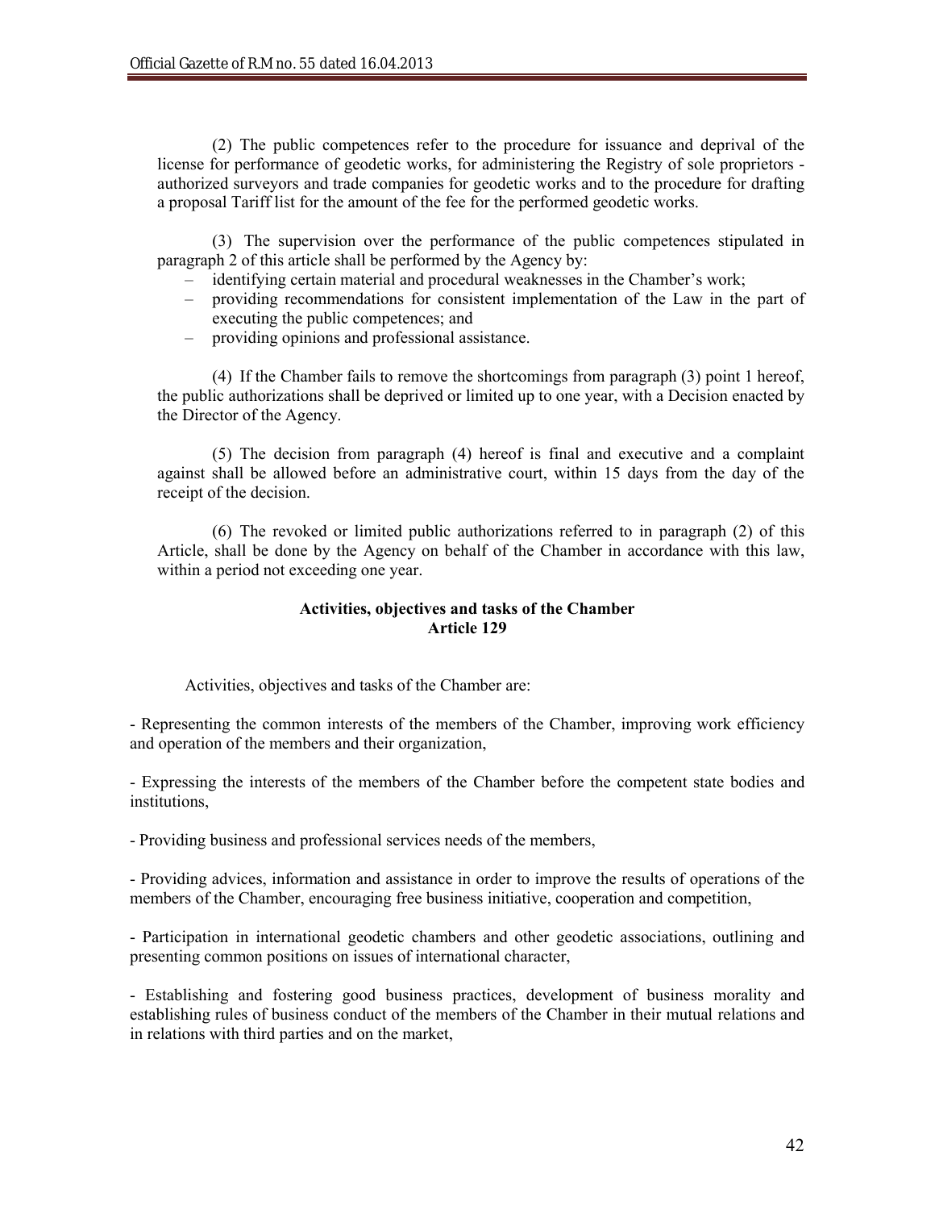(2) The public competences refer to the procedure for issuance and deprival of the license for performance of geodetic works, for administering the Registry of sole proprietors - authorized surveyors and trade companies for geodetic works and to the procedure for drafting a proposal Tariff list for the amount of the fee for the performed geodetic works.

(3) The supervision over the performance of the public competences stipulated in paragraph 2 of this article shall be performed by the Agency by:

- identifying certain material and procedural weaknesses in the Chamber's work;
- providing recommendations for consistent implementation of the Law in the part of executing the public competences; and
- providing opinions and professional assistance.

(4) If the Chamber fails to remove the shortcomings from paragraph (3) point 1 hereof, the public authorizations shall be deprived or limited up to one year, with a Decision enacted by the Director of the Agency.

(5) The decision from paragraph (4) hereof is final and executive and a complaint against shall be allowed before an administrative court, within 15 days from the day of the receipt of the decision.

(6) The revoked or limited public authorizations referred to in paragraph (2) of this Article, shall be done by the Agency on behalf of the Chamber in accordance with this law, within a period not exceeding one year.

**Activities, objectives and tasks of the Chamber**
**Article 129**

Activities, objectives and tasks of the Chamber are:

- Representing the common interests of the members of the Chamber, improving work efficiency and operation of the members and their organization,

- Expressing the interests of the members of the Chamber before the competent state bodies and institutions,

- Providing business and professional services needs of the members,

- Providing advices, information and assistance in order to improve the results of operations of the members of the Chamber, encouraging free business initiative, cooperation and competition,

- Participation in international geodetic chambers and other geodetic associations, outlining and presenting common positions on issues of international character,

- Establishing and fostering good business practices, development of business morality and establishing rules of business conduct of the members of the Chamber in their mutual relations and in relations with third parties and on the market,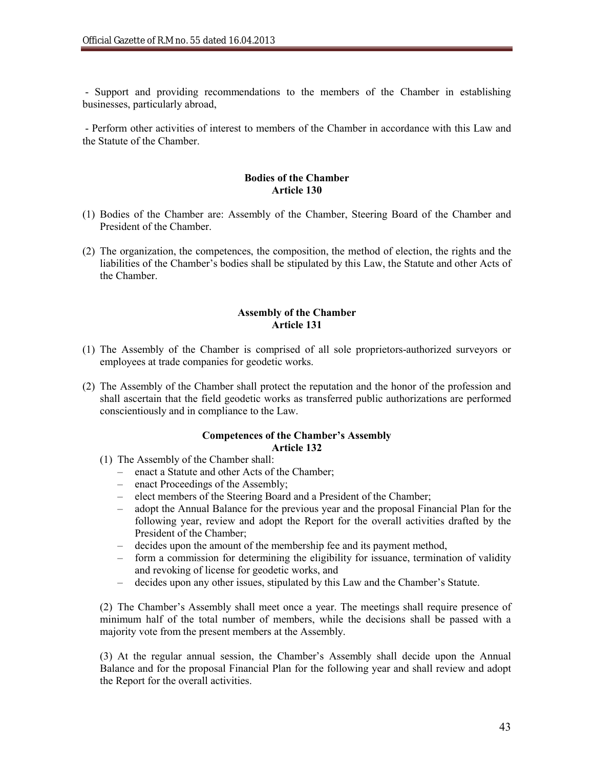- Support and providing recommendations to the members of the Chamber in establishing businesses, particularly abroad,

- Perform other activities of interest to members of the Chamber in accordance with this Law and the Statute of the Chamber.

**Bodies of the Chamber**
**Article 130**

(1) Bodies of the Chamber are: Assembly of the Chamber, Steering Board of the Chamber and President of the Chamber.

(2) The organization, the competences, the composition, the method of election, the rights and the liabilities of the Chamber's bodies shall be stipulated by this Law, the Statute and other Acts of the Chamber.

**Assembly of the Chamber**
**Article 131**

(1) The Assembly of the Chamber is comprised of all sole proprietors-authorized surveyors or employees at trade companies for geodetic works.

(2) The Assembly of the Chamber shall protect the reputation and the honor of the profession and shall ascertain that the field geodetic works as transferred public authorizations are performed conscientiously and in compliance to the Law.

**Competences of the Chamber's Assembly**
**Article 132**

(1) The Assembly of the Chamber shall:
- enact a Statute and other Acts of the Chamber;
- enact Proceedings of the Assembly;
- elect members of the Steering Board and a President of the Chamber;
- adopt the Annual Balance for the previous year and the proposal Financial Plan for the following year, review and adopt the Report for the overall activities drafted by the President of the Chamber;
- decides upon the amount of the membership fee and its payment method,
- form a commission for determining the eligibility for issuance, termination of validity and revoking of license for geodetic works, and
- decides upon any other issues, stipulated by this Law and the Chamber's Statute.

(2) The Chamber's Assembly shall meet once a year. The meetings shall require presence of minimum half of the total number of members, while the decisions shall be passed with a majority vote from the present members at the Assembly.

(3) At the regular annual session, the Chamber's Assembly shall decide upon the Annual Balance and for the proposal Financial Plan for the following year and shall review and adopt the Report for the overall activities.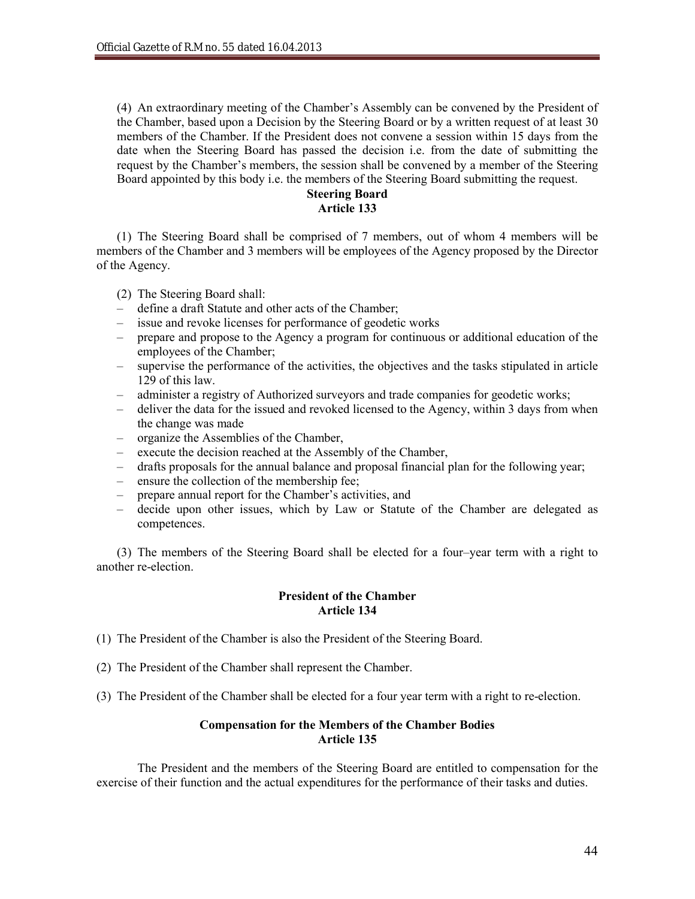(4) An extraordinary meeting of the Chamber's Assembly can be convened by the President of the Chamber, based upon a Decision by the Steering Board or by a written request of at least 30 members of the Chamber. If the President does not convene a session within 15 days from the date when the Steering Board has passed the decision i.e. from the date of submitting the request by the Chamber's members, the session shall be convened by a member of the Steering Board appointed by this body i.e. the members of the Steering Board submitting the request.

**Steering Board**
**Article 133**

(1) The Steering Board shall be comprised of 7 members, out of whom 4 members will be members of the Chamber and 3 members will be employees of the Agency proposed by the Director of the Agency.

(2) The Steering Board shall:

- define a draft Statute and other acts of the Chamber;
- issue and revoke licenses for performance of geodetic works
- prepare and propose to the Agency a program for continuous or additional education of the employees of the Chamber;
- supervise the performance of the activities, the objectives and the tasks stipulated in article 129 of this law.
- administer a registry of Authorized surveyors and trade companies for geodetic works;
- deliver the data for the issued and revoked licensed to the Agency, within 3 days from when the change was made
- organize the Assemblies of the Chamber,
- execute the decision reached at the Assembly of the Chamber,
- drafts proposals for the annual balance and proposal financial plan for the following year;
- ensure the collection of the membership fee;
- prepare annual report for the Chamber's activities, and
- decide upon other issues, which by Law or Statute of the Chamber are delegated as competences.

(3) The members of the Steering Board shall be elected for a four–year term with a right to another re-election.

**President of the Chamber**
**Article 134**

(1) The President of the Chamber is also the President of the Steering Board.

(2) The President of the Chamber shall represent the Chamber.

(3) The President of the Chamber shall be elected for a four year term with a right to re-election.

**Compensation for the Members of the Chamber Bodies**
**Article 135**

The President and the members of the Steering Board are entitled to compensation for the exercise of their function and the actual expenditures for the performance of their tasks and duties.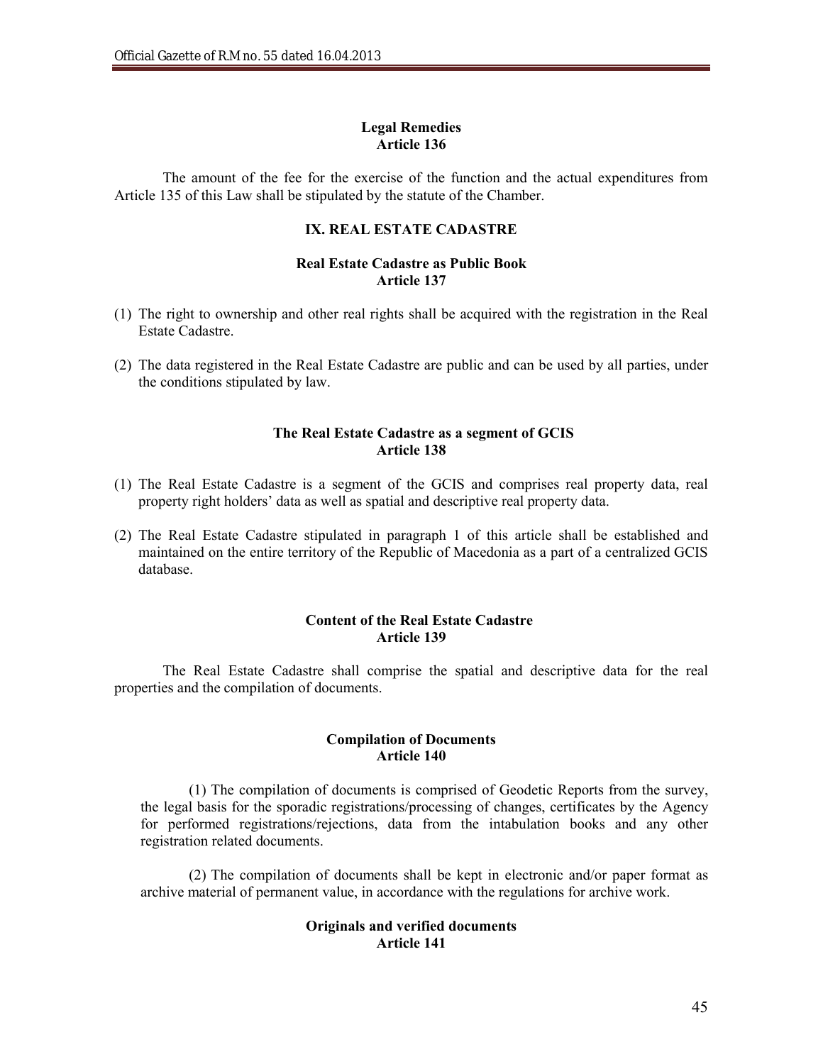**Legal Remedies**
**Article 136**

The amount of the fee for the exercise of the function and the actual expenditures from Article 135 of this Law shall be stipulated by the statute of the Chamber.

## IX. REAL ESTATE CADASTRE

**Real Estate Cadastre as Public Book**
**Article 137**

(1) The right to ownership and other real rights shall be acquired with the registration in the Real Estate Cadastre.

(2) The data registered in the Real Estate Cadastre are public and can be used by all parties, under the conditions stipulated by law.

**The Real Estate Cadastre as a segment of GCIS**
**Article 138**

(1) The Real Estate Cadastre is a segment of the GCIS and comprises real property data, real property right holders' data as well as spatial and descriptive real property data.

(2) The Real Estate Cadastre stipulated in paragraph 1 of this article shall be established and maintained on the entire territory of the Republic of Macedonia as a part of a centralized GCIS database.

**Content of the Real Estate Cadastre**
**Article 139**

The Real Estate Cadastre shall comprise the spatial and descriptive data for the real properties and the compilation of documents.

**Compilation of Documents**
**Article 140**

(1) The compilation of documents is comprised of Geodetic Reports from the survey, the legal basis for the sporadic registrations/processing of changes, certificates by the Agency for performed registrations/rejections, data from the intabulation books and any other registration related documents.

(2) The compilation of documents shall be kept in electronic and/or paper format as archive material of permanent value, in accordance with the regulations for archive work.

**Originals and verified documents**
**Article 141**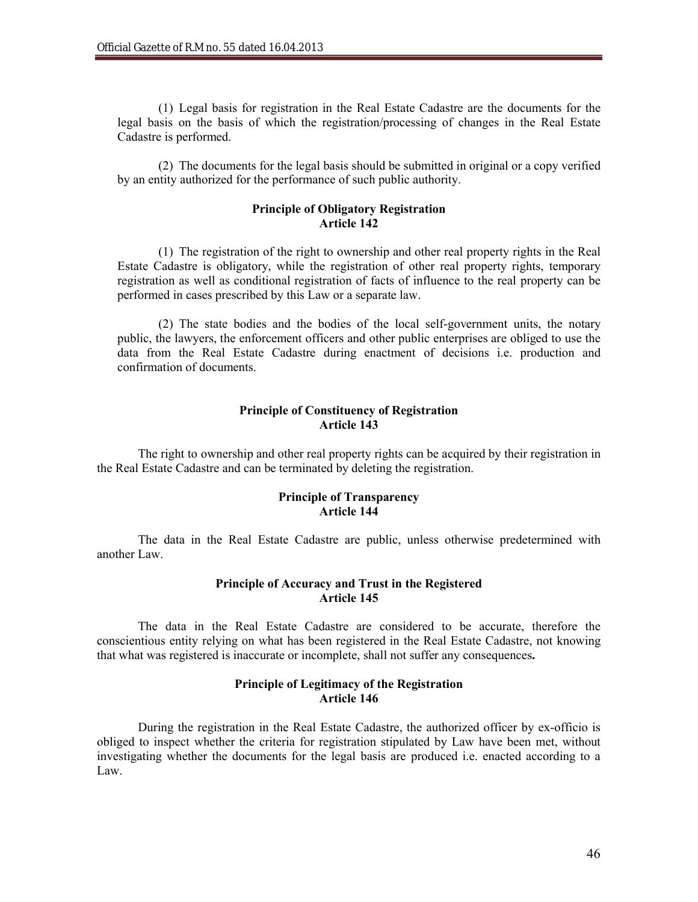(1) Legal basis for registration in the Real Estate Cadastre are the documents for the legal basis on the basis of which the registration/processing of changes in the Real Estate Cadastre is performed.

(2) The documents for the legal basis should be submitted in original or a copy verified by an entity authorized for the performance of such public authority.

**Principle of Obligatory Registration**
**Article 142**

(1) The registration of the right to ownership and other real property rights in the Real Estate Cadastre is obligatory, while the registration of other real property rights, temporary registration as well as conditional registration of facts of influence to the real property can be performed in cases prescribed by this Law or a separate law.

(2) The state bodies and the bodies of the local self-government units, the notary public, the lawyers, the enforcement officers and other public enterprises are obliged to use the data from the Real Estate Cadastre during enactment of decisions i.e. production and confirmation of documents.

**Principle of Constituency of Registration**
**Article 143**

The right to ownership and other real property rights can be acquired by their registration in the Real Estate Cadastre and can be terminated by deleting the registration.

**Principle of Transparency**
**Article 144**

The data in the Real Estate Cadastre are public, unless otherwise predetermined with another Law.

**Principle of Accuracy and Trust in the Registered**
**Article 145**

The data in the Real Estate Cadastre are considered to be accurate, therefore the conscientious entity relying on what has been registered in the Real Estate Cadastre, not knowing that what was registered is inaccurate or incomplete, shall not suffer any consequences**.**

**Principle of Legitimacy of the Registration**
**Article 146**

During the registration in the Real Estate Cadastre, the authorized officer by ex-officio is obliged to inspect whether the criteria for registration stipulated by Law have been met, without investigating whether the documents for the legal basis are produced i.e. enacted according to a Law.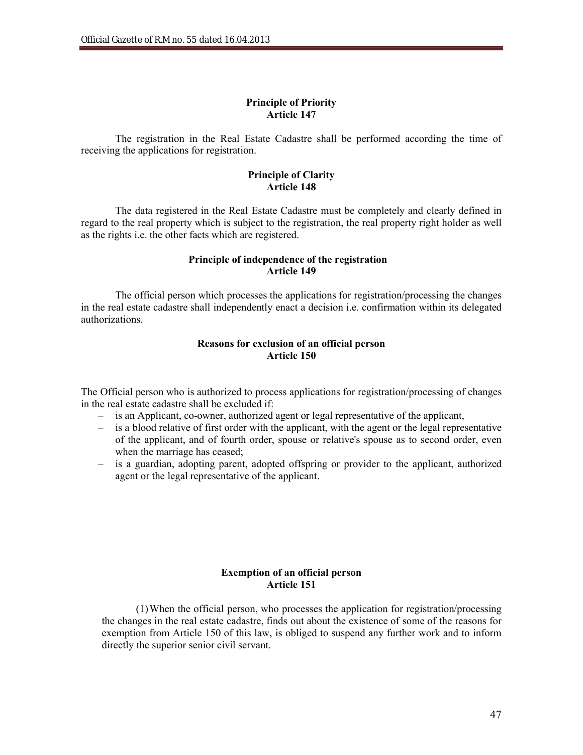**Principle of Priority**
**Article 147**

The registration in the Real Estate Cadastre shall be performed according the time of receiving the applications for registration.

**Principle of Clarity**
**Article 148**

The data registered in the Real Estate Cadastre must be completely and clearly defined in regard to the real property which is subject to the registration, the real property right holder as well as the rights i.e. the other facts which are registered.

**Principle of independence of the registration**
**Article 149**

The official person which processes the applications for registration/processing the changes in the real estate cadastre shall independently enact a decision i.e. confirmation within its delegated authorizations.

**Reasons for exclusion of an official person**
**Article 150**

The Official person who is authorized to process applications for registration/processing of changes in the real estate cadastre shall be excluded if:

- is an Applicant, co-owner, authorized agent or legal representative of the applicant,
- is a blood relative of first order with the applicant, with the agent or the legal representative of the applicant, and of fourth order, spouse or relative's spouse as to second order, even when the marriage has ceased;
- is a guardian, adopting parent, adopted offspring or provider to the applicant, authorized agent or the legal representative of the applicant.

**Exemption of an official person**
**Article 151**

(1) When the official person, who processes the application for registration/processing the changes in the real estate cadastre, finds out about the existence of some of the reasons for exemption from Article 150 of this law, is obliged to suspend any further work and to inform directly the superior senior civil servant.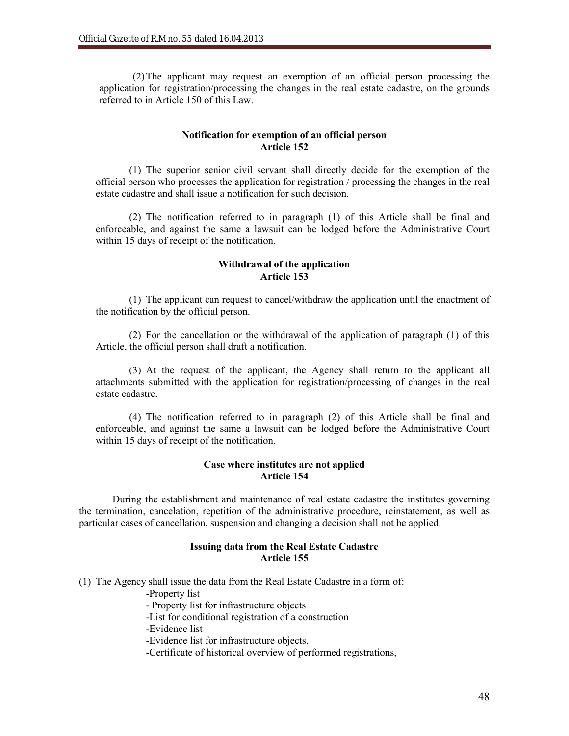(2) The applicant may request an exemption of an official person processing the application for registration/processing the changes in the real estate cadastre, on the grounds referred to in Article 150 of this Law.

**Notification for exemption of an official person**
**Article 152**

(1) The superior senior civil servant shall directly decide for the exemption of the official person who processes the application for registration / processing the changes in the real estate cadastre and shall issue a notification for such decision.

(2) The notification referred to in paragraph (1) of this Article shall be final and enforceable, and against the same a lawsuit can be lodged before the Administrative Court within 15 days of receipt of the notification.

**Withdrawal of the application**
**Article 153**

(1) The applicant can request to cancel/withdraw the application until the enactment of the notification by the official person.

(2) For the cancellation or the withdrawal of the application of paragraph (1) of this Article, the official person shall draft a notification.

(3) At the request of the applicant, the Agency shall return to the applicant all attachments submitted with the application for registration/processing of changes in the real estate cadastre.

(4) The notification referred to in paragraph (2) of this Article shall be final and enforceable, and against the same a lawsuit can be lodged before the Administrative Court within 15 days of receipt of the notification.

**Case where institutes are not applied**
**Article 154**

During the establishment and maintenance of real estate cadastre the institutes governing the termination, cancelation, repetition of the administrative procedure, reinstatement, as well as particular cases of cancellation, suspension and changing a decision shall not be applied.

**Issuing data from the Real Estate Cadastre**
**Article 155**

(1) The Agency shall issue the data from the Real Estate Cadastre in a form of:

- Property list
- Property list for infrastructure objects
- List for conditional registration of a construction
- Evidence list
- Evidence list for infrastructure objects,
- Certificate of historical overview of performed registrations,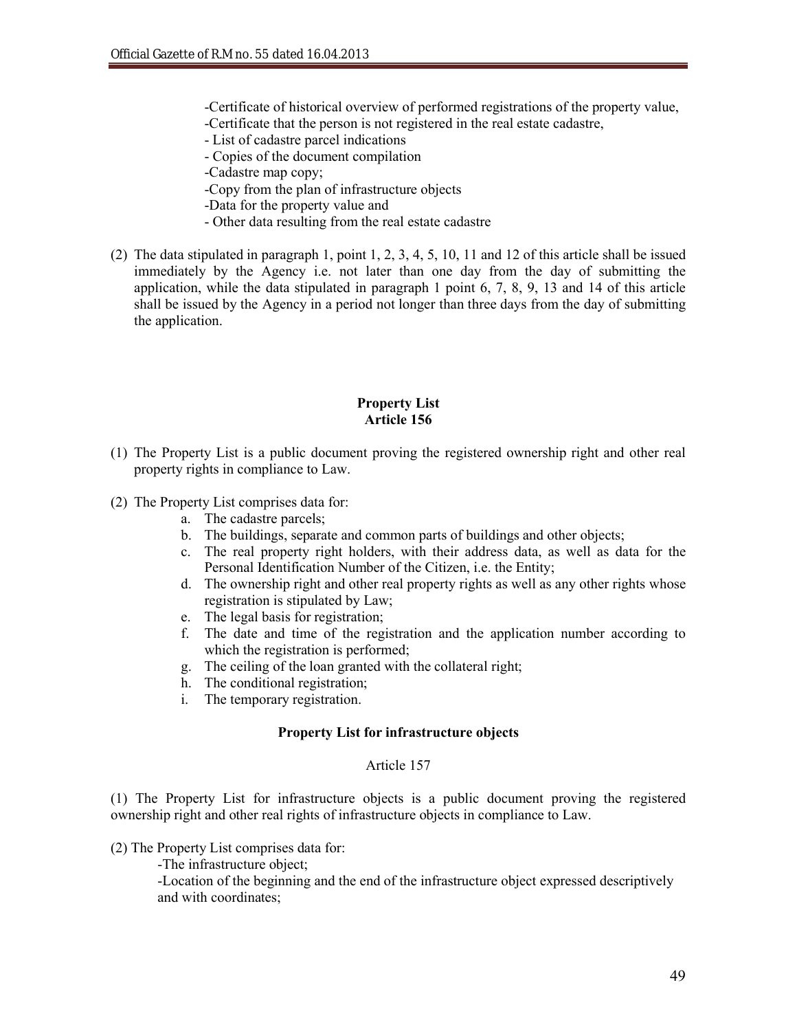-Certificate of historical overview of performed registrations of the property value,
-Certificate that the person is not registered in the real estate cadastre,
- List of cadastre parcel indications
- Copies of the document compilation
-Cadastre map copy;
-Copy from the plan of infrastructure objects
-Data for the property value and
- Other data resulting from the real estate cadastre

(2) The data stipulated in paragraph 1, point 1, 2, 3, 4, 5, 10, 11 and 12 of this article shall be issued immediately by the Agency i.e. not later than one day from the day of submitting the application, while the data stipulated in paragraph 1 point 6, 7, 8, 9, 13 and 14 of this article shall be issued by the Agency in a period not longer than three days from the day of submitting the application.

**Property List**
**Article 156**

(1) The Property List is a public document proving the registered ownership right and other real property rights in compliance to Law.

(2) The Property List comprises data for:

a. The cadastre parcels;
b. The buildings, separate and common parts of buildings and other objects;
c. The real property right holders, with their address data, as well as data for the Personal Identification Number of the Citizen, i.e. the Entity;
d. The ownership right and other real property rights as well as any other rights whose registration is stipulated by Law;
e. The legal basis for registration;
f. The date and time of the registration and the application number according to which the registration is performed;
g. The ceiling of the loan granted with the collateral right;
h. The conditional registration;
i. The temporary registration.

**Property List for infrastructure objects**

Article 157

(1) The Property List for infrastructure objects is a public document proving the registered ownership right and other real rights of infrastructure objects in compliance to Law.

(2) The Property List comprises data for:

-The infrastructure object;
-Location of the beginning and the end of the infrastructure object expressed descriptively and with coordinates;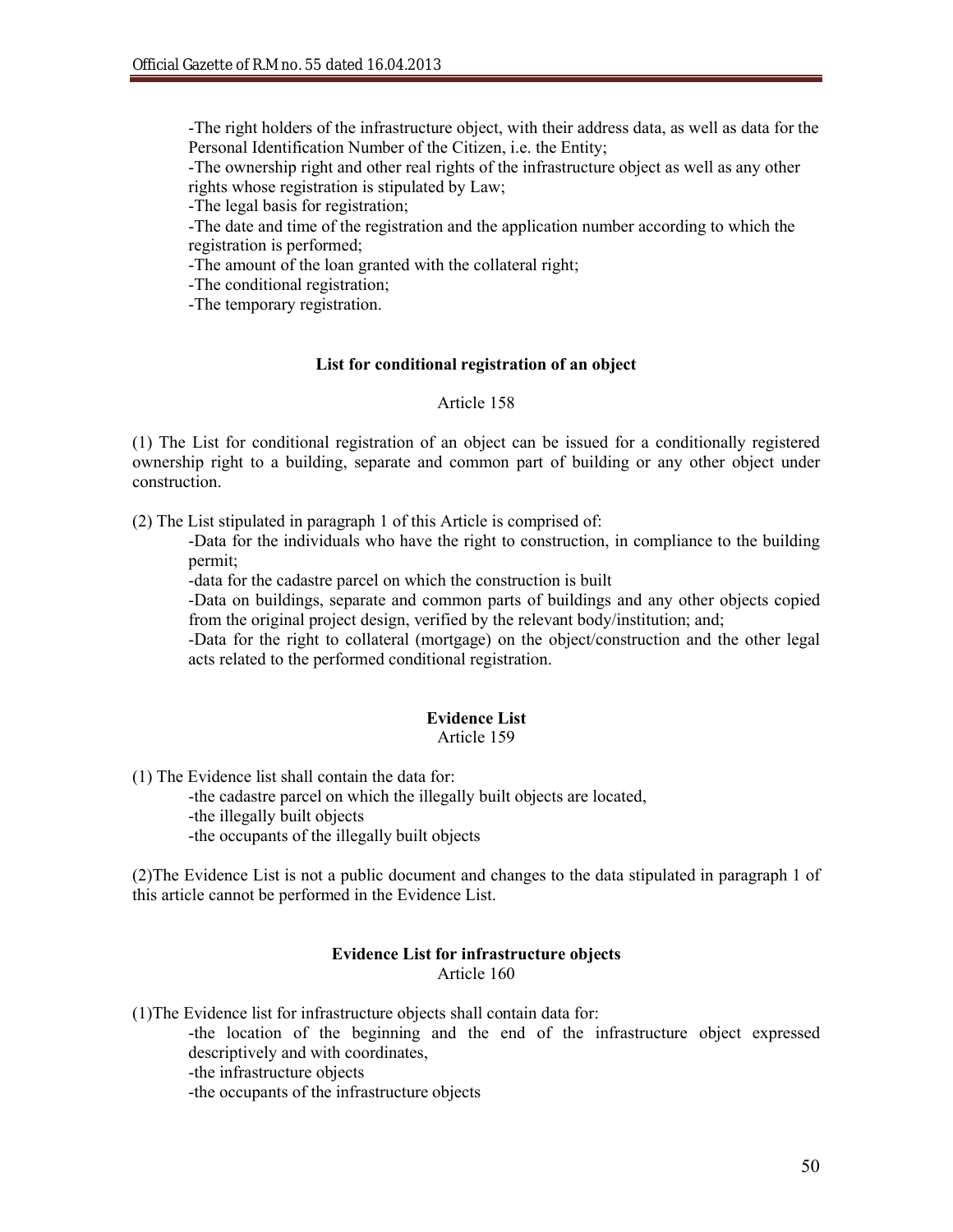-The right holders of the infrastructure object, with their address data, as well as data for the Personal Identification Number of the Citizen, i.e. the Entity;
-The ownership right and other real rights of the infrastructure object as well as any other rights whose registration is stipulated by Law;
-The legal basis for registration;
-The date and time of the registration and the application number according to which the registration is performed;
-The amount of the loan granted with the collateral right;
-The conditional registration;
-The temporary registration.

**List for conditional registration of an object**

Article 158

(1) The List for conditional registration of an object can be issued for a conditionally registered ownership right to a building, separate and common part of building or any other object under construction.

(2) The List stipulated in paragraph 1 of this Article is comprised of:
-Data for the individuals who have the right to construction, in compliance to the building permit;
-data for the cadastre parcel on which the construction is built
-Data on buildings, separate and common parts of buildings and any other objects copied from the original project design, verified by the relevant body/institution; and;
-Data for the right to collateral (mortgage) on the object/construction and the other legal acts related to the performed conditional registration.

**Evidence List**
Article 159

(1) The Evidence list shall contain the data for:
-the cadastre parcel on which the illegally built objects are located,
-the illegally built objects
-the occupants of the illegally built objects

(2)The Evidence List is not a public document and changes to the data stipulated in paragraph 1 of this article cannot be performed in the Evidence List.

**Evidence List for infrastructure objects**
Article 160

(1)The Evidence list for infrastructure objects shall contain data for:
-the location of the beginning and the end of the infrastructure object expressed descriptively and with coordinates,
-the infrastructure objects
-the occupants of the infrastructure objects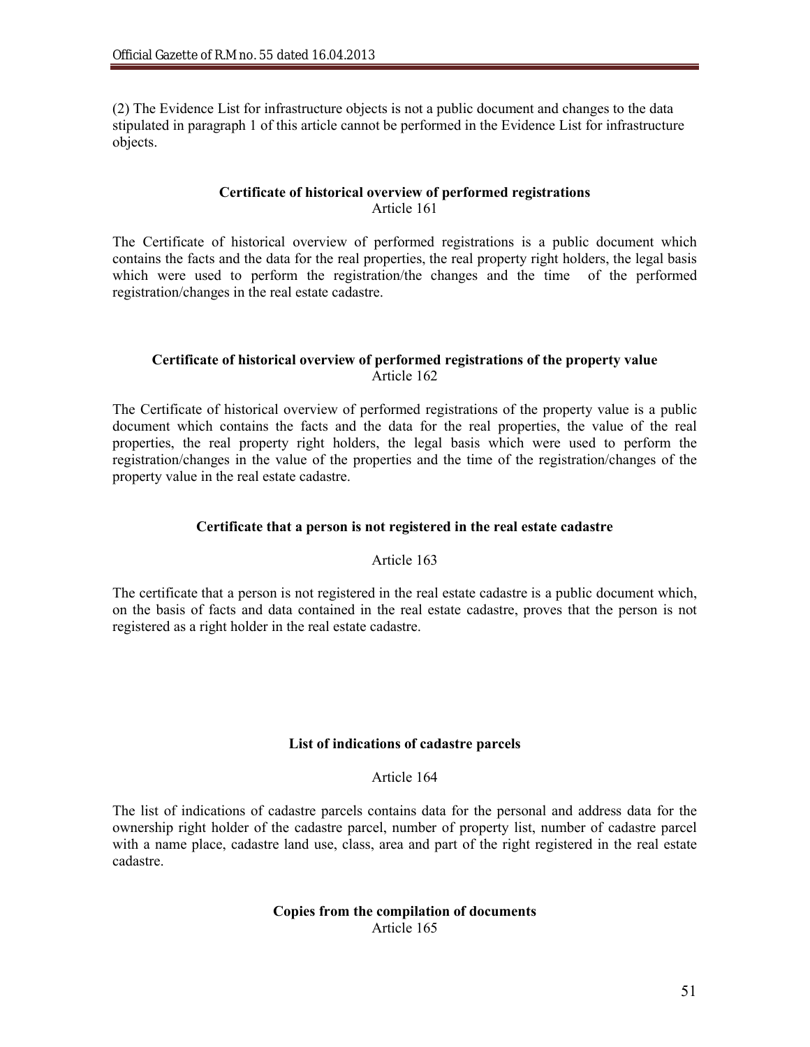(2) The Evidence List for infrastructure objects is not a public document and changes to the data stipulated in paragraph 1 of this article cannot be performed in the Evidence List for infrastructure objects.

**Certificate of historical overview of performed registrations**

Article 161

The Certificate of historical overview of performed registrations is a public document which contains the facts and the data for the real properties, the real property right holders, the legal basis which were used to perform the registration/the changes and the time of the performed registration/changes in the real estate cadastre.

**Certificate of historical overview of performed registrations of the property value**

Article 162

The Certificate of historical overview of performed registrations of the property value is a public document which contains the facts and the data for the real properties, the value of the real properties, the real property right holders, the legal basis which were used to perform the registration/changes in the value of the properties and the time of the registration/changes of the property value in the real estate cadastre.

**Certificate that a person is not registered in the real estate cadastre**

Article 163

The certificate that a person is not registered in the real estate cadastre is a public document which, on the basis of facts and data contained in the real estate cadastre, proves that the person is not registered as a right holder in the real estate cadastre.

**List of indications of cadastre parcels**

Article 164

The list of indications of cadastre parcels contains data for the personal and address data for the ownership right holder of the cadastre parcel, number of property list, number of cadastre parcel with a name place, cadastre land use, class, area and part of the right registered in the real estate cadastre.

**Copies from the compilation of documents**

Article 165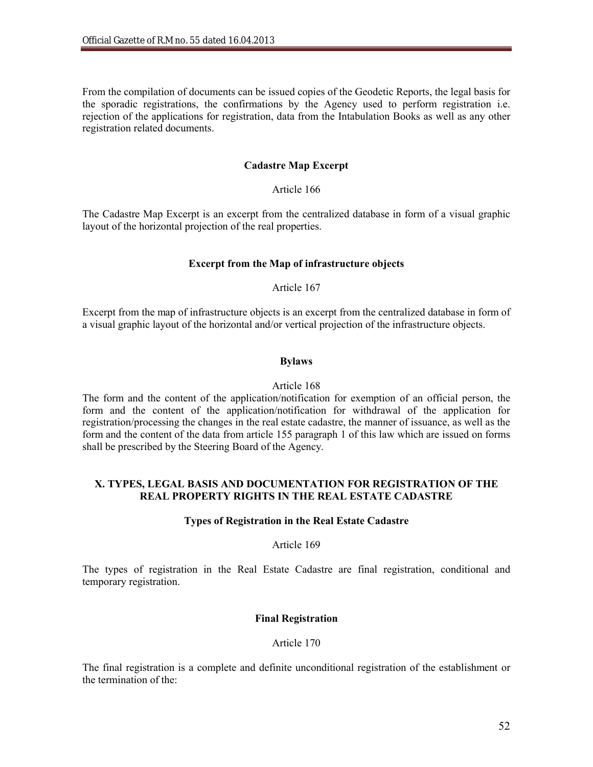From the compilation of documents can be issued copies of the Geodetic Reports, the legal basis for the sporadic registrations, the confirmations by the Agency used to perform registration i.e. rejection of the applications for registration, data from the Intabulation Books as well as any other registration related documents.

### Cadastre Map Excerpt

Article 166

The Cadastre Map Excerpt is an excerpt from the centralized database in form of a visual graphic layout of the horizontal projection of the real properties.

### Excerpt from the Map of infrastructure objects

Article 167

Excerpt from the map of infrastructure objects is an excerpt from the centralized database in form of a visual graphic layout of the horizontal and/or vertical projection of the infrastructure objects.

### Bylaws

Article 168

The form and the content of the application/notification for exemption of an official person, the form and the content of the application/notification for withdrawal of the application for registration/processing the changes in the real estate cadastre, the manner of issuance, as well as the form and the content of the data from article 155 paragraph 1 of this law which are issued on forms shall be prescribed by the Steering Board of the Agency.

## X. TYPES, LEGAL BASIS AND DOCUMENTATION FOR REGISTRATION OF THE REAL PROPERTY RIGHTS IN THE REAL ESTATE CADASTRE

### Types of Registration in the Real Estate Cadastre

Article 169

The types of registration in the Real Estate Cadastre are final registration, conditional and temporary registration.

### Final Registration

Article 170

The final registration is a complete and definite unconditional registration of the establishment or the termination of the: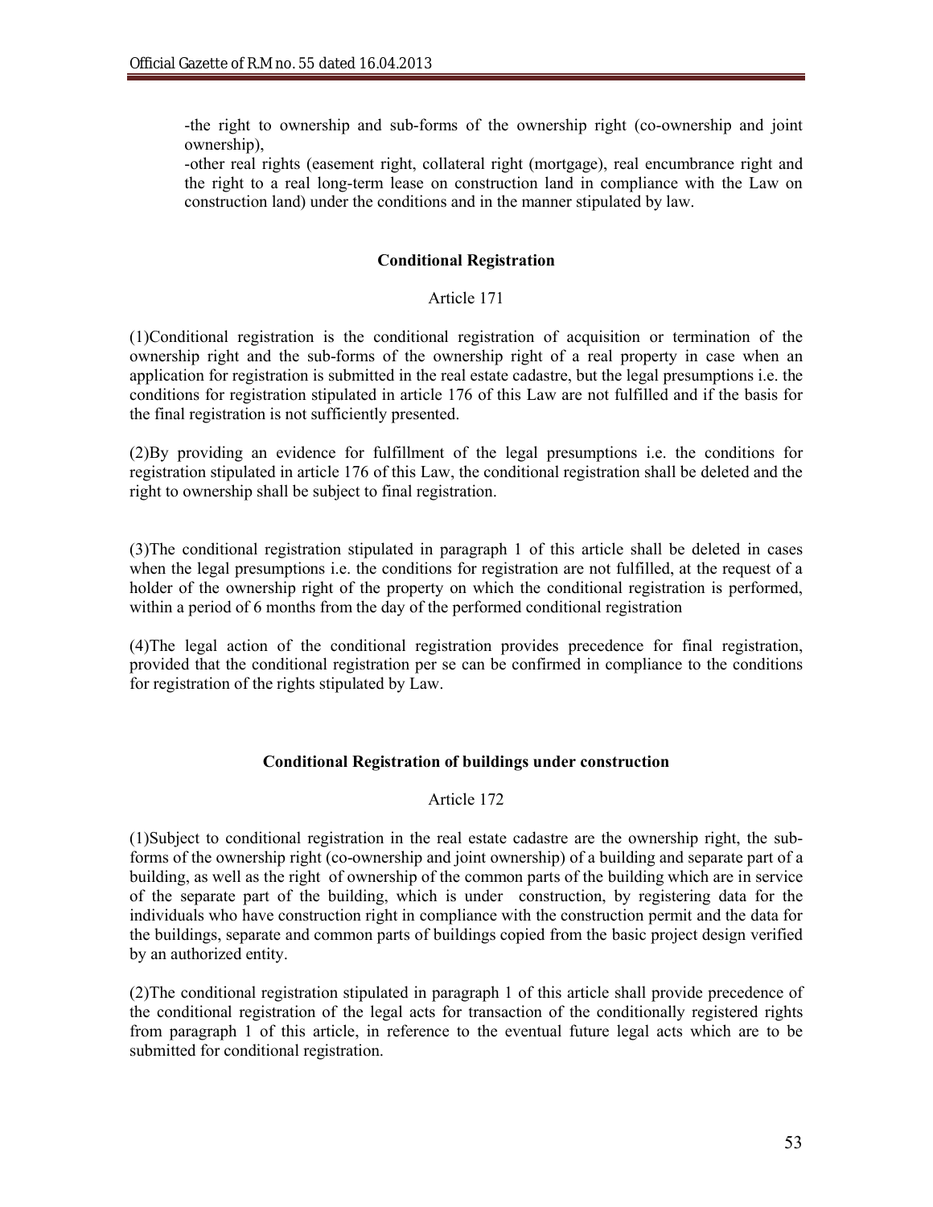-the right to ownership and sub-forms of the ownership right (co-ownership and joint ownership),
-other real rights (easement right, collateral right (mortgage), real encumbrance right and the right to a real long-term lease on construction land in compliance with the Law on construction land) under the conditions and in the manner stipulated by law.

**Conditional Registration**

Article 171

(1)Conditional registration is the conditional registration of acquisition or termination of the ownership right and the sub-forms of the ownership right of a real property in case when an application for registration is submitted in the real estate cadastre, but the legal presumptions i.e. the conditions for registration stipulated in article 176 of this Law are not fulfilled and if the basis for the final registration is not sufficiently presented.

(2)By providing an evidence for fulfillment of the legal presumptions i.e. the conditions for registration stipulated in article 176 of this Law, the conditional registration shall be deleted and the right to ownership shall be subject to final registration.

(3)The conditional registration stipulated in paragraph 1 of this article shall be deleted in cases when the legal presumptions i.e. the conditions for registration are not fulfilled, at the request of a holder of the ownership right of the property on which the conditional registration is performed, within a period of 6 months from the day of the performed conditional registration

(4)The legal action of the conditional registration provides precedence for final registration, provided that the conditional registration per se can be confirmed in compliance to the conditions for registration of the rights stipulated by Law.

**Conditional Registration of buildings under construction**

Article 172

(1)Subject to conditional registration in the real estate cadastre are the ownership right, the sub-forms of the ownership right (co-ownership and joint ownership) of a building and separate part of a building, as well as the right of ownership of the common parts of the building which are in service of the separate part of the building, which is under construction, by registering data for the individuals who have construction right in compliance with the construction permit and the data for the buildings, separate and common parts of buildings copied from the basic project design verified by an authorized entity.

(2)The conditional registration stipulated in paragraph 1 of this article shall provide precedence of the conditional registration of the legal acts for transaction of the conditionally registered rights from paragraph 1 of this article, in reference to the eventual future legal acts which are to be submitted for conditional registration.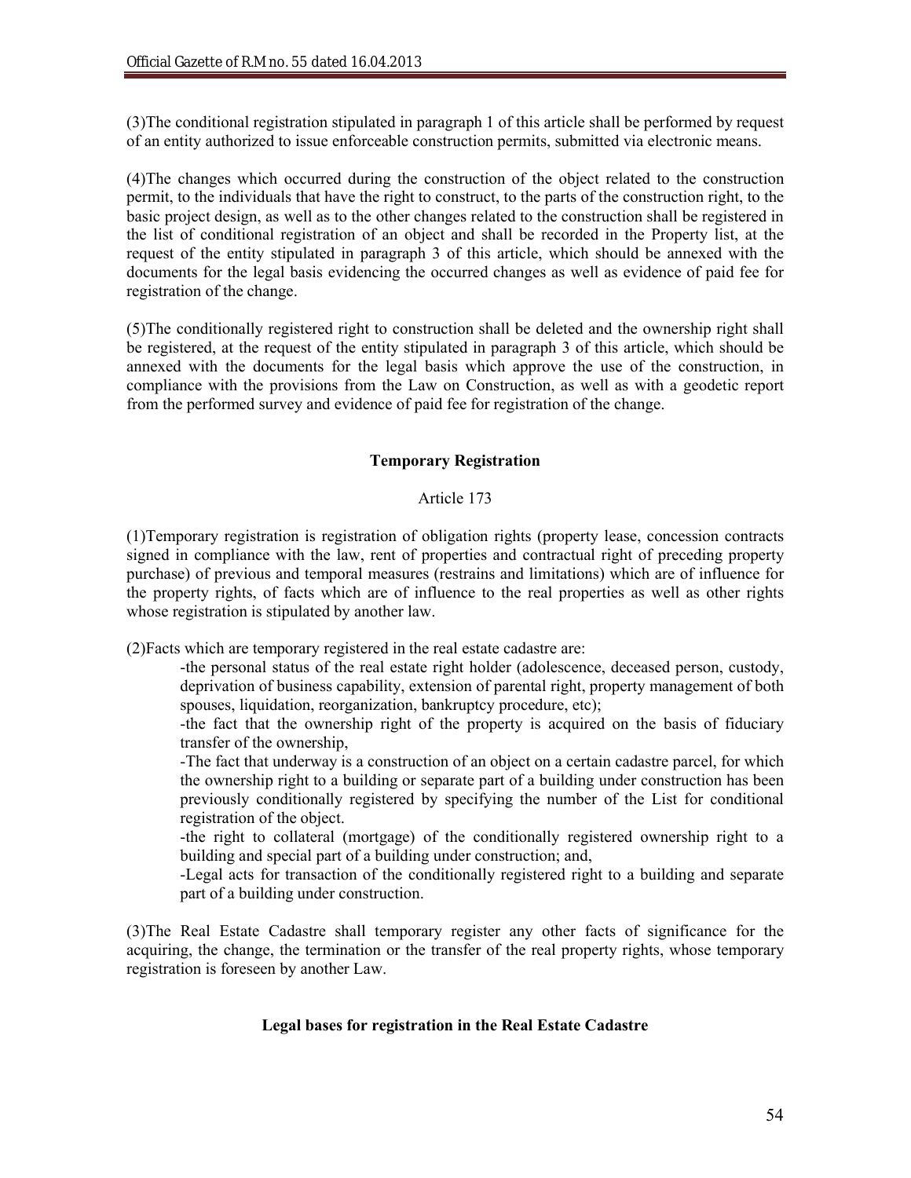(3)The conditional registration stipulated in paragraph 1 of this article shall be performed by request of an entity authorized to issue enforceable construction permits, submitted via electronic means.

(4)The changes which occurred during the construction of the object related to the construction permit, to the individuals that have the right to construct, to the parts of the construction right, to the basic project design, as well as to the other changes related to the construction shall be registered in the list of conditional registration of an object and shall be recorded in the Property list, at the request of the entity stipulated in paragraph 3 of this article, which should be annexed with the documents for the legal basis evidencing the occurred changes as well as evidence of paid fee for registration of the change.

(5)The conditionally registered right to construction shall be deleted and the ownership right shall be registered, at the request of the entity stipulated in paragraph 3 of this article, which should be annexed with the documents for the legal basis which approve the use of the construction, in compliance with the provisions from the Law on Construction, as well as with a geodetic report from the performed survey and evidence of paid fee for registration of the change.

**Temporary Registration**

Article 173

(1)Temporary registration is registration of obligation rights (property lease, concession contracts signed in compliance with the law, rent of properties and contractual right of preceding property purchase) of previous and temporal measures (restrains and limitations) which are of influence for the property rights, of facts which are of influence to the real properties as well as other rights whose registration is stipulated by another law.

(2)Facts which are temporary registered in the real estate cadastre are:

- the personal status of the real estate right holder (adolescence, deceased person, custody, deprivation of business capability, extension of parental right, property management of both spouses, liquidation, reorganization, bankruptcy procedure, etc);
- the fact that the ownership right of the property is acquired on the basis of fiduciary transfer of the ownership,
- The fact that underway is a construction of an object on a certain cadastre parcel, for which the ownership right to a building or separate part of a building under construction has been previously conditionally registered by specifying the number of the List for conditional registration of the object.
- the right to collateral (mortgage) of the conditionally registered ownership right to a building and special part of a building under construction; and,
- Legal acts for transaction of the conditionally registered right to a building and separate part of a building under construction.

(3)The Real Estate Cadastre shall temporary register any other facts of significance for the acquiring, the change, the termination or the transfer of the real property rights, whose temporary registration is foreseen by another Law.

**Legal bases for registration in the Real Estate Cadastre**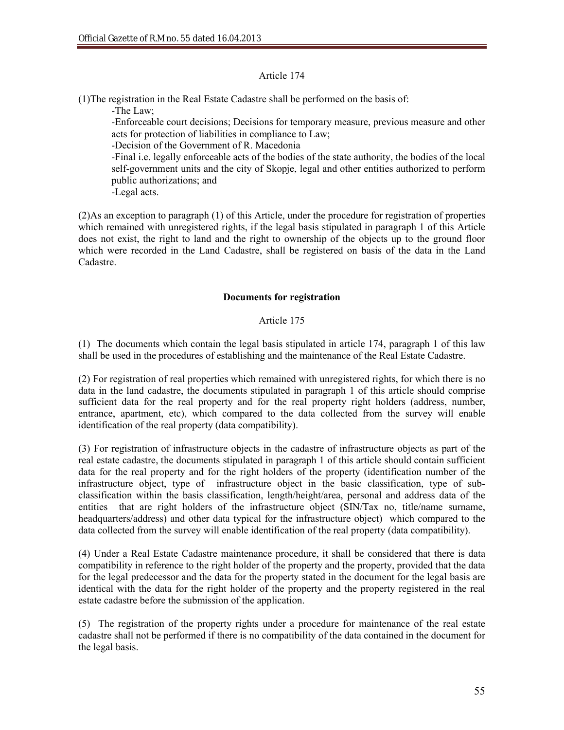Article 174

(1)The registration in the Real Estate Cadastre shall be performed on the basis of:

- -The Law;
- -Enforceable court decisions; Decisions for temporary measure, previous measure and other acts for protection of liabilities in compliance to Law;
- -Decision of the Government of R. Macedonia
- -Final i.e. legally enforceable acts of the bodies of the state authority, the bodies of the local self-government units and the city of Skopje, legal and other entities authorized to perform public authorizations; and
- -Legal acts.

(2)As an exception to paragraph (1) of this Article, under the procedure for registration of properties which remained with unregistered rights, if the legal basis stipulated in paragraph 1 of this Article does not exist, the right to land and the right to ownership of the objects up to the ground floor which were recorded in the Land Cadastre, shall be registered on basis of the data in the Land Cadastre.

**Documents for registration**

Article 175

(1) The documents which contain the legal basis stipulated in article 174, paragraph 1 of this law shall be used in the procedures of establishing and the maintenance of the Real Estate Cadastre.

(2) For registration of real properties which remained with unregistered rights, for which there is no data in the land cadastre, the documents stipulated in paragraph 1 of this article should comprise sufficient data for the real property and for the real property right holders (address, number, entrance, apartment, etc), which compared to the data collected from the survey will enable identification of the real property (data compatibility).

(3) For registration of infrastructure objects in the cadastre of infrastructure objects as part of the real estate cadastre, the documents stipulated in paragraph 1 of this article should contain sufficient data for the real property and for the right holders of the property (identification number of the infrastructure object, type of infrastructure object in the basic classification, type of sub-classification within the basis classification, length/height/area, personal and address data of the entities that are right holders of the infrastructure object (SIN/Tax no, title/name surname, headquarters/address) and other data typical for the infrastructure object) which compared to the data collected from the survey will enable identification of the real property (data compatibility).

(4) Under a Real Estate Cadastre maintenance procedure, it shall be considered that there is data compatibility in reference to the right holder of the property and the property, provided that the data for the legal predecessor and the data for the property stated in the document for the legal basis are identical with the data for the right holder of the property and the property registered in the real estate cadastre before the submission of the application.

(5) The registration of the property rights under a procedure for maintenance of the real estate cadastre shall not be performed if there is no compatibility of the data contained in the document for the legal basis.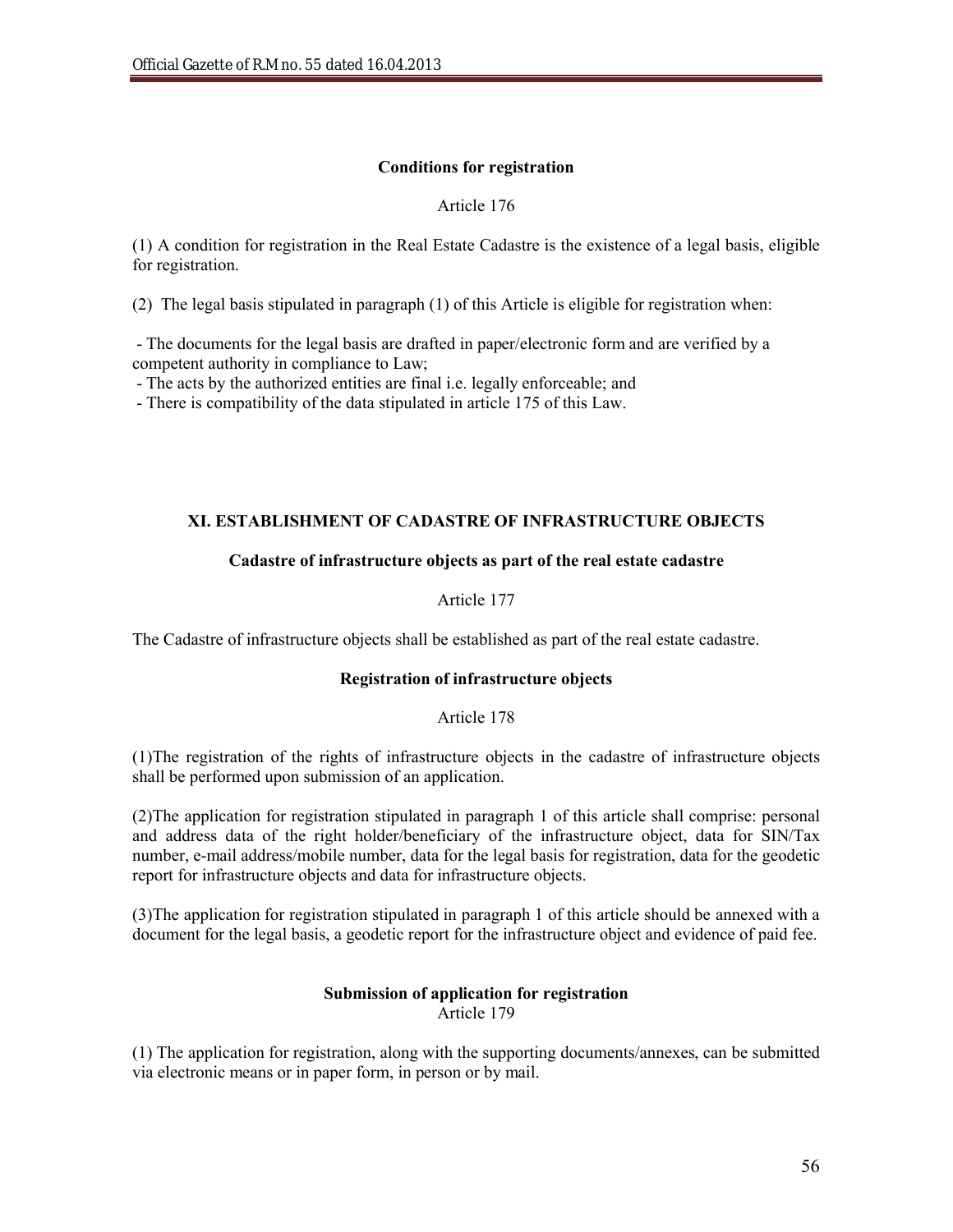### Conditions for registration

Article 176

(1) A condition for registration in the Real Estate Cadastre is the existence of a legal basis, eligible for registration.

(2) The legal basis stipulated in paragraph (1) of this Article is eligible for registration when:

- The documents for the legal basis are drafted in paper/electronic form and are verified by a competent authority in compliance to Law;
- The acts by the authorized entities are final i.e. legally enforceable; and
- There is compatibility of the data stipulated in article 175 of this Law.

## XI. ESTABLISHMENT OF CADASTRE OF INFRASTRUCTURE OBJECTS

### Cadastre of infrastructure objects as part of the real estate cadastre

Article 177

The Cadastre of infrastructure objects shall be established as part of the real estate cadastre.

### Registration of infrastructure objects

Article 178

(1)The registration of the rights of infrastructure objects in the cadastre of infrastructure objects shall be performed upon submission of an application.

(2)The application for registration stipulated in paragraph 1 of this article shall comprise: personal and address data of the right holder/beneficiary of the infrastructure object, data for SIN/Tax number, e-mail address/mobile number, data for the legal basis for registration, data for the geodetic report for infrastructure objects and data for infrastructure objects.

(3)The application for registration stipulated in paragraph 1 of this article should be annexed with a document for the legal basis, a geodetic report for the infrastructure object and evidence of paid fee.

### Submission of application for registration

Article 179

(1) The application for registration, along with the supporting documents/annexes, can be submitted via electronic means or in paper form, in person or by mail.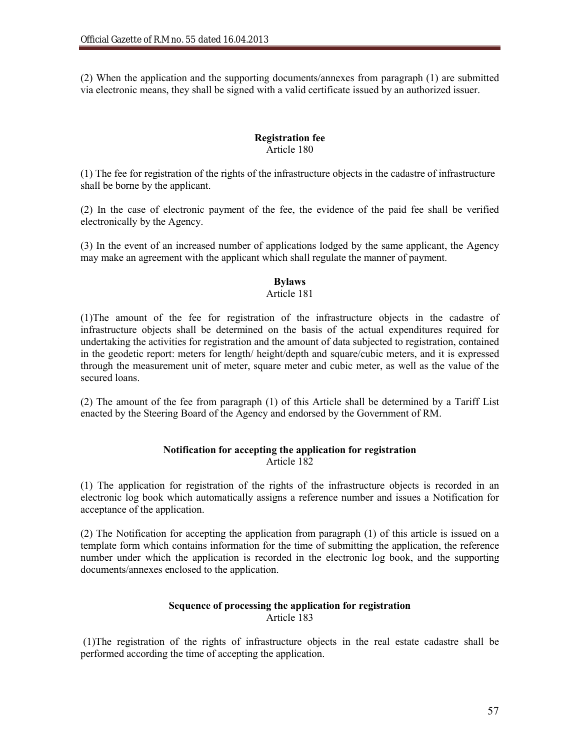(2) When the application and the supporting documents/annexes from paragraph (1) are submitted via electronic means, they shall be signed with a valid certificate issued by an authorized issuer.

**Registration fee**
Article 180

(1) The fee for registration of the rights of the infrastructure objects in the cadastre of infrastructure shall be borne by the applicant.

(2) In the case of electronic payment of the fee, the evidence of the paid fee shall be verified electronically by the Agency.

(3) In the event of an increased number of applications lodged by the same applicant, the Agency may make an agreement with the applicant which shall regulate the manner of payment.

**Bylaws**
Article 181

(1)The amount of the fee for registration of the infrastructure objects in the cadastre of infrastructure objects shall be determined on the basis of the actual expenditures required for undertaking the activities for registration and the amount of data subjected to registration, contained in the geodetic report: meters for length/ height/depth and square/cubic meters, and it is expressed through the measurement unit of meter, square meter and cubic meter, as well as the value of the secured loans.

(2) The amount of the fee from paragraph (1) of this Article shall be determined by a Tariff List enacted by the Steering Board of the Agency and endorsed by the Government of RM.

**Notification for accepting the application for registration**
Article 182

(1) The application for registration of the rights of the infrastructure objects is recorded in an electronic log book which automatically assigns a reference number and issues a Notification for acceptance of the application.

(2) The Notification for accepting the application from paragraph (1) of this article is issued on a template form which contains information for the time of submitting the application, the reference number under which the application is recorded in the electronic log book, and the supporting documents/annexes enclosed to the application.

**Sequence of processing the application for registration**
Article 183

(1)The registration of the rights of infrastructure objects in the real estate cadastre shall be performed according the time of accepting the application.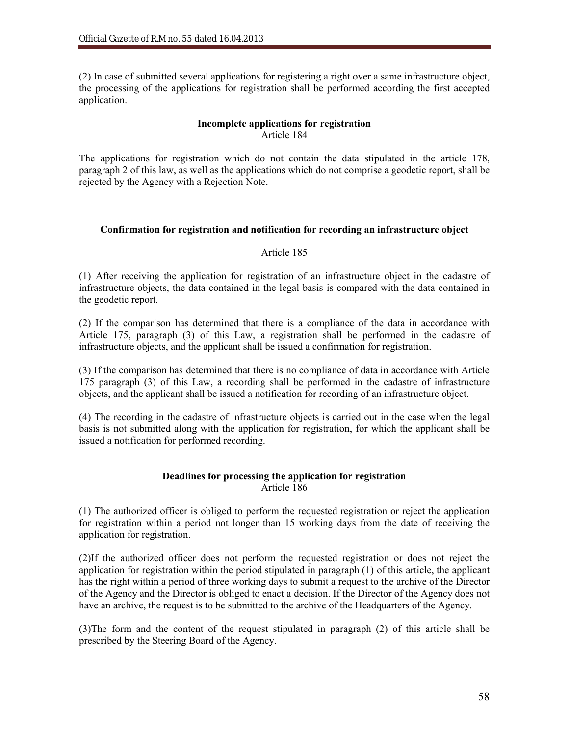(2) In case of submitted several applications for registering a right over a same infrastructure object, the processing of the applications for registration shall be performed according the first accepted application.

**Incomplete applications for registration**
Article 184

The applications for registration which do not contain the data stipulated in the article 178, paragraph 2 of this law, as well as the applications which do not comprise a geodetic report, shall be rejected by the Agency with a Rejection Note.

**Confirmation for registration and notification for recording an infrastructure object**

Article 185

(1) After receiving the application for registration of an infrastructure object in the cadastre of infrastructure objects, the data contained in the legal basis is compared with the data contained in the geodetic report.

(2) If the comparison has determined that there is a compliance of the data in accordance with Article 175, paragraph (3) of this Law, a registration shall be performed in the cadastre of infrastructure objects, and the applicant shall be issued a confirmation for registration.

(3) If the comparison has determined that there is no compliance of data in accordance with Article 175 paragraph (3) of this Law, a recording shall be performed in the cadastre of infrastructure objects, and the applicant shall be issued a notification for recording of an infrastructure object.

(4) The recording in the cadastre of infrastructure objects is carried out in the case when the legal basis is not submitted along with the application for registration, for which the applicant shall be issued a notification for performed recording.

**Deadlines for processing the application for registration**
Article 186

(1) The authorized officer is obliged to perform the requested registration or reject the application for registration within a period not longer than 15 working days from the date of receiving the application for registration.

(2)If the authorized officer does not perform the requested registration or does not reject the application for registration within the period stipulated in paragraph (1) of this article, the applicant has the right within a period of three working days to submit a request to the archive of the Director of the Agency and the Director is obliged to enact a decision. If the Director of the Agency does not have an archive, the request is to be submitted to the archive of the Headquarters of the Agency.

(3)The form and the content of the request stipulated in paragraph (2) of this article shall be prescribed by the Steering Board of the Agency.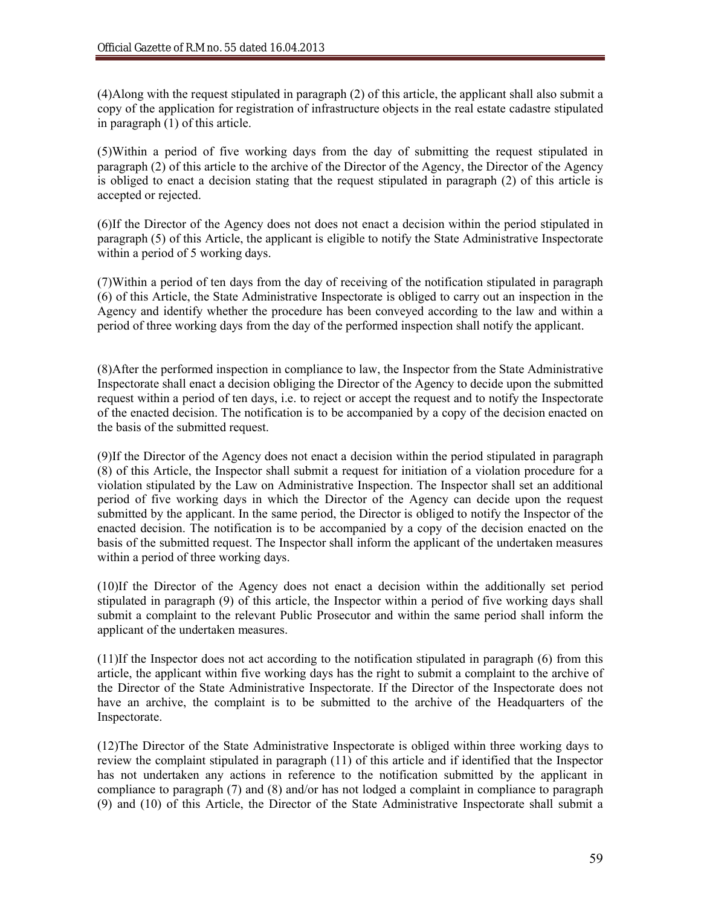(4)Along with the request stipulated in paragraph (2) of this article, the applicant shall also submit a copy of the application for registration of infrastructure objects in the real estate cadastre stipulated in paragraph (1) of this article.

(5)Within a period of five working days from the day of submitting the request stipulated in paragraph (2) of this article to the archive of the Director of the Agency, the Director of the Agency is obliged to enact a decision stating that the request stipulated in paragraph (2) of this article is accepted or rejected.

(6)If the Director of the Agency does not does not enact a decision within the period stipulated in paragraph (5) of this Article, the applicant is eligible to notify the State Administrative Inspectorate within a period of 5 working days.

(7)Within a period of ten days from the day of receiving of the notification stipulated in paragraph (6) of this Article, the State Administrative Inspectorate is obliged to carry out an inspection in the Agency and identify whether the procedure has been conveyed according to the law and within a period of three working days from the day of the performed inspection shall notify the applicant.

(8)After the performed inspection in compliance to law, the Inspector from the State Administrative Inspectorate shall enact a decision obliging the Director of the Agency to decide upon the submitted request within a period of ten days, i.e. to reject or accept the request and to notify the Inspectorate of the enacted decision. The notification is to be accompanied by a copy of the decision enacted on the basis of the submitted request.

(9)If the Director of the Agency does not enact a decision within the period stipulated in paragraph (8) of this Article, the Inspector shall submit a request for initiation of a violation procedure for a violation stipulated by the Law on Administrative Inspection. The Inspector shall set an additional period of five working days in which the Director of the Agency can decide upon the request submitted by the applicant. In the same period, the Director is obliged to notify the Inspector of the enacted decision. The notification is to be accompanied by a copy of the decision enacted on the basis of the submitted request. The Inspector shall inform the applicant of the undertaken measures within a period of three working days.

(10)If the Director of the Agency does not enact a decision within the additionally set period stipulated in paragraph (9) of this article, the Inspector within a period of five working days shall submit a complaint to the relevant Public Prosecutor and within the same period shall inform the applicant of the undertaken measures.

(11)If the Inspector does not act according to the notification stipulated in paragraph (6) from this article, the applicant within five working days has the right to submit a complaint to the archive of the Director of the State Administrative Inspectorate. If the Director of the Inspectorate does not have an archive, the complaint is to be submitted to the archive of the Headquarters of the Inspectorate.

(12)The Director of the State Administrative Inspectorate is obliged within three working days to review the complaint stipulated in paragraph (11) of this article and if identified that the Inspector has not undertaken any actions in reference to the notification submitted by the applicant in compliance to paragraph (7) and (8) and/or has not lodged a complaint in compliance to paragraph (9) and (10) of this Article, the Director of the State Administrative Inspectorate shall submit a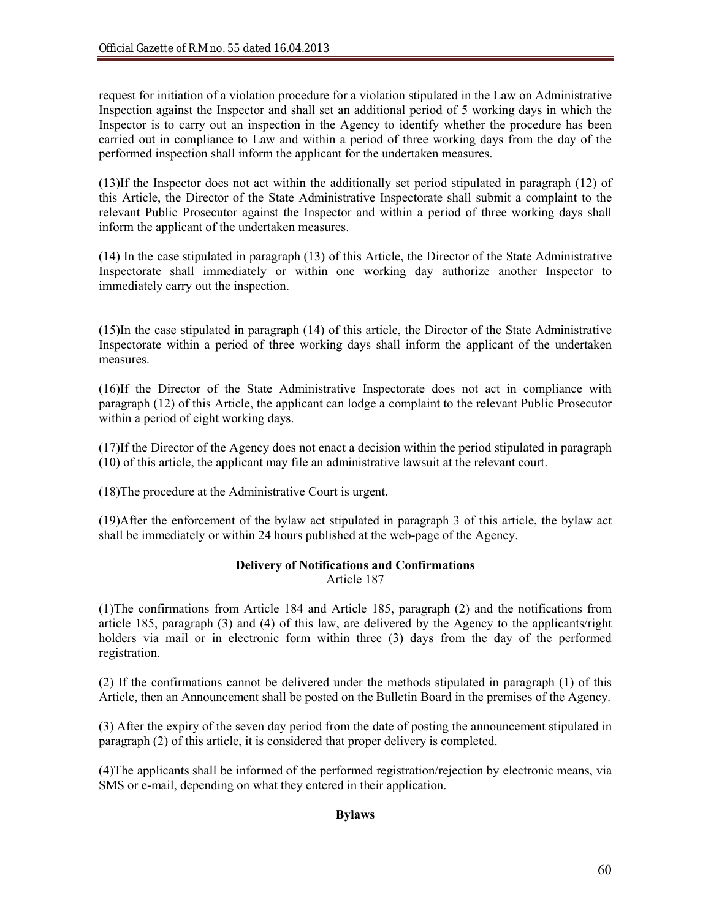request for initiation of a violation procedure for a violation stipulated in the Law on Administrative Inspection against the Inspector and shall set an additional period of 5 working days in which the Inspector is to carry out an inspection in the Agency to identify whether the procedure has been carried out in compliance to Law and within a period of three working days from the day of the performed inspection shall inform the applicant for the undertaken measures.

(13)If the Inspector does not act within the additionally set period stipulated in paragraph (12) of this Article, the Director of the State Administrative Inspectorate shall submit a complaint to the relevant Public Prosecutor against the Inspector and within a period of three working days shall inform the applicant of the undertaken measures.

(14) In the case stipulated in paragraph (13) of this Article, the Director of the State Administrative Inspectorate shall immediately or within one working day authorize another Inspector to immediately carry out the inspection.

(15)In the case stipulated in paragraph (14) of this article, the Director of the State Administrative Inspectorate within a period of three working days shall inform the applicant of the undertaken measures.

(16)If the Director of the State Administrative Inspectorate does not act in compliance with paragraph (12) of this Article, the applicant can lodge a complaint to the relevant Public Prosecutor within a period of eight working days.

(17)If the Director of the Agency does not enact a decision within the period stipulated in paragraph (10) of this article, the applicant may file an administrative lawsuit at the relevant court.

(18)The procedure at the Administrative Court is urgent.

(19)After the enforcement of the bylaw act stipulated in paragraph 3 of this article, the bylaw act shall be immediately or within 24 hours published at the web-page of the Agency.

**Delivery of Notifications and Confirmations**
Article 187

(1)The confirmations from Article 184 and Article 185, paragraph (2) and the notifications from article 185, paragraph (3) and (4) of this law, are delivered by the Agency to the applicants/right holders via mail or in electronic form within three (3) days from the day of the performed registration.

(2) If the confirmations cannot be delivered under the methods stipulated in paragraph (1) of this Article, then an Announcement shall be posted on the Bulletin Board in the premises of the Agency.

(3) After the expiry of the seven day period from the date of posting the announcement stipulated in paragraph (2) of this article, it is considered that proper delivery is completed.

(4)The applicants shall be informed of the performed registration/rejection by electronic means, via SMS or e-mail, depending on what they entered in their application.

**Bylaws**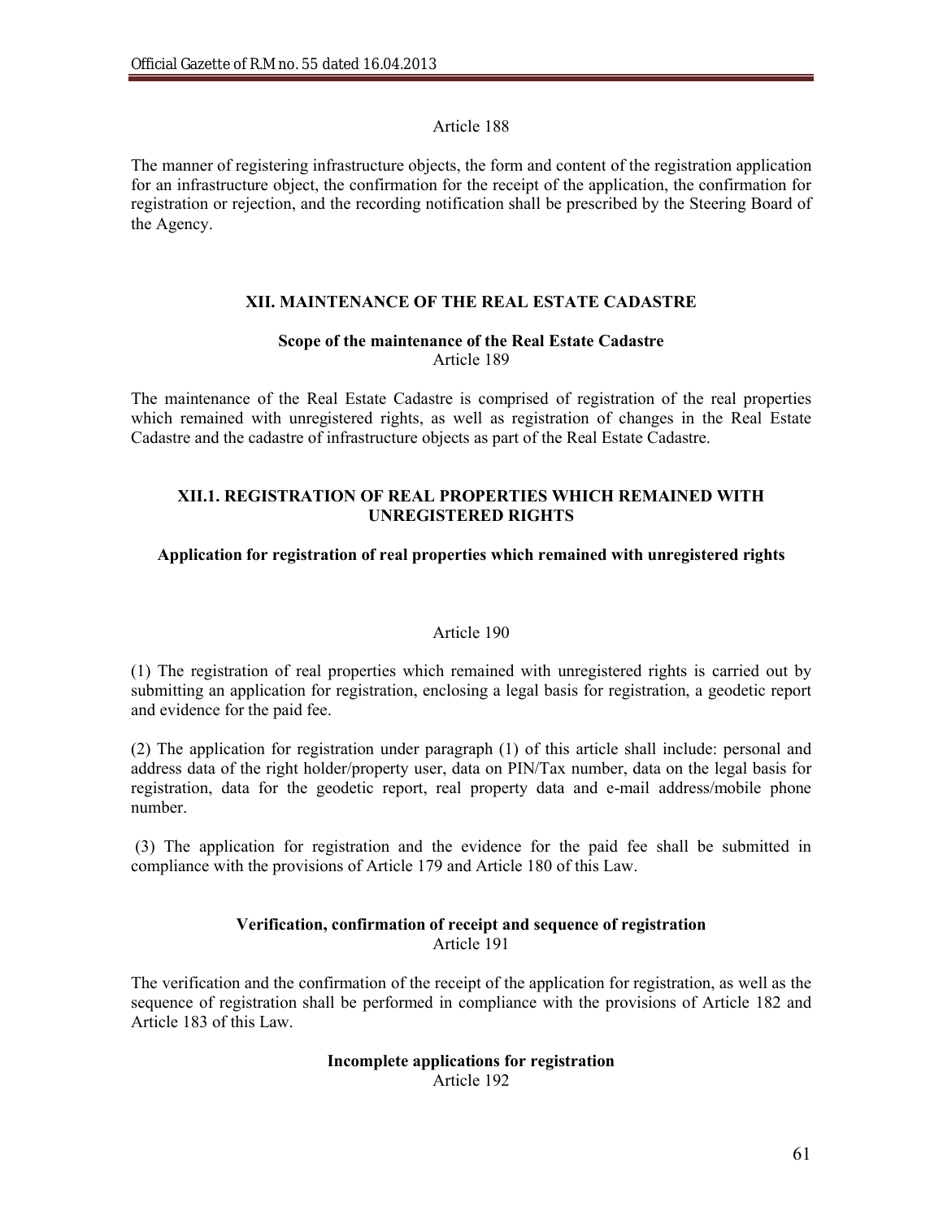Article 188

The manner of registering infrastructure objects, the form and content of the registration application for an infrastructure object, the confirmation for the receipt of the application, the confirmation for registration or rejection, and the recording notification shall be prescribed by the Steering Board of the Agency.

## XII. MAINTENANCE OF THE REAL ESTATE CADASTRE

**Scope of the maintenance of the Real Estate Cadastre**
Article 189

The maintenance of the Real Estate Cadastre is comprised of registration of the real properties which remained with unregistered rights, as well as registration of changes in the Real Estate Cadastre and the cadastre of infrastructure objects as part of the Real Estate Cadastre.

### XII.1. REGISTRATION OF REAL PROPERTIES WHICH REMAINED WITH UNREGISTERED RIGHTS

**Application for registration of real properties which remained with unregistered rights**

Article 190

(1) The registration of real properties which remained with unregistered rights is carried out by submitting an application for registration, enclosing a legal basis for registration, a geodetic report and evidence for the paid fee.

(2) The application for registration under paragraph (1) of this article shall include: personal and address data of the right holder/property user, data on PIN/Tax number, data on the legal basis for registration, data for the geodetic report, real property data and e-mail address/mobile phone number.

(3) The application for registration and the evidence for the paid fee shall be submitted in compliance with the provisions of Article 179 and Article 180 of this Law.

**Verification, confirmation of receipt and sequence of registration**
Article 191

The verification and the confirmation of the receipt of the application for registration, as well as the sequence of registration shall be performed in compliance with the provisions of Article 182 and Article 183 of this Law.

**Incomplete applications for registration**
Article 192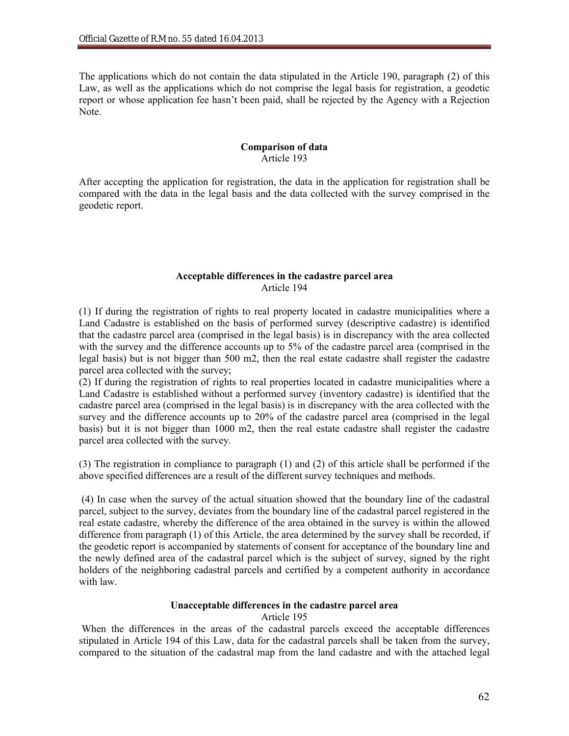The applications which do not contain the data stipulated in the Article 190, paragraph (2) of this Law, as well as the applications which do not comprise the legal basis for registration, a geodetic report or whose application fee hasn't been paid, shall be rejected by the Agency with a Rejection Note.

**Comparison of data**
Article 193

After accepting the application for registration, the data in the application for registration shall be compared with the data in the legal basis and the data collected with the survey comprised in the geodetic report.

**Acceptable differences in the cadastre parcel area**
Article 194

(1) If during the registration of rights to real property located in cadastre municipalities where a Land Cadastre is established on the basis of performed survey (descriptive cadastre) is identified that the cadastre parcel area (comprised in the legal basis) is in discrepancy with the area collected with the survey and the difference accounts up to 5% of the cadastre parcel area (comprised in the legal basis) but is not bigger than 500 m2, then the real estate cadastre shall register the cadastre parcel area collected with the survey;
(2) If during the registration of rights to real properties located in cadastre municipalities where a Land Cadastre is established without a performed survey (inventory cadastre) is identified that the cadastre parcel area (comprised in the legal basis) is in discrepancy with the area collected with the survey and the difference accounts up to 20% of the cadastre parcel area (comprised in the legal basis) but it is not bigger than 1000 m2, then the real estate cadastre shall register the cadastre parcel area collected with the survey.

(3) The registration in compliance to paragraph (1) and (2) of this article shall be performed if the above specified differences are a result of the different survey techniques and methods.

(4) In case when the survey of the actual situation showed that the boundary line of the cadastral parcel, subject to the survey, deviates from the boundary line of the cadastral parcel registered in the real estate cadastre, whereby the difference of the area obtained in the survey is within the allowed difference from paragraph (1) of this Article, the area determined by the survey shall be recorded, if the geodetic report is accompanied by statements of consent for acceptance of the boundary line and the newly defined area of the cadastral parcel which is the subject of survey, signed by the right holders of the neighboring cadastral parcels and certified by a competent authority in accordance with law.

**Unacceptable differences in the cadastre parcel area**
Article 195

When the differences in the areas of the cadastral parcels exceed the acceptable differences stipulated in Article 194 of this Law, data for the cadastral parcels shall be taken from the survey, compared to the situation of the cadastral map from the land cadastre and with the attached legal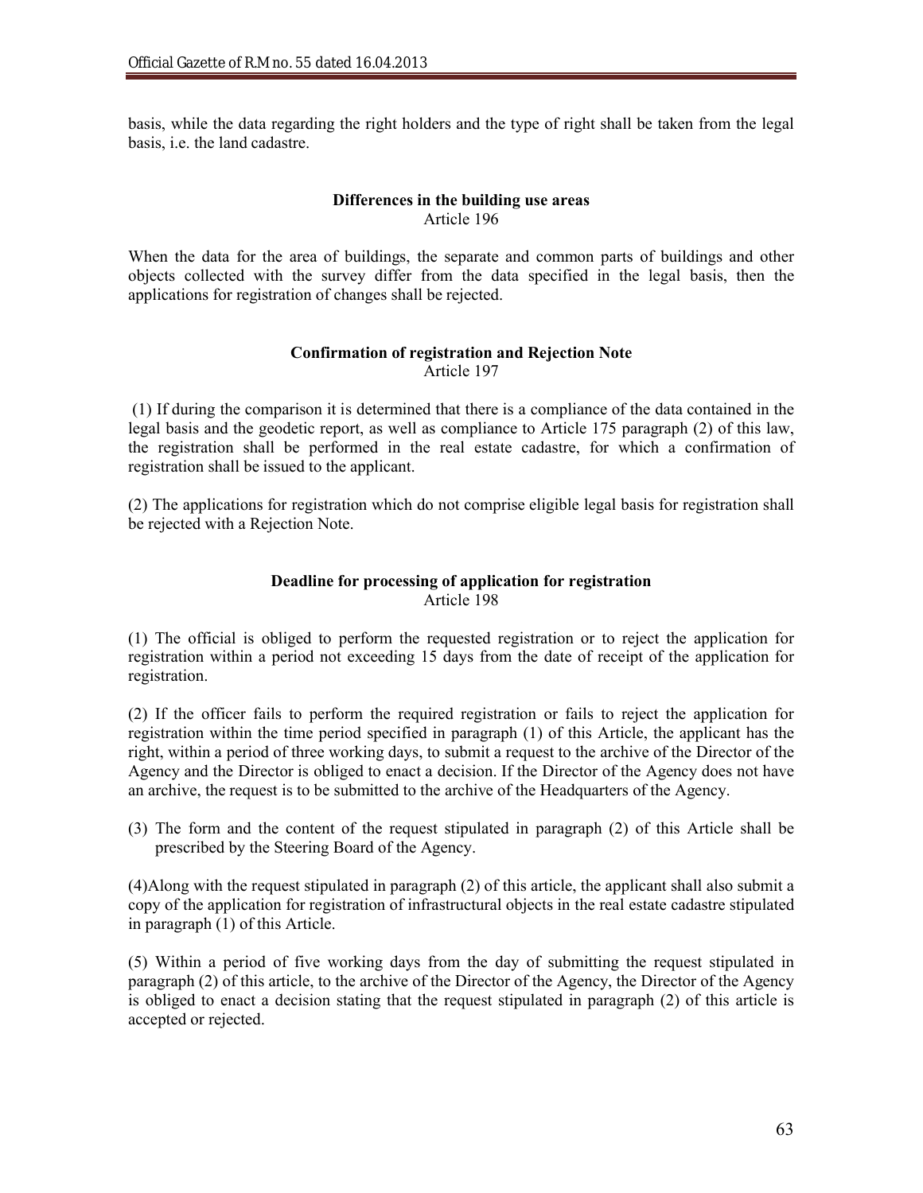basis, while the data regarding the right holders and the type of right shall be taken from the legal basis, i.e. the land cadastre.

**Differences in the building use areas**
Article 196

When the data for the area of buildings, the separate and common parts of buildings and other objects collected with the survey differ from the data specified in the legal basis, then the applications for registration of changes shall be rejected.

**Confirmation of registration and Rejection Note**
Article 197

(1) If during the comparison it is determined that there is a compliance of the data contained in the legal basis and the geodetic report, as well as compliance to Article 175 paragraph (2) of this law, the registration shall be performed in the real estate cadastre, for which a confirmation of registration shall be issued to the applicant.

(2) The applications for registration which do not comprise eligible legal basis for registration shall be rejected with a Rejection Note.

**Deadline for processing of application for registration**
Article 198

(1) The official is obliged to perform the requested registration or to reject the application for registration within a period not exceeding 15 days from the date of receipt of the application for registration.

(2) If the officer fails to perform the required registration or fails to reject the application for registration within the time period specified in paragraph (1) of this Article, the applicant has the right, within a period of three working days, to submit a request to the archive of the Director of the Agency and the Director is obliged to enact a decision. If the Director of the Agency does not have an archive, the request is to be submitted to the archive of the Headquarters of the Agency.

(3) The form and the content of the request stipulated in paragraph (2) of this Article shall be prescribed by the Steering Board of the Agency.

(4)Along with the request stipulated in paragraph (2) of this article, the applicant shall also submit a copy of the application for registration of infrastructural objects in the real estate cadastre stipulated in paragraph (1) of this Article.

(5) Within a period of five working days from the day of submitting the request stipulated in paragraph (2) of this article, to the archive of the Director of the Agency, the Director of the Agency is obliged to enact a decision stating that the request stipulated in paragraph (2) of this article is accepted or rejected.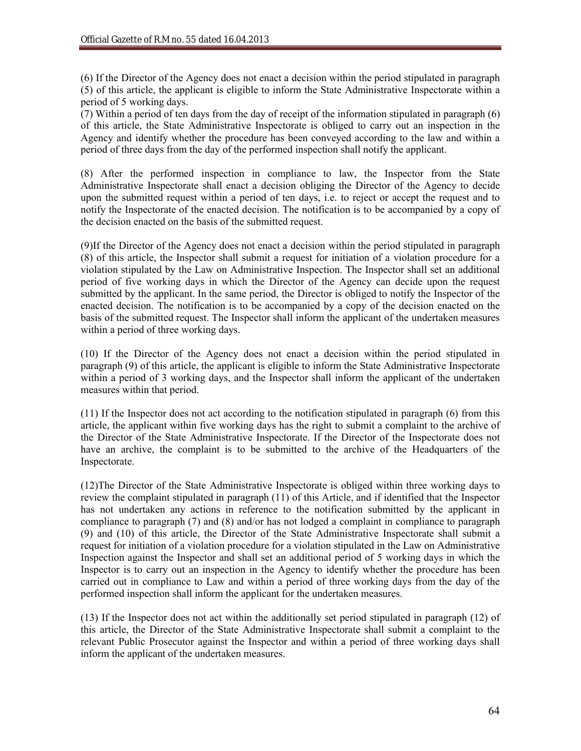(6) If the Director of the Agency does not enact a decision within the period stipulated in paragraph (5) of this article, the applicant is eligible to inform the State Administrative Inspectorate within a period of 5 working days.

(7) Within a period of ten days from the day of receipt of the information stipulated in paragraph (6) of this article, the State Administrative Inspectorate is obliged to carry out an inspection in the Agency and identify whether the procedure has been conveyed according to the law and within a period of three days from the day of the performed inspection shall notify the applicant.

(8) After the performed inspection in compliance to law, the Inspector from the State Administrative Inspectorate shall enact a decision obliging the Director of the Agency to decide upon the submitted request within a period of ten days, i.e. to reject or accept the request and to notify the Inspectorate of the enacted decision. The notification is to be accompanied by a copy of the decision enacted on the basis of the submitted request.

(9)If the Director of the Agency does not enact a decision within the period stipulated in paragraph (8) of this article, the Inspector shall submit a request for initiation of a violation procedure for a violation stipulated by the Law on Administrative Inspection. The Inspector shall set an additional period of five working days in which the Director of the Agency can decide upon the request submitted by the applicant. In the same period, the Director is obliged to notify the Inspector of the enacted decision. The notification is to be accompanied by a copy of the decision enacted on the basis of the submitted request. The Inspector shall inform the applicant of the undertaken measures within a period of three working days.

(10) If the Director of the Agency does not enact a decision within the period stipulated in paragraph (9) of this article, the applicant is eligible to inform the State Administrative Inspectorate within a period of 3 working days, and the Inspector shall inform the applicant of the undertaken measures within that period.

(11) If the Inspector does not act according to the notification stipulated in paragraph (6) from this article, the applicant within five working days has the right to submit a complaint to the archive of the Director of the State Administrative Inspectorate. If the Director of the Inspectorate does not have an archive, the complaint is to be submitted to the archive of the Headquarters of the Inspectorate.

(12)The Director of the State Administrative Inspectorate is obliged within three working days to review the complaint stipulated in paragraph (11) of this Article, and if identified that the Inspector has not undertaken any actions in reference to the notification submitted by the applicant in compliance to paragraph (7) and (8) and/or has not lodged a complaint in compliance to paragraph (9) and (10) of this article, the Director of the State Administrative Inspectorate shall submit a request for initiation of a violation procedure for a violation stipulated in the Law on Administrative Inspection against the Inspector and shall set an additional period of 5 working days in which the Inspector is to carry out an inspection in the Agency to identify whether the procedure has been carried out in compliance to Law and within a period of three working days from the day of the performed inspection shall inform the applicant for the undertaken measures.

(13) If the Inspector does not act within the additionally set period stipulated in paragraph (12) of this article, the Director of the State Administrative Inspectorate shall submit a complaint to the relevant Public Prosecutor against the Inspector and within a period of three working days shall inform the applicant of the undertaken measures.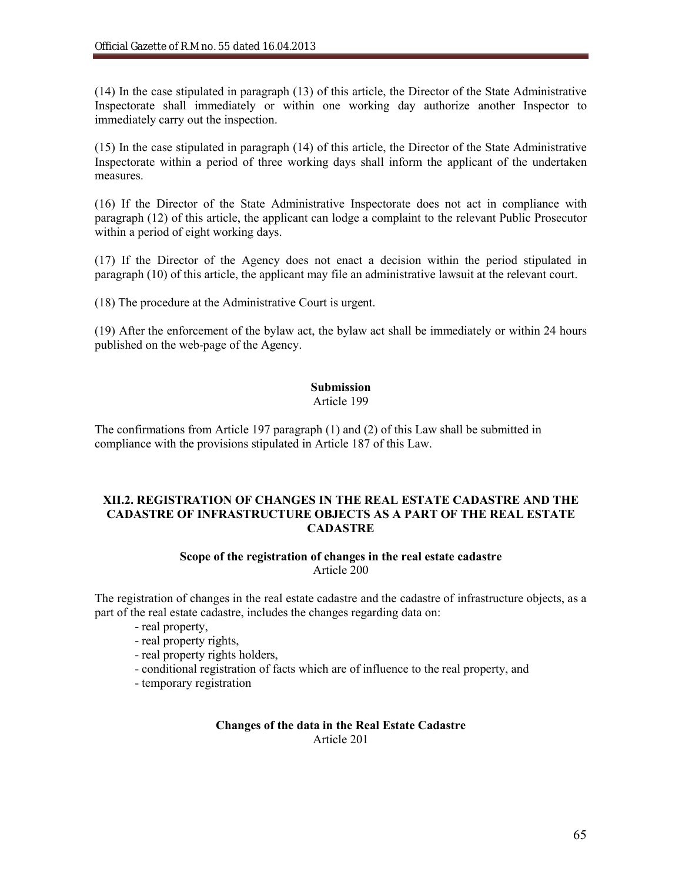(14) In the case stipulated in paragraph (13) of this article, the Director of the State Administrative Inspectorate shall immediately or within one working day authorize another Inspector to immediately carry out the inspection.

(15) In the case stipulated in paragraph (14) of this article, the Director of the State Administrative Inspectorate within a period of three working days shall inform the applicant of the undertaken measures.

(16) If the Director of the State Administrative Inspectorate does not act in compliance with paragraph (12) of this article, the applicant can lodge a complaint to the relevant Public Prosecutor within a period of eight working days.

(17) If the Director of the Agency does not enact a decision within the period stipulated in paragraph (10) of this article, the applicant may file an administrative lawsuit at the relevant court.

(18) The procedure at the Administrative Court is urgent.

(19) After the enforcement of the bylaw act, the bylaw act shall be immediately or within 24 hours published on the web-page of the Agency.

**Submission**
Article 199

The confirmations from Article 197 paragraph (1) and (2) of this Law shall be submitted in compliance with the provisions stipulated in Article 187 of this Law.

## XII.2. REGISTRATION OF CHANGES IN THE REAL ESTATE CADASTRE AND THE CADASTRE OF INFRASTRUCTURE OBJECTS AS A PART OF THE REAL ESTATE CADASTRE

**Scope of the registration of changes in the real estate cadastre**
Article 200

The registration of changes in the real estate cadastre and the cadastre of infrastructure objects, as a part of the real estate cadastre, includes the changes regarding data on:

- real property,
- real property rights,
- real property rights holders,
- conditional registration of facts which are of influence to the real property, and
- temporary registration

**Changes of the data in the Real Estate Cadastre**
Article 201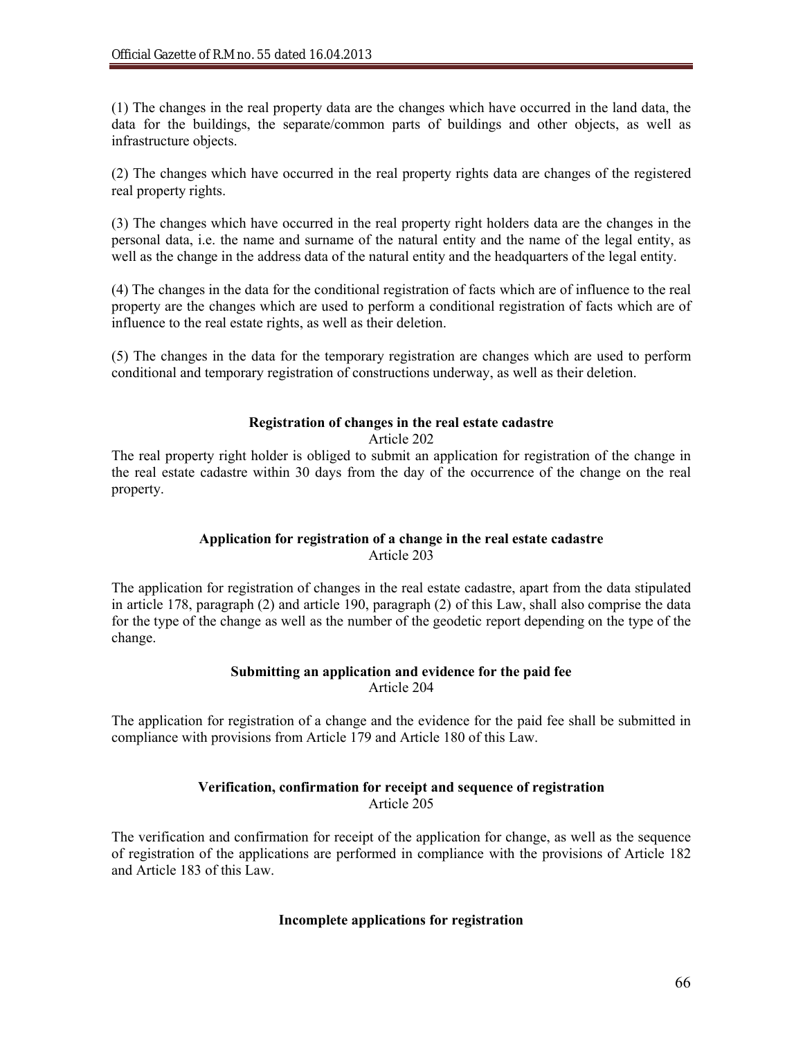(1) The changes in the real property data are the changes which have occurred in the land data, the data for the buildings, the separate/common parts of buildings and other objects, as well as infrastructure objects.

(2) The changes which have occurred in the real property rights data are changes of the registered real property rights.

(3) The changes which have occurred in the real property right holders data are the changes in the personal data, i.e. the name and surname of the natural entity and the name of the legal entity, as well as the change in the address data of the natural entity and the headquarters of the legal entity.

(4) The changes in the data for the conditional registration of facts which are of influence to the real property are the changes which are used to perform a conditional registration of facts which are of influence to the real estate rights, as well as their deletion.

(5) The changes in the data for the temporary registration are changes which are used to perform conditional and temporary registration of constructions underway, as well as their deletion.

**Registration of changes in the real estate cadastre**
Article 202

The real property right holder is obliged to submit an application for registration of the change in the real estate cadastre within 30 days from the day of the occurrence of the change on the real property.

**Application for registration of a change in the real estate cadastre**
Article 203

The application for registration of changes in the real estate cadastre, apart from the data stipulated in article 178, paragraph (2) and article 190, paragraph (2) of this Law, shall also comprise the data for the type of the change as well as the number of the geodetic report depending on the type of the change.

**Submitting an application and evidence for the paid fee**
Article 204

The application for registration of a change and the evidence for the paid fee shall be submitted in compliance with provisions from Article 179 and Article 180 of this Law.

**Verification, confirmation for receipt and sequence of registration**
Article 205

The verification and confirmation for receipt of the application for change, as well as the sequence of registration of the applications are performed in compliance with the provisions of Article 182 and Article 183 of this Law.

**Incomplete applications for registration**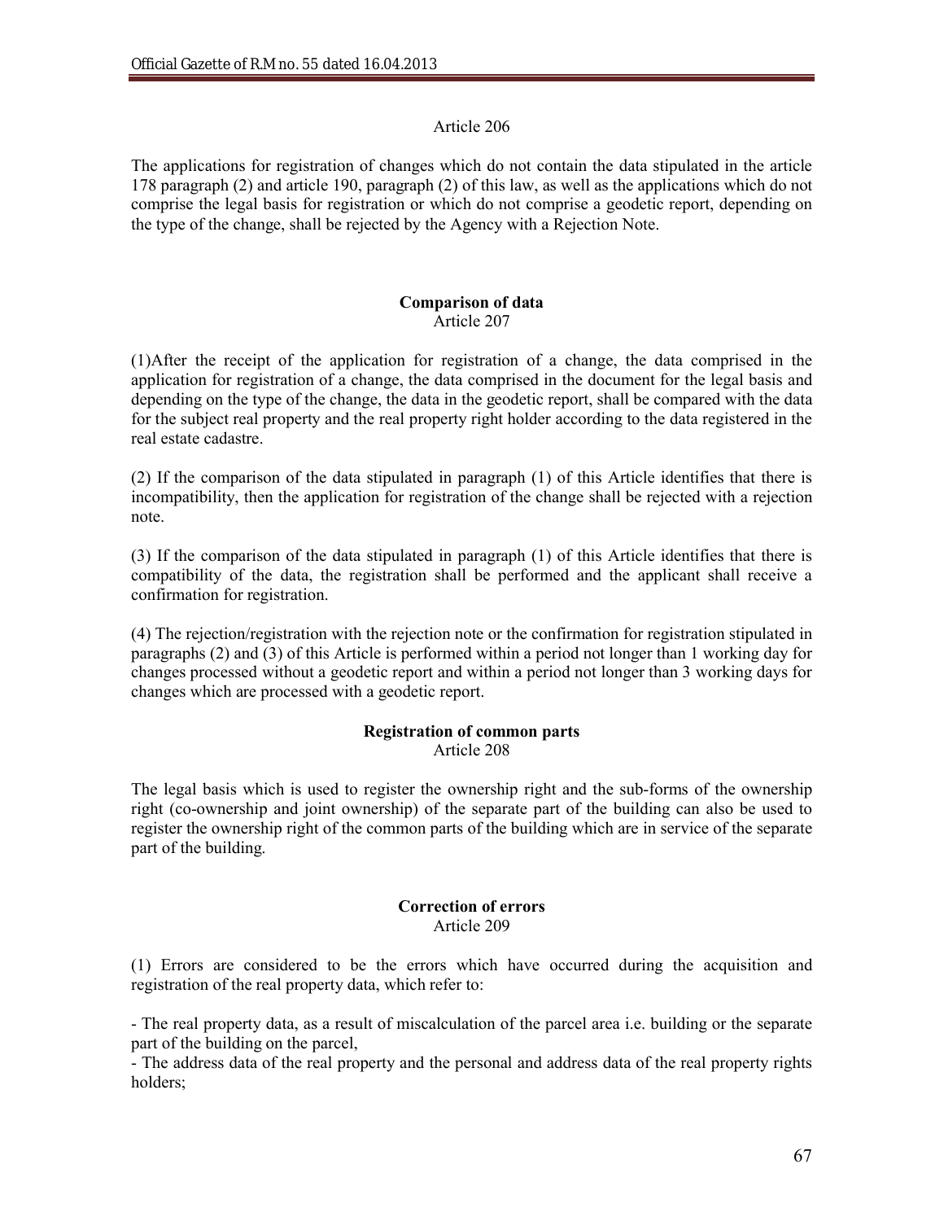Article 206

The applications for registration of changes which do not contain the data stipulated in the article 178 paragraph (2) and article 190, paragraph (2) of this law, as well as the applications which do not comprise the legal basis for registration or which do not comprise a geodetic report, depending on the type of the change, shall be rejected by the Agency with a Rejection Note.

**Comparison of data**
Article 207

(1)After the receipt of the application for registration of a change, the data comprised in the application for registration of a change, the data comprised in the document for the legal basis and depending on the type of the change, the data in the geodetic report, shall be compared with the data for the subject real property and the real property right holder according to the data registered in the real estate cadastre.

(2) If the comparison of the data stipulated in paragraph (1) of this Article identifies that there is incompatibility, then the application for registration of the change shall be rejected with a rejection note.

(3) If the comparison of the data stipulated in paragraph (1) of this Article identifies that there is compatibility of the data, the registration shall be performed and the applicant shall receive a confirmation for registration.

(4) The rejection/registration with the rejection note or the confirmation for registration stipulated in paragraphs (2) and (3) of this Article is performed within a period not longer than 1 working day for changes processed without a geodetic report and within a period not longer than 3 working days for changes which are processed with a geodetic report.

**Registration of common parts**
Article 208

The legal basis which is used to register the ownership right and the sub-forms of the ownership right (co-ownership and joint ownership) of the separate part of the building can also be used to register the ownership right of the common parts of the building which are in service of the separate part of the building.

**Correction of errors**
Article 209

(1) Errors are considered to be the errors which have occurred during the acquisition and registration of the real property data, which refer to:

- The real property data, as a result of miscalculation of the parcel area i.e. building or the separate part of the building on the parcel,
- The address data of the real property and the personal and address data of the real property rights holders;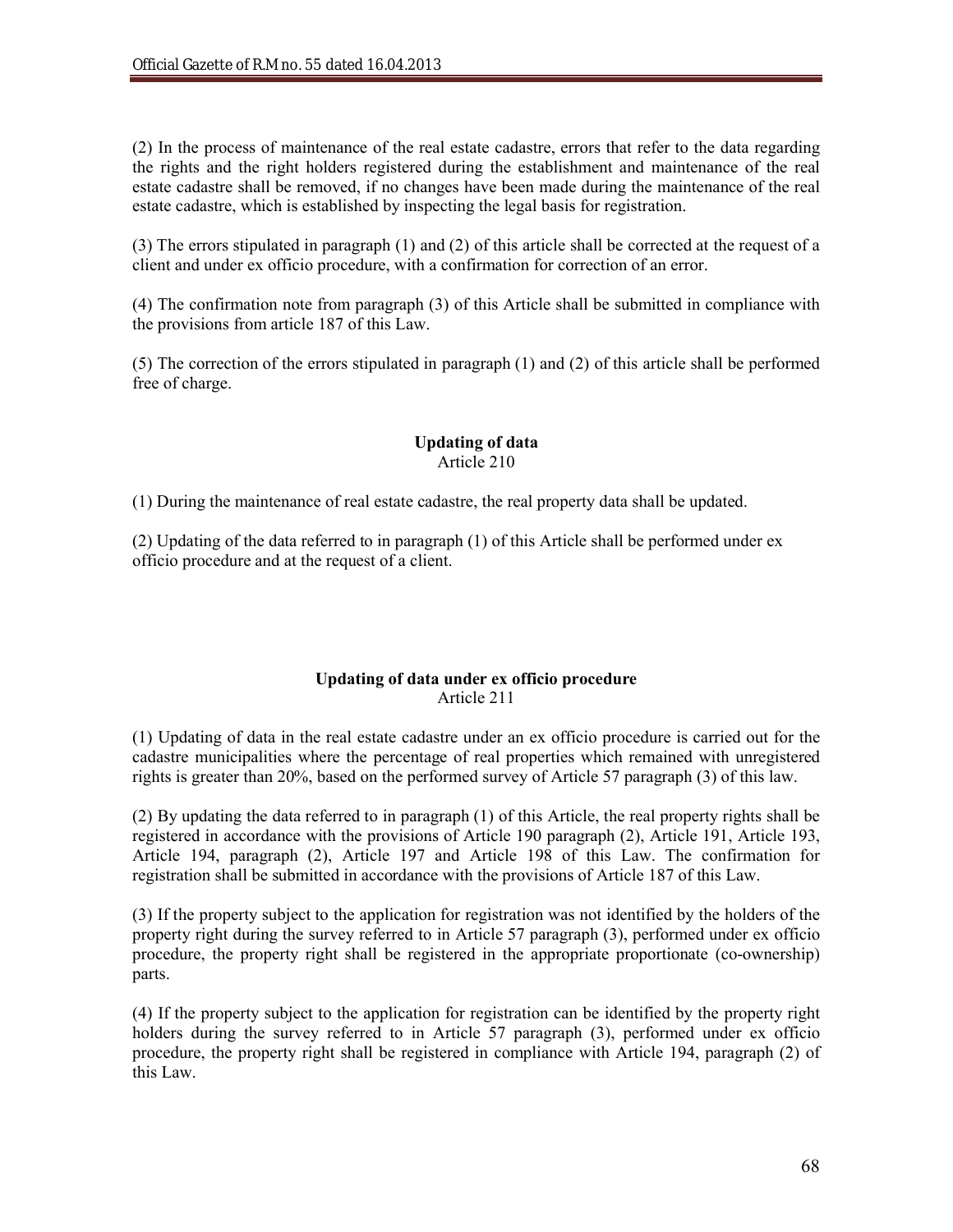(2) In the process of maintenance of the real estate cadastre, errors that refer to the data regarding the rights and the right holders registered during the establishment and maintenance of the real estate cadastre shall be removed, if no changes have been made during the maintenance of the real estate cadastre, which is established by inspecting the legal basis for registration.

(3) The errors stipulated in paragraph (1) and (2) of this article shall be corrected at the request of a client and under ex officio procedure, with a confirmation for correction of an error.

(4) The confirmation note from paragraph (3) of this Article shall be submitted in compliance with the provisions from article 187 of this Law.

(5) The correction of the errors stipulated in paragraph (1) and (2) of this article shall be performed free of charge.

**Updating of data**
Article 210

(1) During the maintenance of real estate cadastre, the real property data shall be updated.

(2) Updating of the data referred to in paragraph (1) of this Article shall be performed under ex officio procedure and at the request of a client.

**Updating of data under ex officio procedure**
Article 211

(1) Updating of data in the real estate cadastre under an ex officio procedure is carried out for the cadastre municipalities where the percentage of real properties which remained with unregistered rights is greater than 20%, based on the performed survey of Article 57 paragraph (3) of this law.

(2) By updating the data referred to in paragraph (1) of this Article, the real property rights shall be registered in accordance with the provisions of Article 190 paragraph (2), Article 191, Article 193, Article 194, paragraph (2), Article 197 and Article 198 of this Law. The confirmation for registration shall be submitted in accordance with the provisions of Article 187 of this Law.

(3) If the property subject to the application for registration was not identified by the holders of the property right during the survey referred to in Article 57 paragraph (3), performed under ex officio procedure, the property right shall be registered in the appropriate proportionate (co-ownership) parts.

(4) If the property subject to the application for registration can be identified by the property right holders during the survey referred to in Article 57 paragraph (3), performed under ex officio procedure, the property right shall be registered in compliance with Article 194, paragraph (2) of this Law.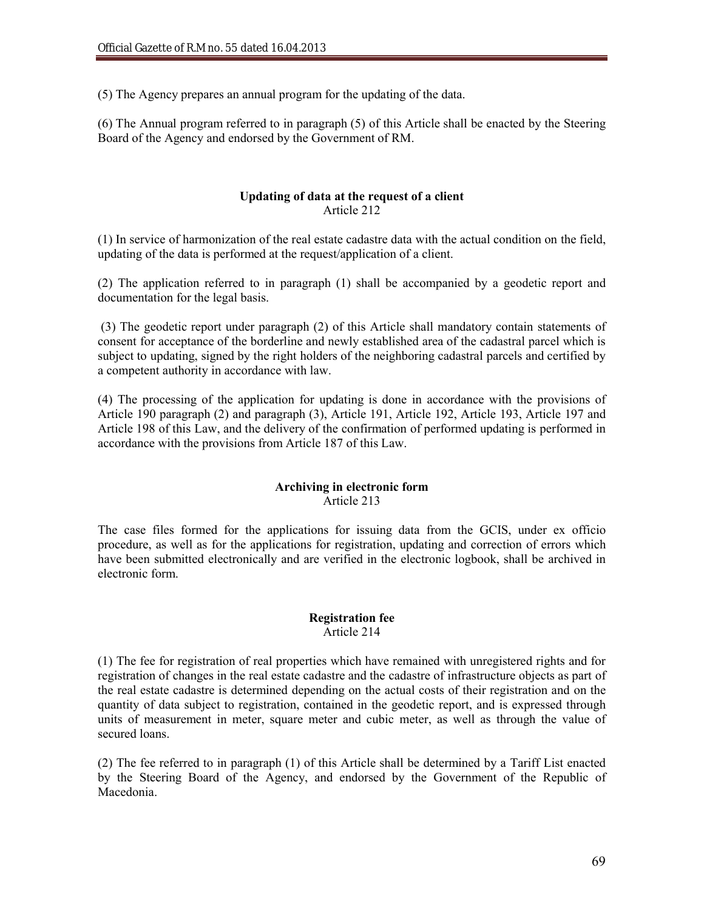(5) The Agency prepares an annual program for the updating of the data.

(6) The Annual program referred to in paragraph (5) of this Article shall be enacted by the Steering Board of the Agency and endorsed by the Government of RM.

### Updating of data at the request of a client

Article 212

(1) In service of harmonization of the real estate cadastre data with the actual condition on the field, updating of the data is performed at the request/application of a client.

(2) The application referred to in paragraph (1) shall be accompanied by a geodetic report and documentation for the legal basis.

(3) The geodetic report under paragraph (2) of this Article shall mandatory contain statements of consent for acceptance of the borderline and newly established area of the cadastral parcel which is subject to updating, signed by the right holders of the neighboring cadastral parcels and certified by a competent authority in accordance with law.

(4) The processing of the application for updating is done in accordance with the provisions of Article 190 paragraph (2) and paragraph (3), Article 191, Article 192, Article 193, Article 197 and Article 198 of this Law, and the delivery of the confirmation of performed updating is performed in accordance with the provisions from Article 187 of this Law.

### Archiving in electronic form

Article 213

The case files formed for the applications for issuing data from the GCIS, under ex officio procedure, as well as for the applications for registration, updating and correction of errors which have been submitted electronically and are verified in the electronic logbook, shall be archived in electronic form.

### Registration fee

Article 214

(1) The fee for registration of real properties which have remained with unregistered rights and for registration of changes in the real estate cadastre and the cadastre of infrastructure objects as part of the real estate cadastre is determined depending on the actual costs of their registration and on the quantity of data subject to registration, contained in the geodetic report, and is expressed through units of measurement in meter, square meter and cubic meter, as well as through the value of secured loans.

(2) The fee referred to in paragraph (1) of this Article shall be determined by a Tariff List enacted by the Steering Board of the Agency, and endorsed by the Government of the Republic of Macedonia.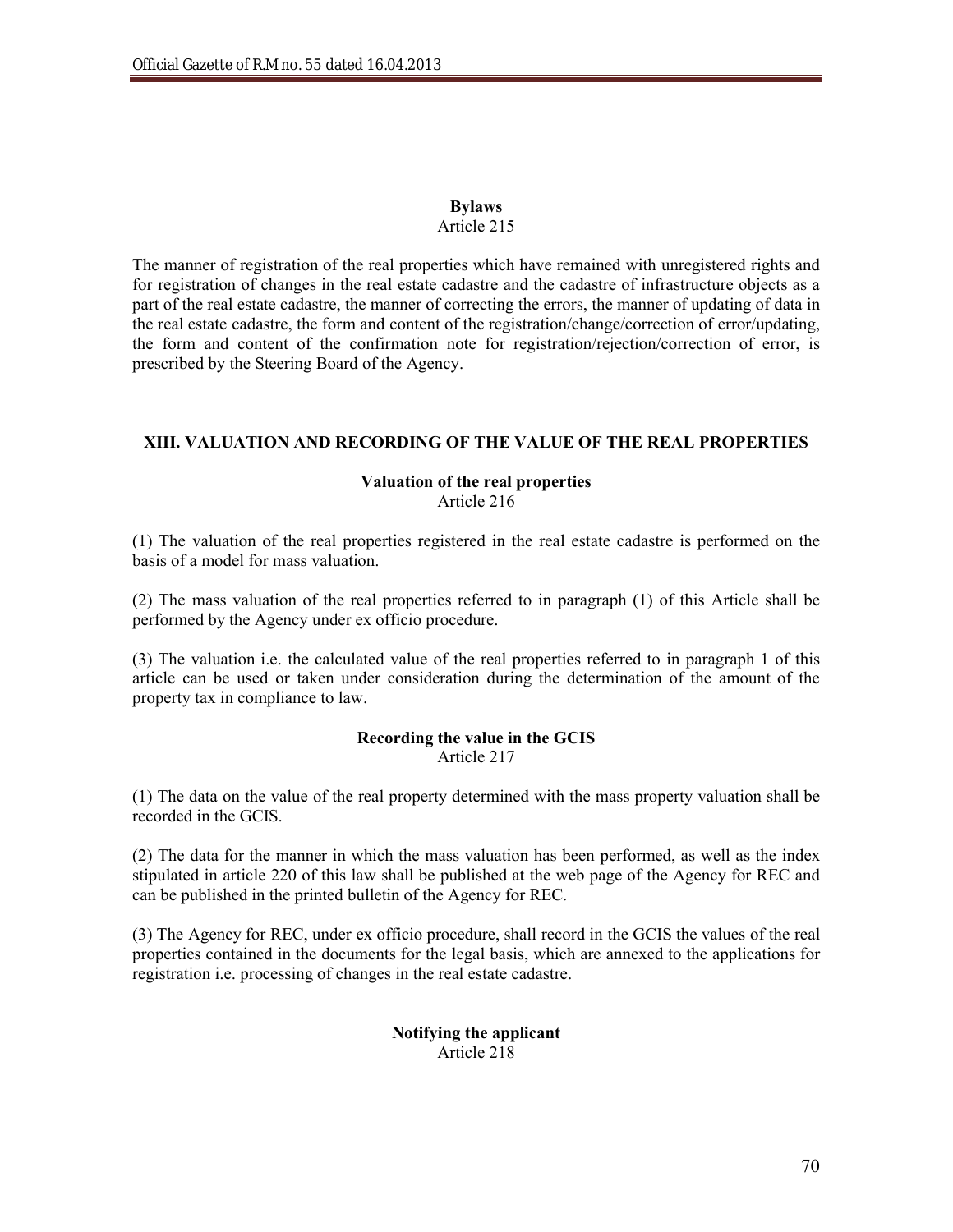**Bylaws**
Article 215

The manner of registration of the real properties which have remained with unregistered rights and for registration of changes in the real estate cadastre and the cadastre of infrastructure objects as a part of the real estate cadastre, the manner of correcting the errors, the manner of updating of data in the real estate cadastre, the form and content of the registration/change/correction of error/updating, the form and content of the confirmation note for registration/rejection/correction of error, is prescribed by the Steering Board of the Agency.

## XIII. VALUATION AND RECORDING OF THE VALUE OF THE REAL PROPERTIES

**Valuation of the real properties**
Article 216

(1) The valuation of the real properties registered in the real estate cadastre is performed on the basis of a model for mass valuation.

(2) The mass valuation of the real properties referred to in paragraph (1) of this Article shall be performed by the Agency under ex officio procedure.

(3) The valuation i.e. the calculated value of the real properties referred to in paragraph 1 of this article can be used or taken under consideration during the determination of the amount of the property tax in compliance to law.

**Recording the value in the GCIS**
Article 217

(1) The data on the value of the real property determined with the mass property valuation shall be recorded in the GCIS.

(2) The data for the manner in which the mass valuation has been performed, as well as the index stipulated in article 220 of this law shall be published at the web page of the Agency for REC and can be published in the printed bulletin of the Agency for REC.

(3) The Agency for REC, under ex officio procedure, shall record in the GCIS the values of the real properties contained in the documents for the legal basis, which are annexed to the applications for registration i.e. processing of changes in the real estate cadastre.

**Notifying the applicant**
Article 218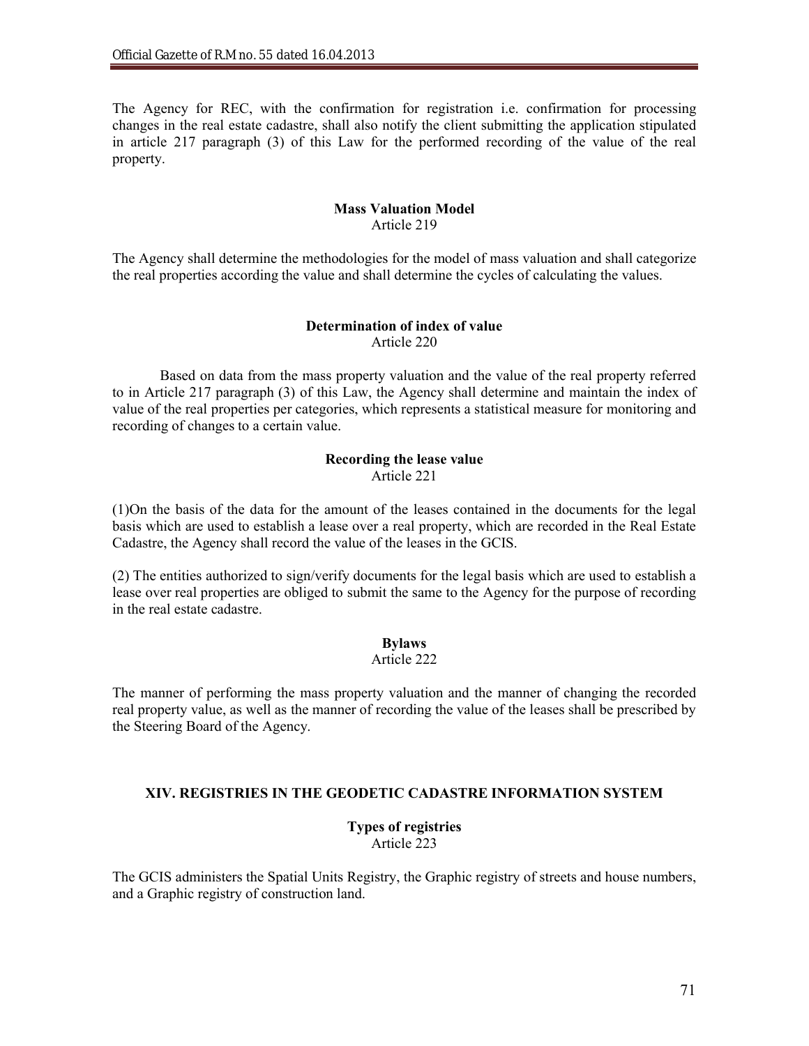The Agency for REC, with the confirmation for registration i.e. confirmation for processing changes in the real estate cadastre, shall also notify the client submitting the application stipulated in article 217 paragraph (3) of this Law for the performed recording of the value of the real property.

**Mass Valuation Model**
Article 219

The Agency shall determine the methodologies for the model of mass valuation and shall categorize the real properties according the value and shall determine the cycles of calculating the values.

**Determination of index of value**
Article 220

Based on data from the mass property valuation and the value of the real property referred to in Article 217 paragraph (3) of this Law, the Agency shall determine and maintain the index of value of the real properties per categories, which represents a statistical measure for monitoring and recording of changes to a certain value.

**Recording the lease value**
Article 221

(1)On the basis of the data for the amount of the leases contained in the documents for the legal basis which are used to establish a lease over a real property, which are recorded in the Real Estate Cadastre, the Agency shall record the value of the leases in the GCIS.

(2) The entities authorized to sign/verify documents for the legal basis which are used to establish a lease over real properties are obliged to submit the same to the Agency for the purpose of recording in the real estate cadastre.

**Bylaws**
Article 222

The manner of performing the mass property valuation and the manner of changing the recorded real property value, as well as the manner of recording the value of the leases shall be prescribed by the Steering Board of the Agency.

## XIV. REGISTRIES IN THE GEODETIC CADASTRE INFORMATION SYSTEM

**Types of registries**
Article 223

The GCIS administers the Spatial Units Registry, the Graphic registry of streets and house numbers, and a Graphic registry of construction land.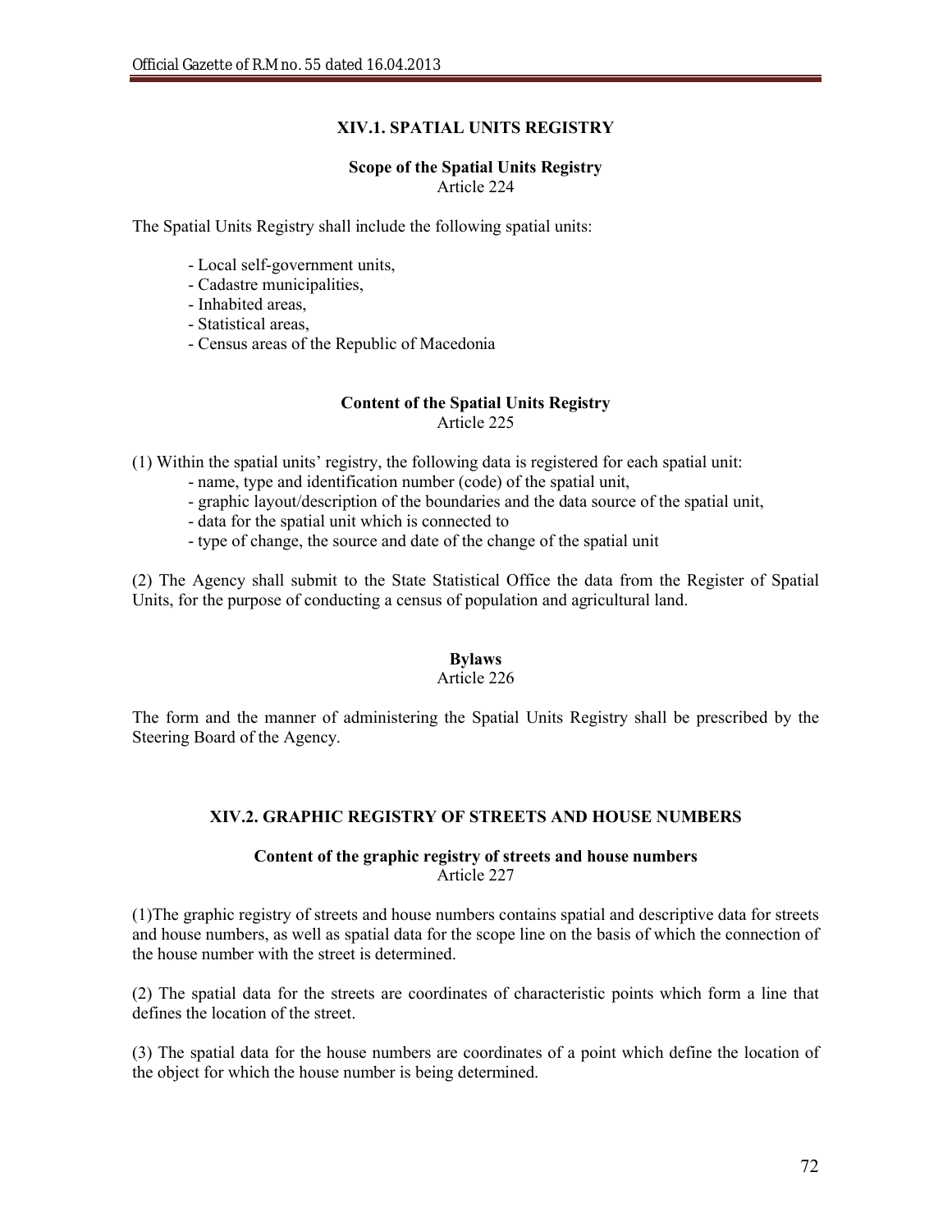## XIV.1. SPATIAL UNITS REGISTRY

### Scope of the Spatial Units Registry

Article 224

The Spatial Units Registry shall include the following spatial units:

- Local self-government units,
- Cadastre municipalities,
- Inhabited areas,
- Statistical areas,
- Census areas of the Republic of Macedonia

### Content of the Spatial Units Registry

Article 225

(1) Within the spatial units' registry, the following data is registered for each spatial unit:

- name, type and identification number (code) of the spatial unit,
- graphic layout/description of the boundaries and the data source of the spatial unit,
- data for the spatial unit which is connected to
- type of change, the source and date of the change of the spatial unit

(2) The Agency shall submit to the State Statistical Office the data from the Register of Spatial Units, for the purpose of conducting a census of population and agricultural land.

### Bylaws

Article 226

The form and the manner of administering the Spatial Units Registry shall be prescribed by the Steering Board of the Agency.

## XIV.2. GRAPHIC REGISTRY OF STREETS AND HOUSE NUMBERS

### Content of the graphic registry of streets and house numbers

Article 227

(1)The graphic registry of streets and house numbers contains spatial and descriptive data for streets and house numbers, as well as spatial data for the scope line on the basis of which the connection of the house number with the street is determined.

(2) The spatial data for the streets are coordinates of characteristic points which form a line that defines the location of the street.

(3) The spatial data for the house numbers are coordinates of a point which define the location of the object for which the house number is being determined.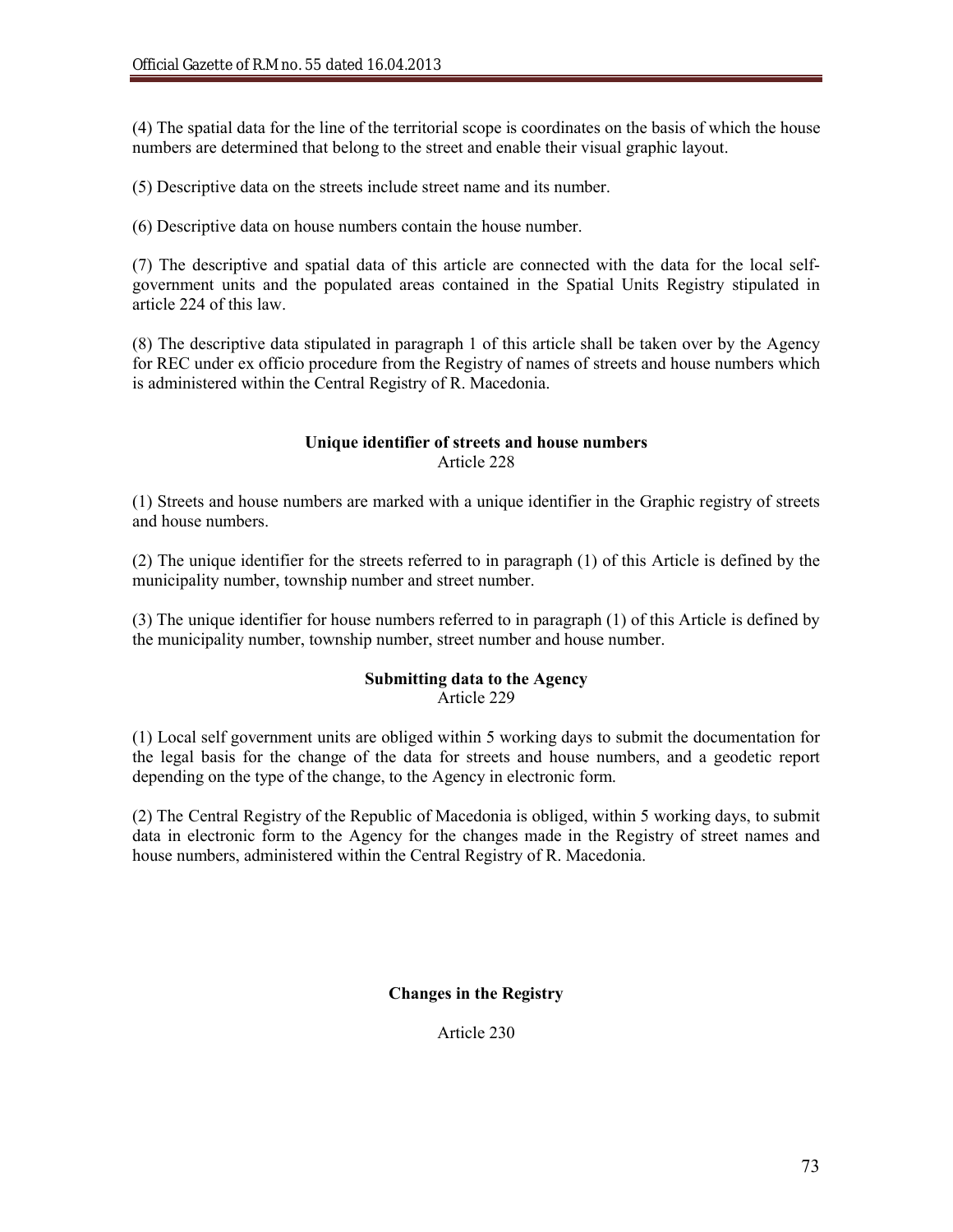(4) The spatial data for the line of the territorial scope is coordinates on the basis of which the house numbers are determined that belong to the street and enable their visual graphic layout.

(5) Descriptive data on the streets include street name and its number.

(6) Descriptive data on house numbers contain the house number.

(7) The descriptive and spatial data of this article are connected with the data for the local self-government units and the populated areas contained in the Spatial Units Registry stipulated in article 224 of this law.

(8) The descriptive data stipulated in paragraph 1 of this article shall be taken over by the Agency for REC under ex officio procedure from the Registry of names of streets and house numbers which is administered within the Central Registry of R. Macedonia.

**Unique identifier of streets and house numbers**
Article 228

(1) Streets and house numbers are marked with a unique identifier in the Graphic registry of streets and house numbers.

(2) The unique identifier for the streets referred to in paragraph (1) of this Article is defined by the municipality number, township number and street number.

(3) The unique identifier for house numbers referred to in paragraph (1) of this Article is defined by the municipality number, township number, street number and house number.

**Submitting data to the Agency**
Article 229

(1) Local self government units are obliged within 5 working days to submit the documentation for the legal basis for the change of the data for streets and house numbers, and a geodetic report depending on the type of the change, to the Agency in electronic form.

(2) The Central Registry of the Republic of Macedonia is obliged, within 5 working days, to submit data in electronic form to the Agency for the changes made in the Registry of street names and house numbers, administered within the Central Registry of R. Macedonia.

**Changes in the Registry**

Article 230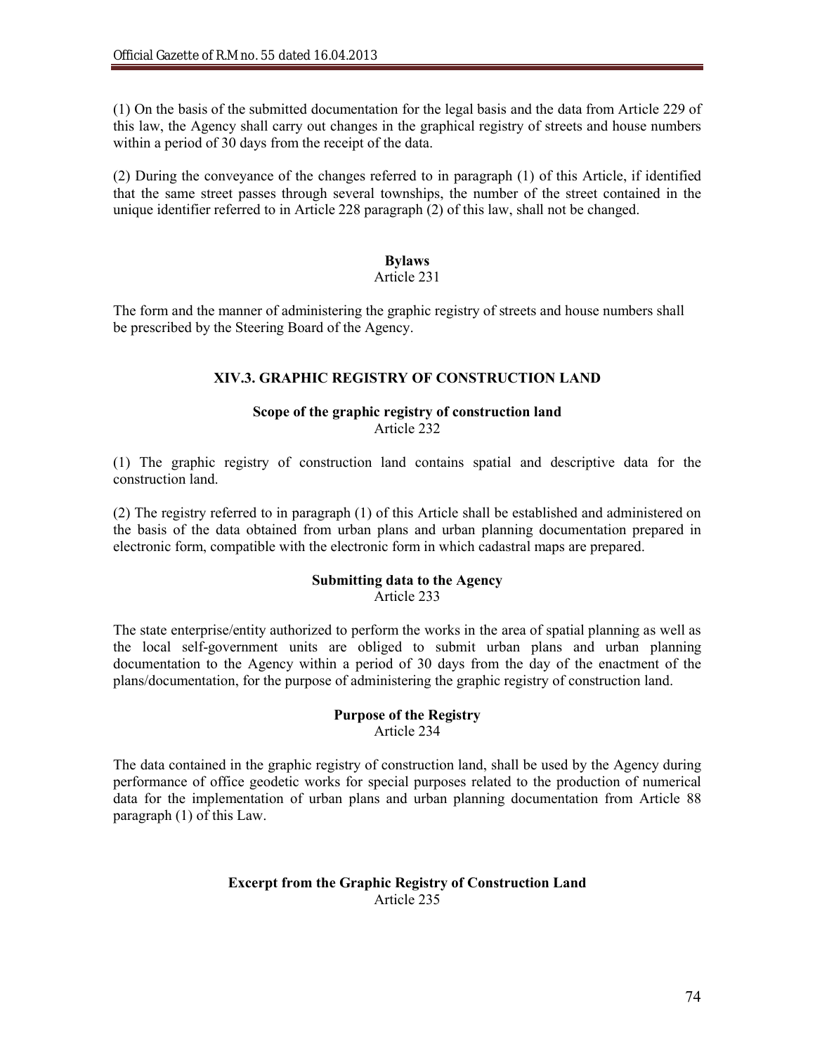(1) On the basis of the submitted documentation for the legal basis and the data from Article 229 of this law, the Agency shall carry out changes in the graphical registry of streets and house numbers within a period of 30 days from the receipt of the data.

(2) During the conveyance of the changes referred to in paragraph (1) of this Article, if identified that the same street passes through several townships, the number of the street contained in the unique identifier referred to in Article 228 paragraph (2) of this law, shall not be changed.

**Bylaws**
Article 231

The form and the manner of administering the graphic registry of streets and house numbers shall be prescribed by the Steering Board of the Agency.

## XIV.3. GRAPHIC REGISTRY OF CONSTRUCTION LAND

**Scope of the graphic registry of construction land**
Article 232

(1) The graphic registry of construction land contains spatial and descriptive data for the construction land.

(2) The registry referred to in paragraph (1) of this Article shall be established and administered on the basis of the data obtained from urban plans and urban planning documentation prepared in electronic form, compatible with the electronic form in which cadastral maps are prepared.

**Submitting data to the Agency**
Article 233

The state enterprise/entity authorized to perform the works in the area of spatial planning as well as the local self-government units are obliged to submit urban plans and urban planning documentation to the Agency within a period of 30 days from the day of the enactment of the plans/documentation, for the purpose of administering the graphic registry of construction land.

**Purpose of the Registry**
Article 234

The data contained in the graphic registry of construction land, shall be used by the Agency during performance of office geodetic works for special purposes related to the production of numerical data for the implementation of urban plans and urban planning documentation from Article 88 paragraph (1) of this Law.

**Excerpt from the Graphic Registry of Construction Land**
Article 235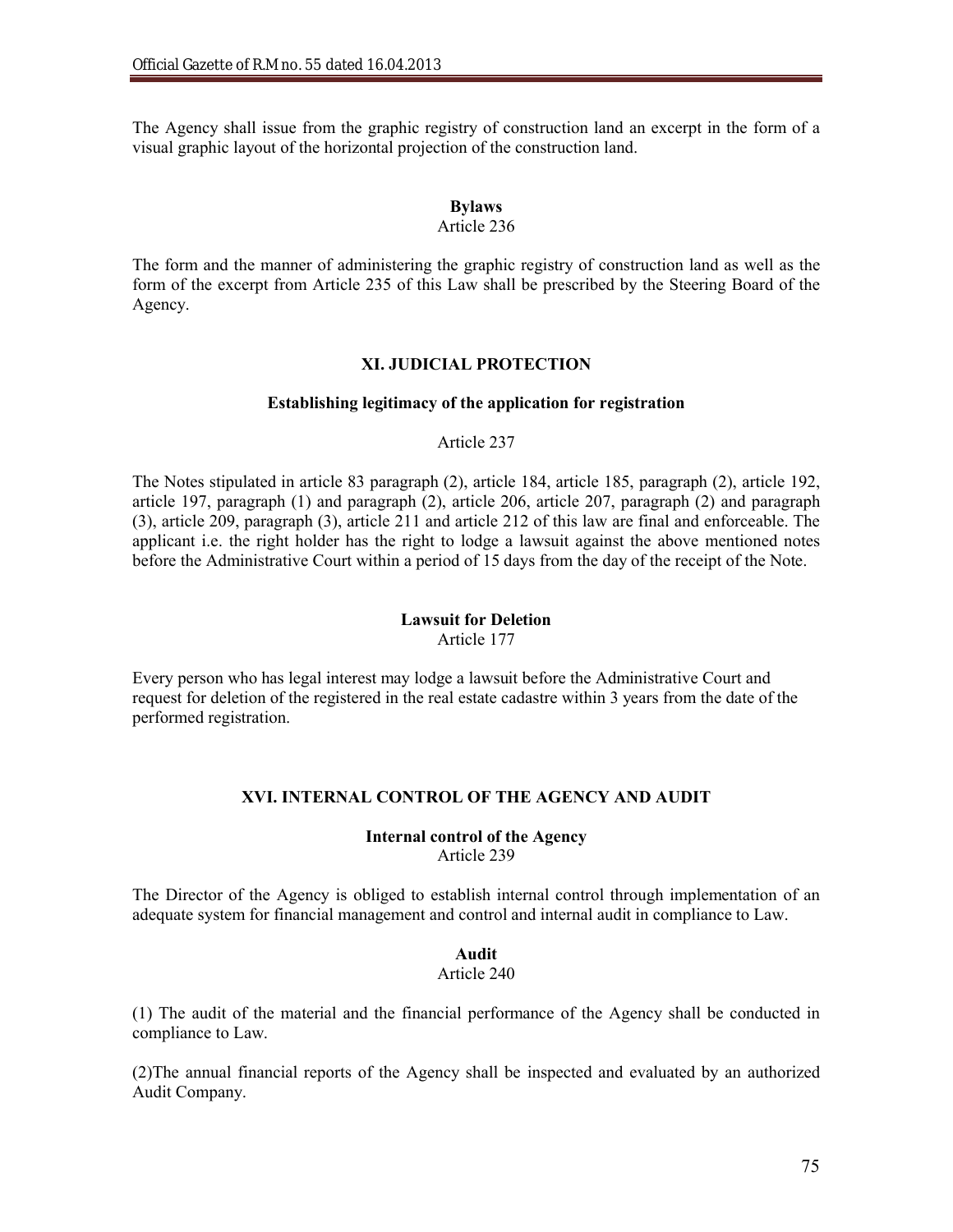The Agency shall issue from the graphic registry of construction land an excerpt in the form of a visual graphic layout of the horizontal projection of the construction land.

**Bylaws**
Article 236

The form and the manner of administering the graphic registry of construction land as well as the form of the excerpt from Article 235 of this Law shall be prescribed by the Steering Board of the Agency.

## XI. JUDICIAL PROTECTION

**Establishing legitimacy of the application for registration**

Article 237

The Notes stipulated in article 83 paragraph (2), article 184, article 185, paragraph (2), article 192, article 197, paragraph (1) and paragraph (2), article 206, article 207, paragraph (2) and paragraph (3), article 209, paragraph (3), article 211 and article 212 of this law are final and enforceable. The applicant i.e. the right holder has the right to lodge a lawsuit against the above mentioned notes before the Administrative Court within a period of 15 days from the day of the receipt of the Note.

**Lawsuit for Deletion**
Article 177

Every person who has legal interest may lodge a lawsuit before the Administrative Court and request for deletion of the registered in the real estate cadastre within 3 years from the date of the performed registration.

## XVI. INTERNAL CONTROL OF THE AGENCY AND AUDIT

**Internal control of the Agency**
Article 239

The Director of the Agency is obliged to establish internal control through implementation of an adequate system for financial management and control and internal audit in compliance to Law.

**Audit**
Article 240

(1) The audit of the material and the financial performance of the Agency shall be conducted in compliance to Law.

(2)The annual financial reports of the Agency shall be inspected and evaluated by an authorized Audit Company.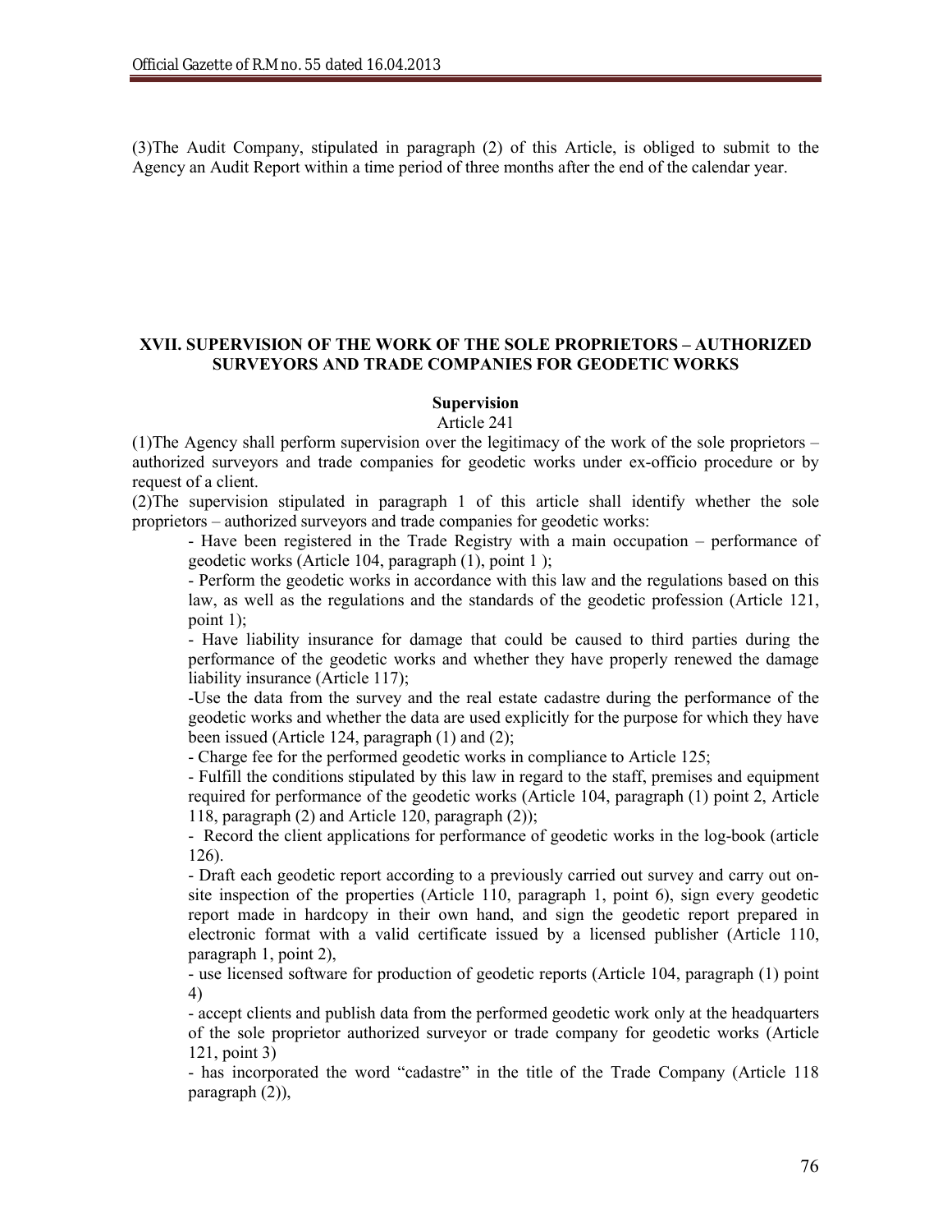(3)The Audit Company, stipulated in paragraph (2) of this Article, is obliged to submit to the Agency an Audit Report within a time period of three months after the end of the calendar year.

## XVII. SUPERVISION OF THE WORK OF THE SOLE PROPRIETORS – AUTHORIZED SURVEYORS AND TRADE COMPANIES FOR GEODETIC WORKS

**Supervision**

Article 241

(1)The Agency shall perform supervision over the legitimacy of the work of the sole proprietors – authorized surveyors and trade companies for geodetic works under ex-officio procedure or by request of a client.

(2)The supervision stipulated in paragraph 1 of this article shall identify whether the sole proprietors – authorized surveyors and trade companies for geodetic works:

- Have been registered in the Trade Registry with a main occupation – performance of geodetic works (Article 104, paragraph (1), point 1 );
- Perform the geodetic works in accordance with this law and the regulations based on this law, as well as the regulations and the standards of the geodetic profession (Article 121, point 1);
- Have liability insurance for damage that could be caused to third parties during the performance of the geodetic works and whether they have properly renewed the damage liability insurance (Article 117);
- Use the data from the survey and the real estate cadastre during the performance of the geodetic works and whether the data are used explicitly for the purpose for which they have been issued (Article 124, paragraph (1) and (2);
- Charge fee for the performed geodetic works in compliance to Article 125;
- Fulfill the conditions stipulated by this law in regard to the staff, premises and equipment required for performance of the geodetic works (Article 104, paragraph (1) point 2, Article 118, paragraph (2) and Article 120, paragraph (2));
- Record the client applications for performance of geodetic works in the log-book (article 126).
- Draft each geodetic report according to a previously carried out survey and carry out on-site inspection of the properties (Article 110, paragraph 1, point 6), sign every geodetic report made in hardcopy in their own hand, and sign the geodetic report prepared in electronic format with a valid certificate issued by a licensed publisher (Article 110, paragraph 1, point 2),
- use licensed software for production of geodetic reports (Article 104, paragraph (1) point 4)
- accept clients and publish data from the performed geodetic work only at the headquarters of the sole proprietor authorized surveyor or trade company for geodetic works (Article 121, point 3)
- has incorporated the word "cadastre" in the title of the Trade Company (Article 118 paragraph (2)),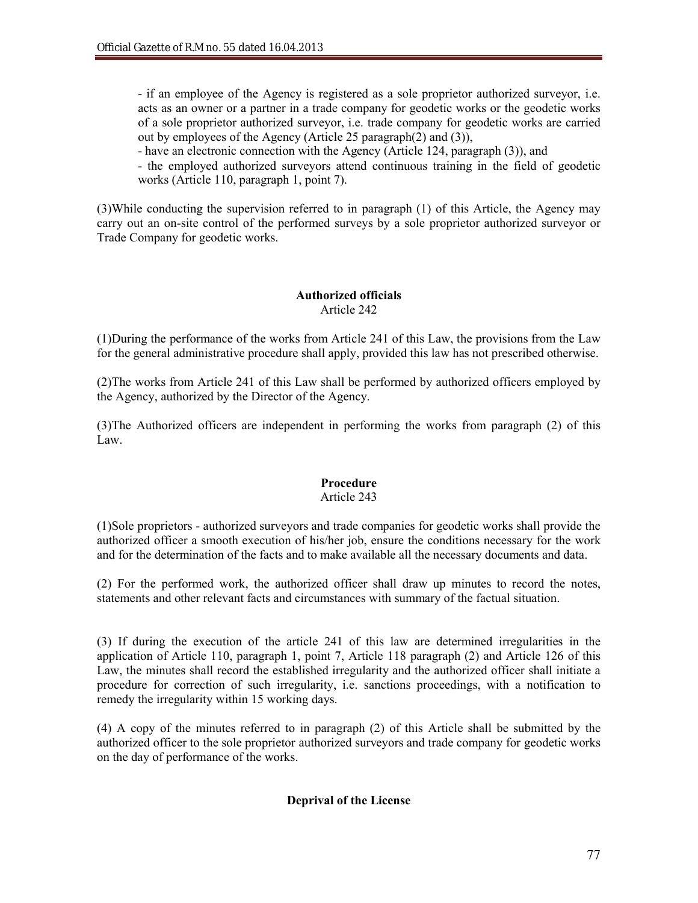- if an employee of the Agency is registered as a sole proprietor authorized surveyor, i.e. acts as an owner or a partner in a trade company for geodetic works or the geodetic works of a sole proprietor authorized surveyor, i.e. trade company for geodetic works are carried out by employees of the Agency (Article 25 paragraph(2) and (3)),
- have an electronic connection with the Agency (Article 124, paragraph (3)), and
- the employed authorized surveyors attend continuous training in the field of geodetic works (Article 110, paragraph 1, point 7).

(3)While conducting the supervision referred to in paragraph (1) of this Article, the Agency may carry out an on-site control of the performed surveys by a sole proprietor authorized surveyor or Trade Company for geodetic works.

**Authorized officials**
Article 242

(1)During the performance of the works from Article 241 of this Law, the provisions from the Law for the general administrative procedure shall apply, provided this law has not prescribed otherwise.

(2)The works from Article 241 of this Law shall be performed by authorized officers employed by the Agency, authorized by the Director of the Agency.

(3)The Authorized officers are independent in performing the works from paragraph (2) of this Law.

**Procedure**
Article 243

(1)Sole proprietors - authorized surveyors and trade companies for geodetic works shall provide the authorized officer a smooth execution of his/her job, ensure the conditions necessary for the work and for the determination of the facts and to make available all the necessary documents and data.

(2) For the performed work, the authorized officer shall draw up minutes to record the notes, statements and other relevant facts and circumstances with summary of the factual situation.

(3) If during the execution of the article 241 of this law are determined irregularities in the application of Article 110, paragraph 1, point 7, Article 118 paragraph (2) and Article 126 of this Law, the minutes shall record the established irregularity and the authorized officer shall initiate a procedure for correction of such irregularity, i.e. sanctions proceedings, with a notification to remedy the irregularity within 15 working days.

(4) A copy of the minutes referred to in paragraph (2) of this Article shall be submitted by the authorized officer to the sole proprietor authorized surveyors and trade company for geodetic works on the day of performance of the works.

**Deprival of the License**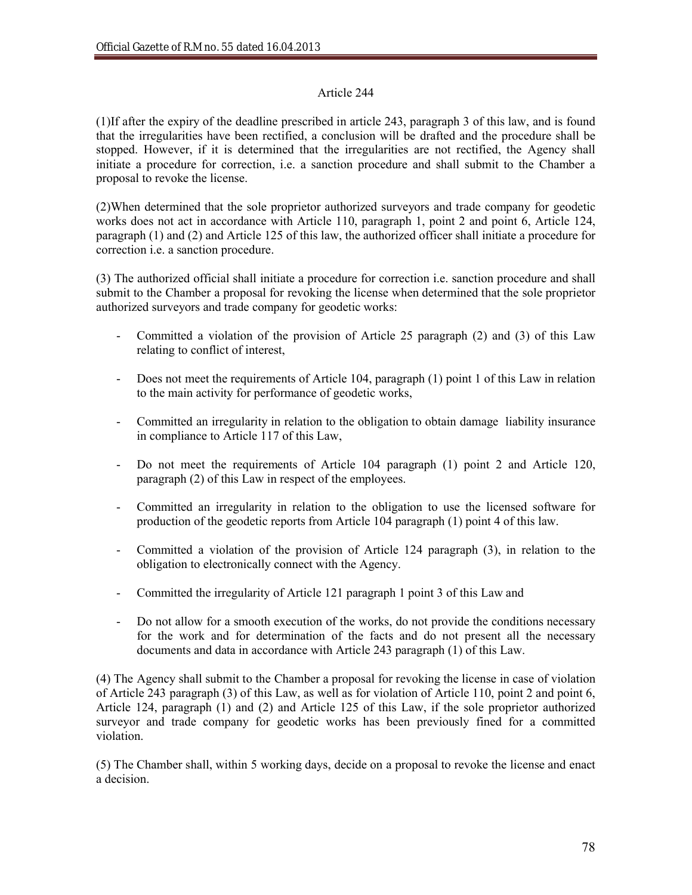## Article 244

(1)If after the expiry of the deadline prescribed in article 243, paragraph 3 of this law, and is found that the irregularities have been rectified, a conclusion will be drafted and the procedure shall be stopped. However, if it is determined that the irregularities are not rectified, the Agency shall initiate a procedure for correction, i.e. a sanction procedure and shall submit to the Chamber a proposal to revoke the license.

(2)When determined that the sole proprietor authorized surveyors and trade company for geodetic works does not act in accordance with Article 110, paragraph 1, point 2 and point 6, Article 124, paragraph (1) and (2) and Article 125 of this law, the authorized officer shall initiate a procedure for correction i.e. a sanction procedure.

(3) The authorized official shall initiate a procedure for correction i.e. sanction procedure and shall submit to the Chamber a proposal for revoking the license when determined that the sole proprietor authorized surveyors and trade company for geodetic works:

- Committed a violation of the provision of Article 25 paragraph (2) and (3) of this Law relating to conflict of interest,
- Does not meet the requirements of Article 104, paragraph (1) point 1 of this Law in relation to the main activity for performance of geodetic works,
- Committed an irregularity in relation to the obligation to obtain damage liability insurance in compliance to Article 117 of this Law,
- Do not meet the requirements of Article 104 paragraph (1) point 2 and Article 120, paragraph (2) of this Law in respect of the employees.
- Committed an irregularity in relation to the obligation to use the licensed software for production of the geodetic reports from Article 104 paragraph (1) point 4 of this law.
- Committed a violation of the provision of Article 124 paragraph (3), in relation to the obligation to electronically connect with the Agency.
- Committed the irregularity of Article 121 paragraph 1 point 3 of this Law and
- Do not allow for a smooth execution of the works, do not provide the conditions necessary for the work and for determination of the facts and do not present all the necessary documents and data in accordance with Article 243 paragraph (1) of this Law.

(4) The Agency shall submit to the Chamber a proposal for revoking the license in case of violation of Article 243 paragraph (3) of this Law, as well as for violation of Article 110, point 2 and point 6, Article 124, paragraph (1) and (2) and Article 125 of this Law, if the sole proprietor authorized surveyor and trade company for geodetic works has been previously fined for a committed violation.

(5) The Chamber shall, within 5 working days, decide on a proposal to revoke the license and enact a decision.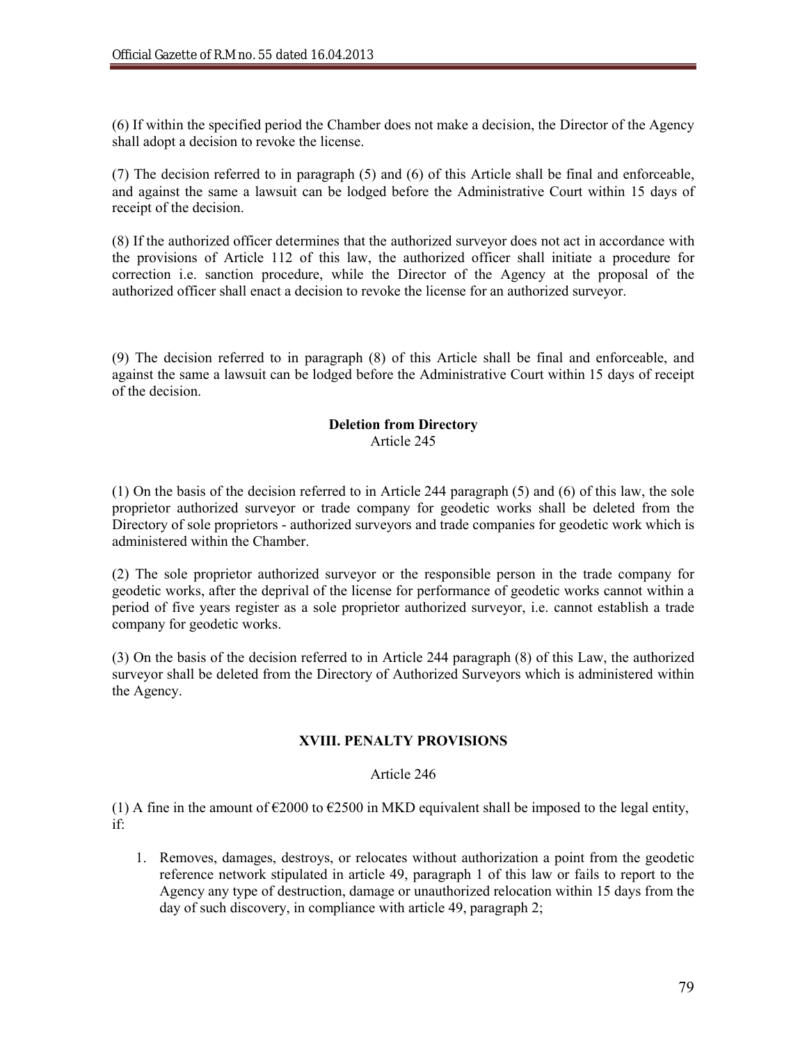(6) If within the specified period the Chamber does not make a decision, the Director of the Agency shall adopt a decision to revoke the license.

(7) The decision referred to in paragraph (5) and (6) of this Article shall be final and enforceable, and against the same a lawsuit can be lodged before the Administrative Court within 15 days of receipt of the decision.

(8) If the authorized officer determines that the authorized surveyor does not act in accordance with the provisions of Article 112 of this law, the authorized officer shall initiate a procedure for correction i.e. sanction procedure, while the Director of the Agency at the proposal of the authorized officer shall enact a decision to revoke the license for an authorized surveyor.

(9) The decision referred to in paragraph (8) of this Article shall be final and enforceable, and against the same a lawsuit can be lodged before the Administrative Court within 15 days of receipt of the decision.

**Deletion from Directory**
Article 245

(1) On the basis of the decision referred to in Article 244 paragraph (5) and (6) of this law, the sole proprietor authorized surveyor or trade company for geodetic works shall be deleted from the Directory of sole proprietors - authorized surveyors and trade companies for geodetic work which is administered within the Chamber.

(2) The sole proprietor authorized surveyor or the responsible person in the trade company for geodetic works, after the deprival of the license for performance of geodetic works cannot within a period of five years register as a sole proprietor authorized surveyor, i.e. cannot establish a trade company for geodetic works.

(3) On the basis of the decision referred to in Article 244 paragraph (8) of this Law, the authorized surveyor shall be deleted from the Directory of Authorized Surveyors which is administered within the Agency.

## XVIII. PENALTY PROVISIONS

Article 246

(1) A fine in the amount of €2000 to €2500 in MKD equivalent shall be imposed to the legal entity, if:

1. Removes, damages, destroys, or relocates without authorization a point from the geodetic reference network stipulated in article 49, paragraph 1 of this law or fails to report to the Agency any type of destruction, damage or unauthorized relocation within 15 days from the day of such discovery, in compliance with article 49, paragraph 2;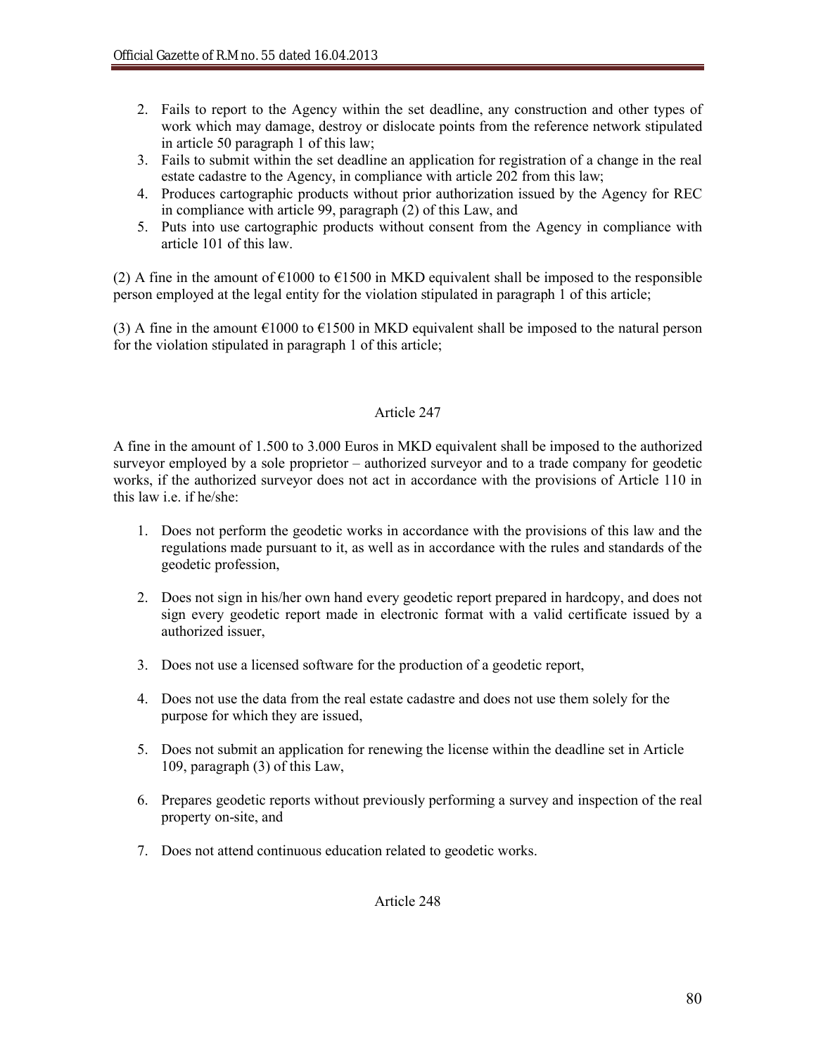2. Fails to report to the Agency within the set deadline, any construction and other types of work which may damage, destroy or dislocate points from the reference network stipulated in article 50 paragraph 1 of this law;
3. Fails to submit within the set deadline an application for registration of a change in the real estate cadastre to the Agency, in compliance with article 202 from this law;
4. Produces cartographic products without prior authorization issued by the Agency for REC in compliance with article 99, paragraph (2) of this Law, and
5. Puts into use cartographic products without consent from the Agency in compliance with article 101 of this law.

(2) A fine in the amount of €1000 to €1500 in MKD equivalent shall be imposed to the responsible person employed at the legal entity for the violation stipulated in paragraph 1 of this article;

(3) A fine in the amount €1000 to €1500 in MKD equivalent shall be imposed to the natural person for the violation stipulated in paragraph 1 of this article;

Article 247

A fine in the amount of 1.500 to 3.000 Euros in MKD equivalent shall be imposed to the authorized surveyor employed by a sole proprietor – authorized surveyor and to a trade company for geodetic works, if the authorized surveyor does not act in accordance with the provisions of Article 110 in this law i.e. if he/she:

1. Does not perform the geodetic works in accordance with the provisions of this law and the regulations made pursuant to it, as well as in accordance with the rules and standards of the geodetic profession,

2. Does not sign in his/her own hand every geodetic report prepared in hardcopy, and does not sign every geodetic report made in electronic format with a valid certificate issued by a authorized issuer,

3. Does not use a licensed software for the production of a geodetic report,

4. Does not use the data from the real estate cadastre and does not use them solely for the purpose for which they are issued,

5. Does not submit an application for renewing the license within the deadline set in Article 109, paragraph (3) of this Law,

6. Prepares geodetic reports without previously performing a survey and inspection of the real property on-site, and

7. Does not attend continuous education related to geodetic works.

Article 248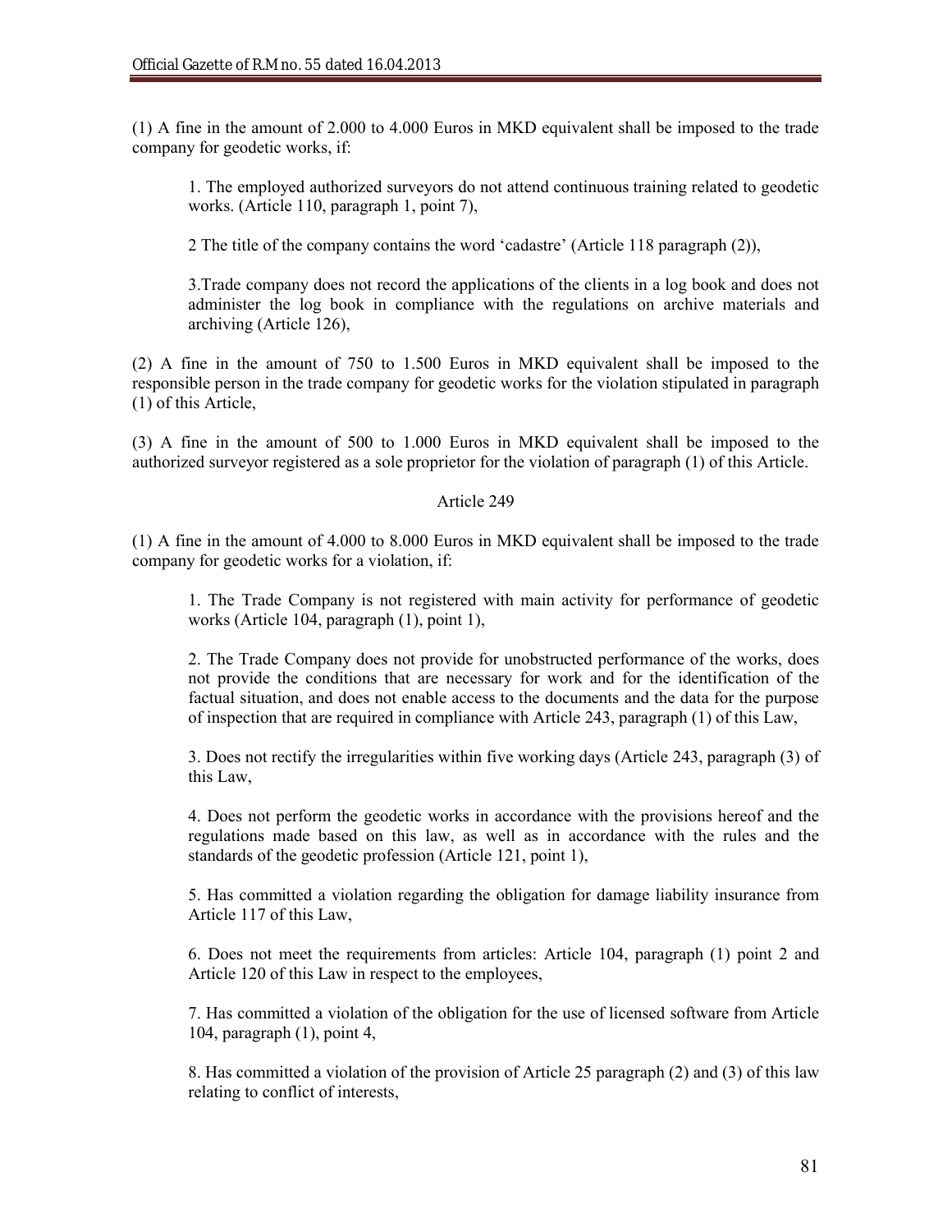(1) A fine in the amount of 2.000 to 4.000 Euros in MKD equivalent shall be imposed to the trade company for geodetic works, if:

1. The employed authorized surveyors do not attend continuous training related to geodetic works. (Article 110, paragraph 1, point 7),

2 The title of the company contains the word 'cadastre' (Article 118 paragraph (2)),

3.Trade company does not record the applications of the clients in a log book and does not administer the log book in compliance with the regulations on archive materials and archiving (Article 126),

(2) A fine in the amount of 750 to 1.500 Euros in MKD equivalent shall be imposed to the responsible person in the trade company for geodetic works for the violation stipulated in paragraph (1) of this Article,

(3) A fine in the amount of 500 to 1.000 Euros in MKD equivalent shall be imposed to the authorized surveyor registered as a sole proprietor for the violation of paragraph (1) of this Article.

Article 249

(1) A fine in the amount of 4.000 to 8.000 Euros in MKD equivalent shall be imposed to the trade company for geodetic works for a violation, if:

1. The Trade Company is not registered with main activity for performance of geodetic works (Article 104, paragraph (1), point 1),

2. The Trade Company does not provide for unobstructed performance of the works, does not provide the conditions that are necessary for work and for the identification of the factual situation, and does not enable access to the documents and the data for the purpose of inspection that are required in compliance with Article 243, paragraph (1) of this Law,

3. Does not rectify the irregularities within five working days (Article 243, paragraph (3) of this Law,

4. Does not perform the geodetic works in accordance with the provisions hereof and the regulations made based on this law, as well as in accordance with the rules and the standards of the geodetic profession (Article 121, point 1),

5. Has committed a violation regarding the obligation for damage liability insurance from Article 117 of this Law,

6. Does not meet the requirements from articles: Article 104, paragraph (1) point 2 and Article 120 of this Law in respect to the employees,

7. Has committed a violation of the obligation for the use of licensed software from Article 104, paragraph (1), point 4,

8. Has committed a violation of the provision of Article 25 paragraph (2) and (3) of this law relating to conflict of interests,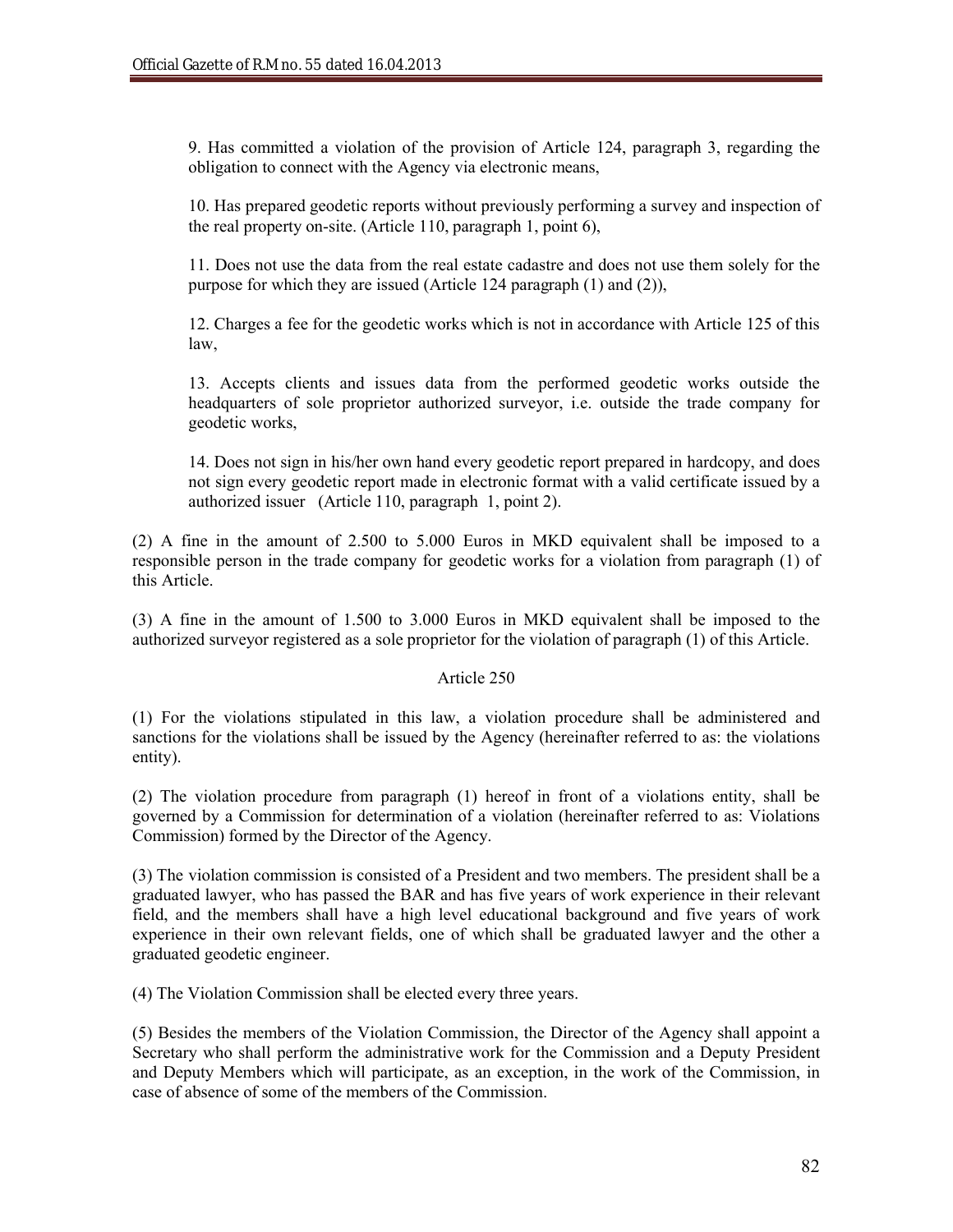9. Has committed a violation of the provision of Article 124, paragraph 3, regarding the obligation to connect with the Agency via electronic means,

10. Has prepared geodetic reports without previously performing a survey and inspection of the real property on-site. (Article 110, paragraph 1, point 6),

11. Does not use the data from the real estate cadastre and does not use them solely for the purpose for which they are issued (Article 124 paragraph (1) and (2)),

12. Charges a fee for the geodetic works which is not in accordance with Article 125 of this law,

13. Accepts clients and issues data from the performed geodetic works outside the headquarters of sole proprietor authorized surveyor, i.e. outside the trade company for geodetic works,

14. Does not sign in his/her own hand every geodetic report prepared in hardcopy, and does not sign every geodetic report made in electronic format with a valid certificate issued by a authorized issuer (Article 110, paragraph 1, point 2).

(2) A fine in the amount of 2.500 to 5.000 Euros in MKD equivalent shall be imposed to a responsible person in the trade company for geodetic works for a violation from paragraph (1) of this Article.

(3) A fine in the amount of 1.500 to 3.000 Euros in MKD equivalent shall be imposed to the authorized surveyor registered as a sole proprietor for the violation of paragraph (1) of this Article.

Article 250

(1) For the violations stipulated in this law, a violation procedure shall be administered and sanctions for the violations shall be issued by the Agency (hereinafter referred to as: the violations entity).

(2) The violation procedure from paragraph (1) hereof in front of a violations entity, shall be governed by a Commission for determination of a violation (hereinafter referred to as: Violations Commission) formed by the Director of the Agency.

(3) The violation commission is consisted of a President and two members. The president shall be a graduated lawyer, who has passed the BAR and has five years of work experience in their relevant field, and the members shall have a high level educational background and five years of work experience in their own relevant fields, one of which shall be graduated lawyer and the other a graduated geodetic engineer.

(4) The Violation Commission shall be elected every three years.

(5) Besides the members of the Violation Commission, the Director of the Agency shall appoint a Secretary who shall perform the administrative work for the Commission and a Deputy President and Deputy Members which will participate, as an exception, in the work of the Commission, in case of absence of some of the members of the Commission.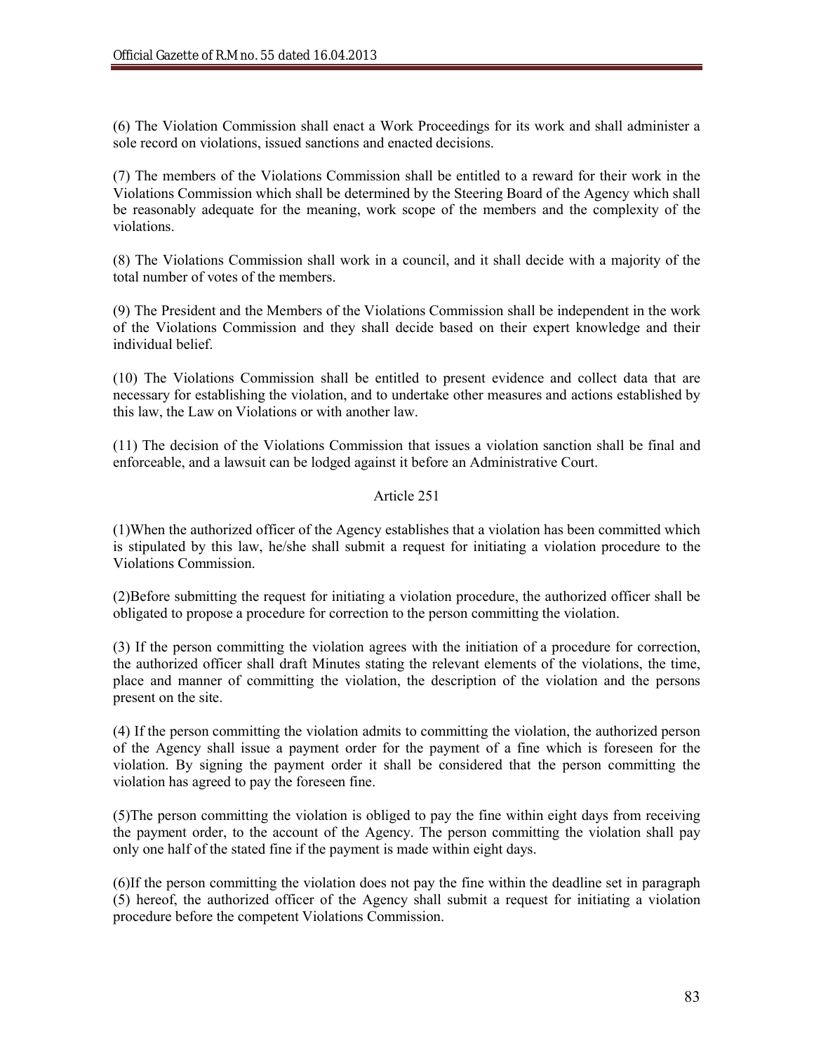(6) The Violation Commission shall enact a Work Proceedings for its work and shall administer a sole record on violations, issued sanctions and enacted decisions.

(7) The members of the Violations Commission shall be entitled to a reward for their work in the Violations Commission which shall be determined by the Steering Board of the Agency which shall be reasonably adequate for the meaning, work scope of the members and the complexity of the violations.

(8) The Violations Commission shall work in a council, and it shall decide with a majority of the total number of votes of the members.

(9) The President and the Members of the Violations Commission shall be independent in the work of the Violations Commission and they shall decide based on their expert knowledge and their individual belief.

(10) The Violations Commission shall be entitled to present evidence and collect data that are necessary for establishing the violation, and to undertake other measures and actions established by this law, the Law on Violations or with another law.

(11) The decision of the Violations Commission that issues a violation sanction shall be final and enforceable, and a lawsuit can be lodged against it before an Administrative Court.

Article 251

(1)When the authorized officer of the Agency establishes that a violation has been committed which is stipulated by this law, he/she shall submit a request for initiating a violation procedure to the Violations Commission.

(2)Before submitting the request for initiating a violation procedure, the authorized officer shall be obligated to propose a procedure for correction to the person committing the violation.

(3) If the person committing the violation agrees with the initiation of a procedure for correction, the authorized officer shall draft Minutes stating the relevant elements of the violations, the time, place and manner of committing the violation, the description of the violation and the persons present on the site.

(4) If the person committing the violation admits to committing the violation, the authorized person of the Agency shall issue a payment order for the payment of a fine which is foreseen for the violation. By signing the payment order it shall be considered that the person committing the violation has agreed to pay the foreseen fine.

(5)The person committing the violation is obliged to pay the fine within eight days from receiving the payment order, to the account of the Agency. The person committing the violation shall pay only one half of the stated fine if the payment is made within eight days.

(6)If the person committing the violation does not pay the fine within the deadline set in paragraph (5) hereof, the authorized officer of the Agency shall submit a request for initiating a violation procedure before the competent Violations Commission.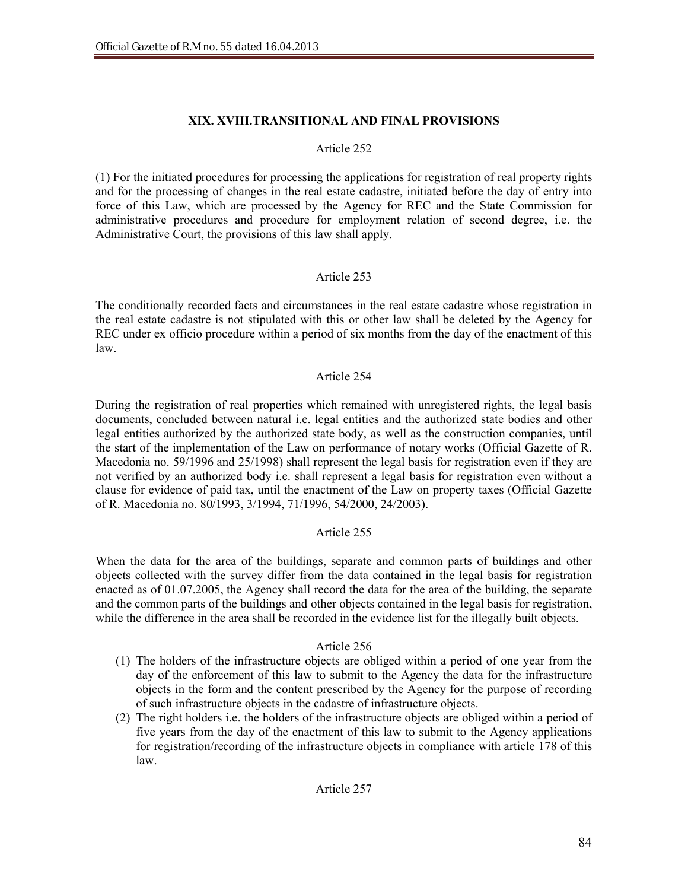## XIX. XVIII.TRANSITIONAL AND FINAL PROVISIONS

Article 252

(1) For the initiated procedures for processing the applications for registration of real property rights and for the processing of changes in the real estate cadastre, initiated before the day of entry into force of this Law, which are processed by the Agency for REC and the State Commission for administrative procedures and procedure for employment relation of second degree, i.e. the Administrative Court, the provisions of this law shall apply.

Article 253

The conditionally recorded facts and circumstances in the real estate cadastre whose registration in the real estate cadastre is not stipulated with this or other law shall be deleted by the Agency for REC under ex officio procedure within a period of six months from the day of the enactment of this law.

Article 254

During the registration of real properties which remained with unregistered rights, the legal basis documents, concluded between natural i.e. legal entities and the authorized state bodies and other legal entities authorized by the authorized state body, as well as the construction companies, until the start of the implementation of the Law on performance of notary works (Official Gazette of R. Macedonia no. 59/1996 and 25/1998) shall represent the legal basis for registration even if they are not verified by an authorized body i.e. shall represent a legal basis for registration even without a clause for evidence of paid tax, until the enactment of the Law on property taxes (Official Gazette of R. Macedonia no. 80/1993, 3/1994, 71/1996, 54/2000, 24/2003).

Article 255

When the data for the area of the buildings, separate and common parts of buildings and other objects collected with the survey differ from the data contained in the legal basis for registration enacted as of 01.07.2005, the Agency shall record the data for the area of the building, the separate and the common parts of the buildings and other objects contained in the legal basis for registration, while the difference in the area shall be recorded in the evidence list for the illegally built objects.

Article 256

(1) The holders of the infrastructure objects are obliged within a period of one year from the day of the enforcement of this law to submit to the Agency the data for the infrastructure objects in the form and the content prescribed by the Agency for the purpose of recording of such infrastructure objects in the cadastre of infrastructure objects.
(2) The right holders i.e. the holders of the infrastructure objects are obliged within a period of five years from the day of the enactment of this law to submit to the Agency applications for registration/recording of the infrastructure objects in compliance with article 178 of this law.

Article 257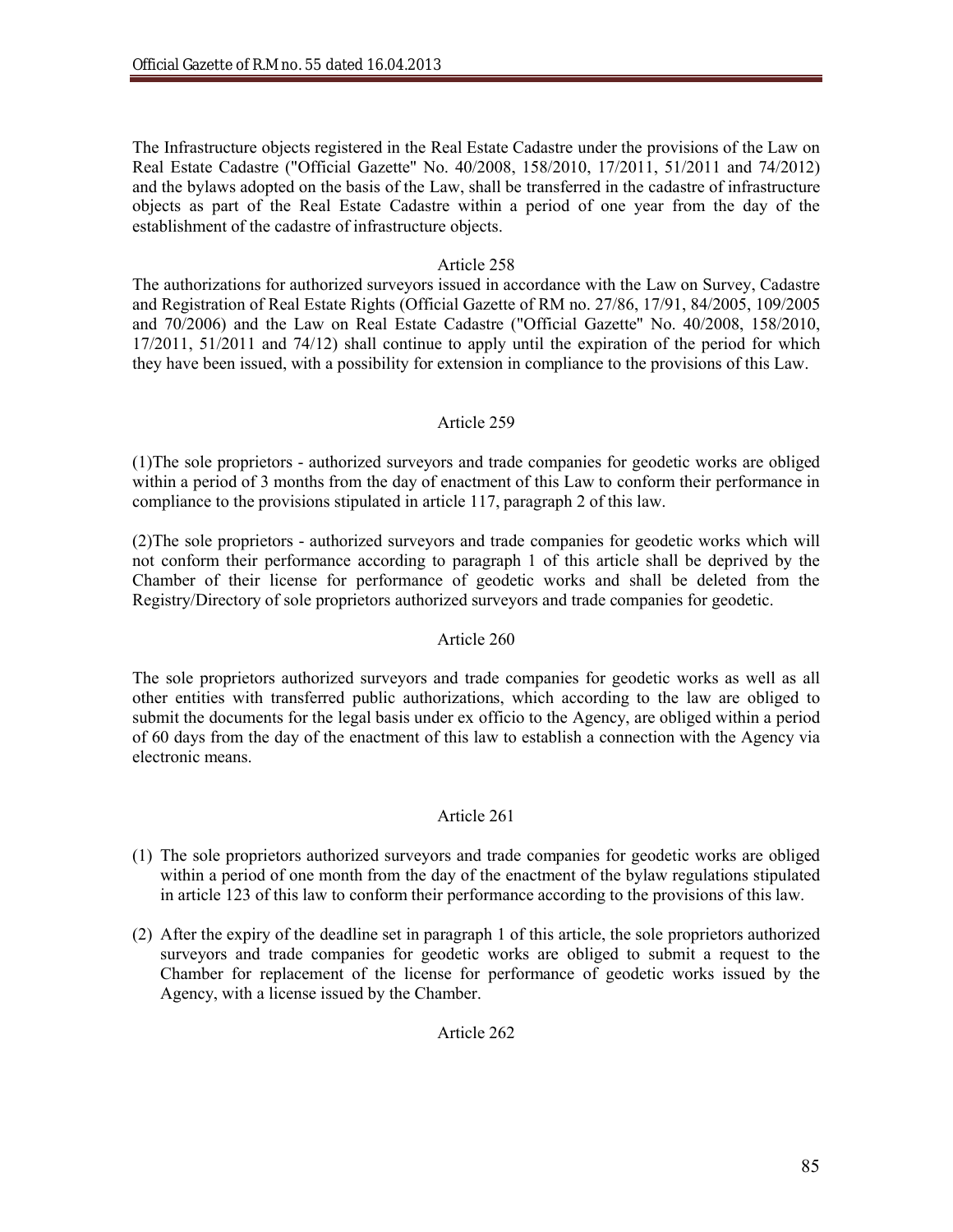The Infrastructure objects registered in the Real Estate Cadastre under the provisions of the Law on Real Estate Cadastre ("Official Gazette" No. 40/2008, 158/2010, 17/2011, 51/2011 and 74/2012) and the bylaws adopted on the basis of the Law, shall be transferred in the cadastre of infrastructure objects as part of the Real Estate Cadastre within a period of one year from the day of the establishment of the cadastre of infrastructure objects.

Article 258

The authorizations for authorized surveyors issued in accordance with the Law on Survey, Cadastre and Registration of Real Estate Rights (Official Gazette of RM no. 27/86, 17/91, 84/2005, 109/2005 and 70/2006) and the Law on Real Estate Cadastre ("Official Gazette" No. 40/2008, 158/2010, 17/2011, 51/2011 and 74/12) shall continue to apply until the expiration of the period for which they have been issued, with a possibility for extension in compliance to the provisions of this Law.

Article 259

(1)The sole proprietors - authorized surveyors and trade companies for geodetic works are obliged within a period of 3 months from the day of enactment of this Law to conform their performance in compliance to the provisions stipulated in article 117, paragraph 2 of this law.

(2)The sole proprietors - authorized surveyors and trade companies for geodetic works which will not conform their performance according to paragraph 1 of this article shall be deprived by the Chamber of their license for performance of geodetic works and shall be deleted from the Registry/Directory of sole proprietors authorized surveyors and trade companies for geodetic.

Article 260

The sole proprietors authorized surveyors and trade companies for geodetic works as well as all other entities with transferred public authorizations, which according to the law are obliged to submit the documents for the legal basis under ex officio to the Agency, are obliged within a period of 60 days from the day of the enactment of this law to establish a connection with the Agency via electronic means.

Article 261

(1) The sole proprietors authorized surveyors and trade companies for geodetic works are obliged within a period of one month from the day of the enactment of the bylaw regulations stipulated in article 123 of this law to conform their performance according to the provisions of this law.

(2) After the expiry of the deadline set in paragraph 1 of this article, the sole proprietors authorized surveyors and trade companies for geodetic works are obliged to submit a request to the Chamber for replacement of the license for performance of geodetic works issued by the Agency, with a license issued by the Chamber.

Article 262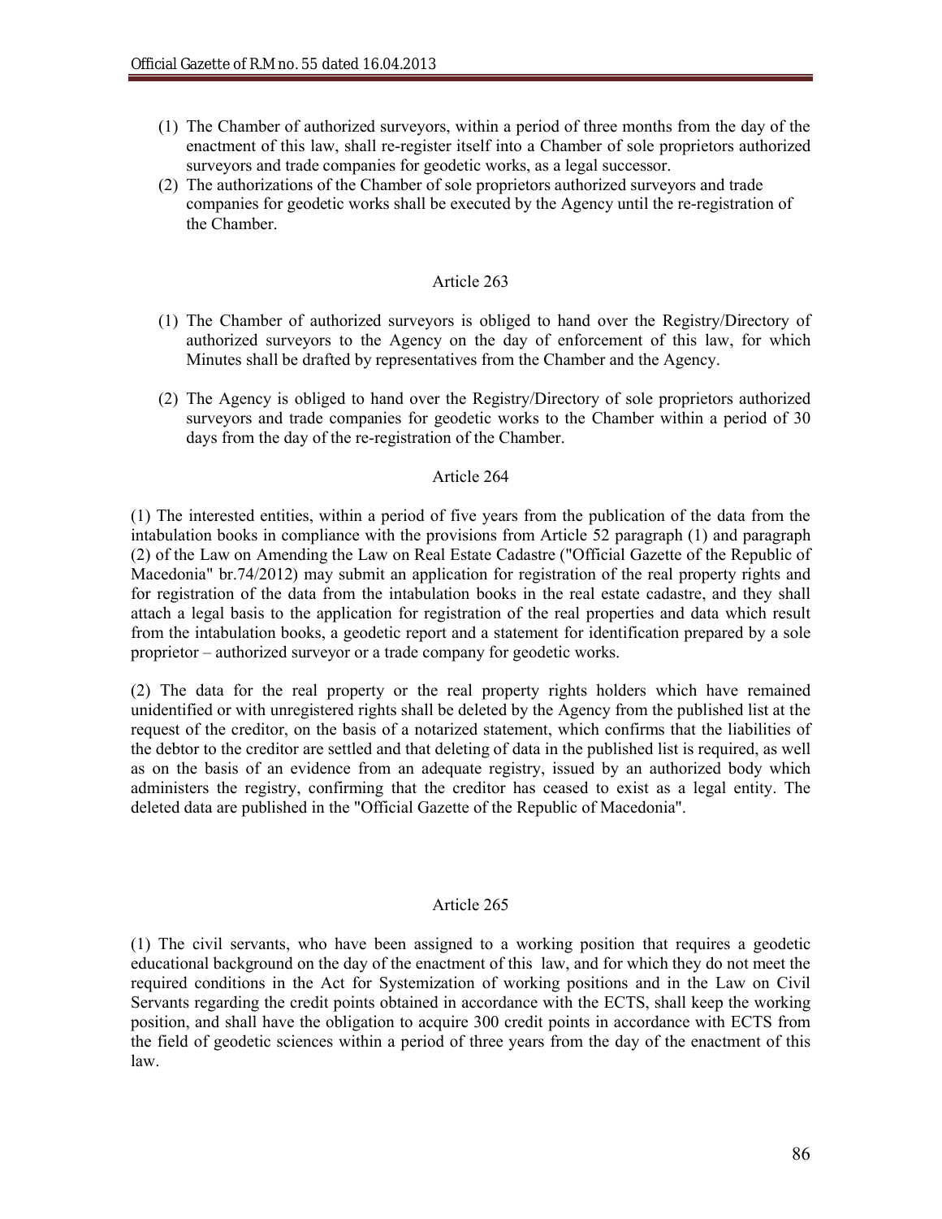(1) The Chamber of authorized surveyors, within a period of three months from the day of the enactment of this law, shall re-register itself into a Chamber of sole proprietors authorized surveyors and trade companies for geodetic works, as a legal successor.

(2) The authorizations of the Chamber of sole proprietors authorized surveyors and trade companies for geodetic works shall be executed by the Agency until the re-registration of the Chamber.

Article 263

(1) The Chamber of authorized surveyors is obliged to hand over the Registry/Directory of authorized surveyors to the Agency on the day of enforcement of this law, for which Minutes shall be drafted by representatives from the Chamber and the Agency.

(2) The Agency is obliged to hand over the Registry/Directory of sole proprietors authorized surveyors and trade companies for geodetic works to the Chamber within a period of 30 days from the day of the re-registration of the Chamber.

Article 264

(1) The interested entities, within a period of five years from the publication of the data from the intabulation books in compliance with the provisions from Article 52 paragraph (1) and paragraph (2) of the Law on Amending the Law on Real Estate Cadastre ("Official Gazette of the Republic of Macedonia" br.74/2012) may submit an application for registration of the real property rights and for registration of the data from the intabulation books in the real estate cadastre, and they shall attach a legal basis to the application for registration of the real properties and data which result from the intabulation books, a geodetic report and a statement for identification prepared by a sole proprietor – authorized surveyor or a trade company for geodetic works.

(2) The data for the real property or the real property rights holders which have remained unidentified or with unregistered rights shall be deleted by the Agency from the published list at the request of the creditor, on the basis of a notarized statement, which confirms that the liabilities of the debtor to the creditor are settled and that deleting of data in the published list is required, as well as on the basis of an evidence from an adequate registry, issued by an authorized body which administers the registry, confirming that the creditor has ceased to exist as a legal entity. The deleted data are published in the "Official Gazette of the Republic of Macedonia".

Article 265

(1) The civil servants, who have been assigned to a working position that requires a geodetic educational background on the day of the enactment of this law, and for which they do not meet the required conditions in the Act for Systemization of working positions and in the Law on Civil Servants regarding the credit points obtained in accordance with the ECTS, shall keep the working position, and shall have the obligation to acquire 300 credit points in accordance with ECTS from the field of geodetic sciences within a period of three years from the day of the enactment of this law.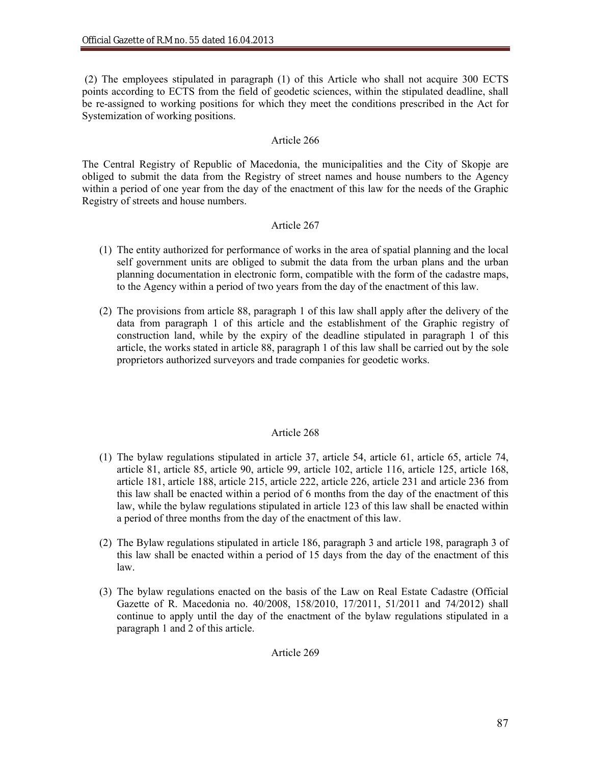(2) The employees stipulated in paragraph (1) of this Article who shall not acquire 300 ECTS points according to ECTS from the field of geodetic sciences, within the stipulated deadline, shall be re-assigned to working positions for which they meet the conditions prescribed in the Act for Systemization of working positions.

Article 266

The Central Registry of Republic of Macedonia, the municipalities and the City of Skopje are obliged to submit the data from the Registry of street names and house numbers to the Agency within a period of one year from the day of the enactment of this law for the needs of the Graphic Registry of streets and house numbers.

Article 267

(1) The entity authorized for performance of works in the area of spatial planning and the local self government units are obliged to submit the data from the urban plans and the urban planning documentation in electronic form, compatible with the form of the cadastre maps, to the Agency within a period of two years from the day of the enactment of this law.

(2) The provisions from article 88, paragraph 1 of this law shall apply after the delivery of the data from paragraph 1 of this article and the establishment of the Graphic registry of construction land, while by the expiry of the deadline stipulated in paragraph 1 of this article, the works stated in article 88, paragraph 1 of this law shall be carried out by the sole proprietors authorized surveyors and trade companies for geodetic works.

Article 268

(1) The bylaw regulations stipulated in article 37, article 54, article 61, article 65, article 74, article 81, article 85, article 90, article 99, article 102, article 116, article 125, article 168, article 181, article 188, article 215, article 222, article 226, article 231 and article 236 from this law shall be enacted within a period of 6 months from the day of the enactment of this law, while the bylaw regulations stipulated in article 123 of this law shall be enacted within a period of three months from the day of the enactment of this law.

(2) The Bylaw regulations stipulated in article 186, paragraph 3 and article 198, paragraph 3 of this law shall be enacted within a period of 15 days from the day of the enactment of this law.

(3) The bylaw regulations enacted on the basis of the Law on Real Estate Cadastre (Official Gazette of R. Macedonia no. 40/2008, 158/2010, 17/2011, 51/2011 and 74/2012) shall continue to apply until the day of the enactment of the bylaw regulations stipulated in a paragraph 1 and 2 of this article.

Article 269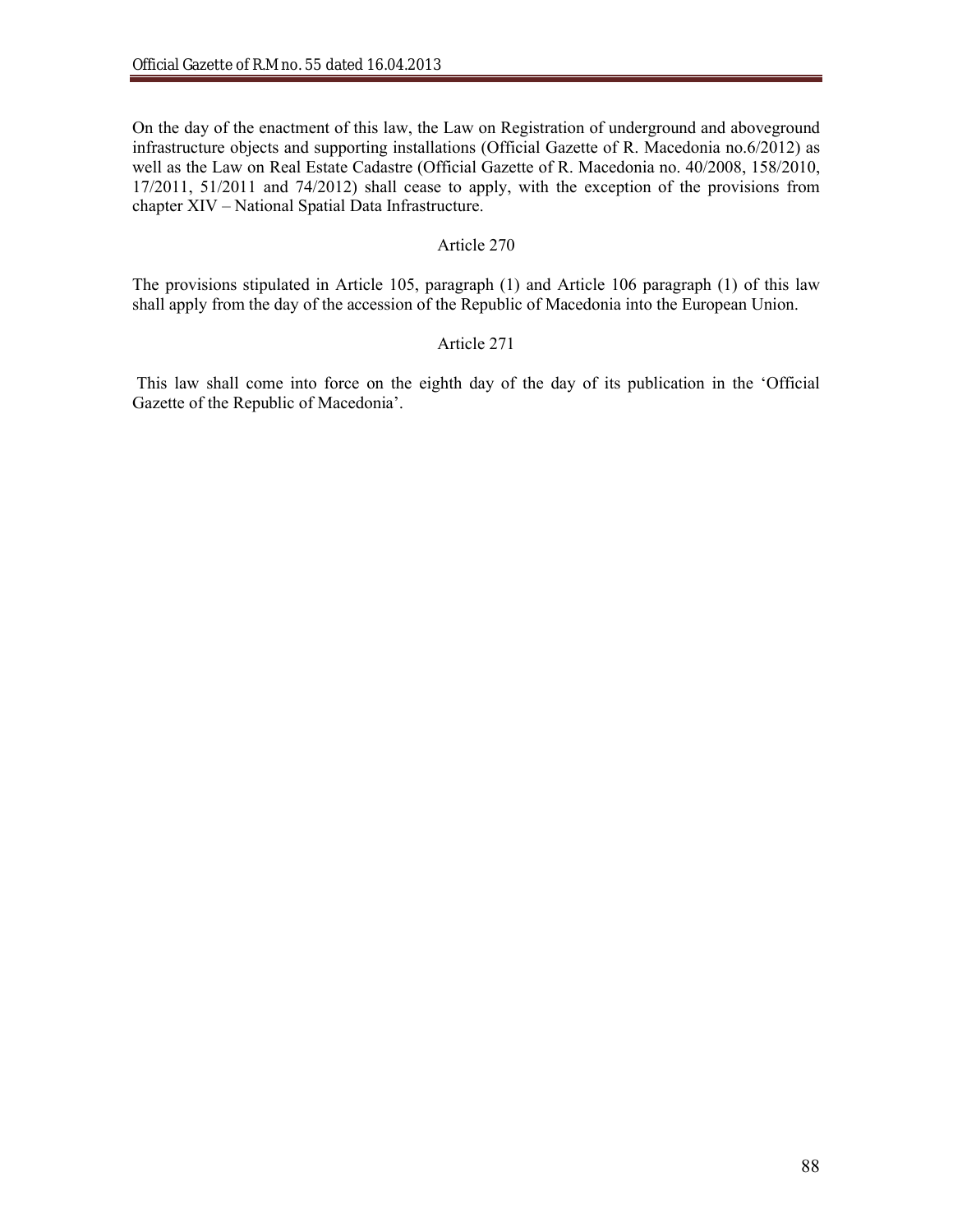On the day of the enactment of this law, the Law on Registration of underground and aboveground infrastructure objects and supporting installations (Official Gazette of R. Macedonia no.6/2012) as well as the Law on Real Estate Cadastre (Official Gazette of R. Macedonia no. 40/2008, 158/2010, 17/2011, 51/2011 and 74/2012) shall cease to apply, with the exception of the provisions from chapter XIV – National Spatial Data Infrastructure.

### Article 270

The provisions stipulated in Article 105, paragraph (1) and Article 106 paragraph (1) of this law shall apply from the day of the accession of the Republic of Macedonia into the European Union.

### Article 271

This law shall come into force on the eighth day of the day of its publication in the 'Official Gazette of the Republic of Macedonia'.